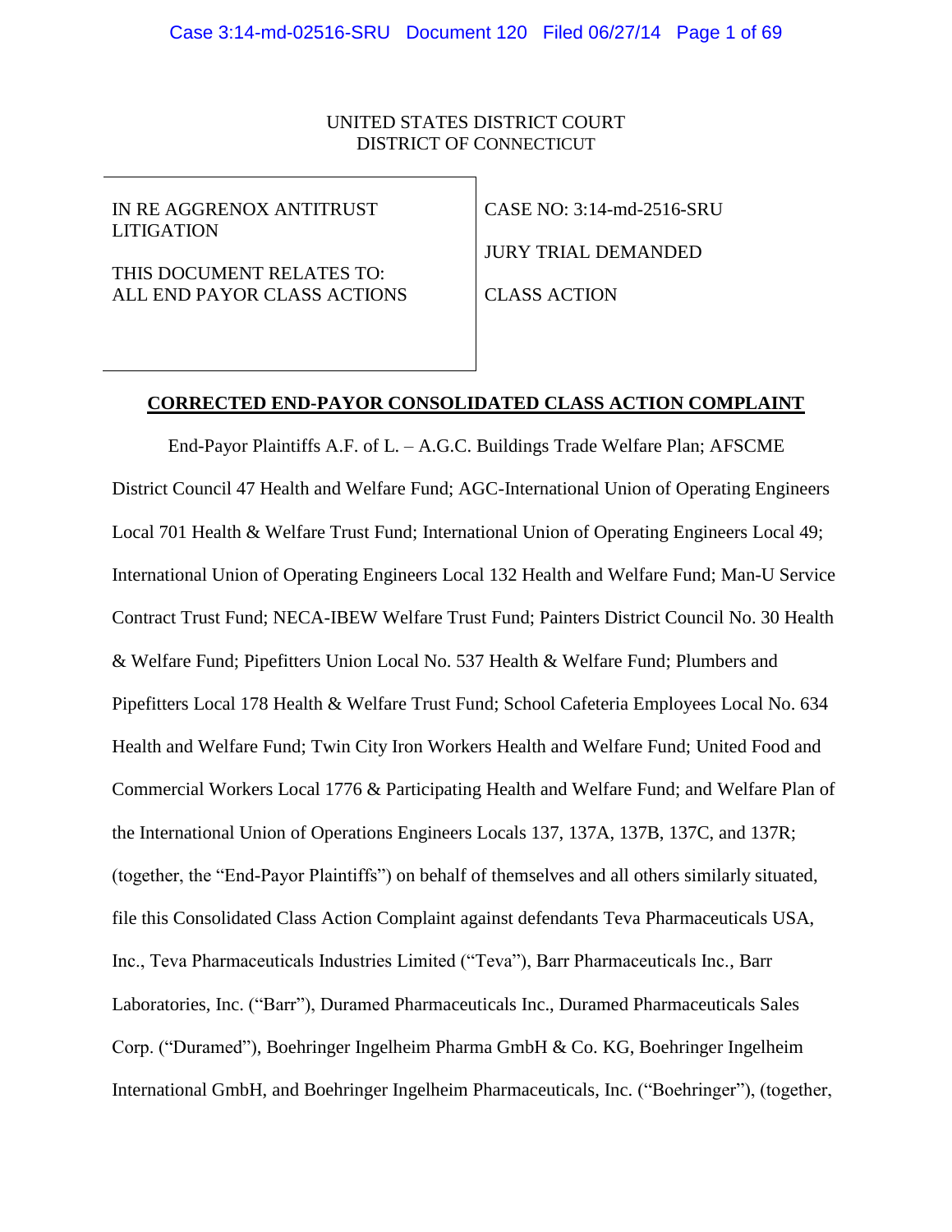UNITED STATES DISTRICT COURT
DISTRICT OF CONNECTICUT

| | |
|---|---|
| IN RE AGGRENOX ANTITRUST LITIGATION<br><br>THIS DOCUMENT RELATES TO: ALL END PAYOR CLASS ACTIONS | CASE NO: 3:14-md-2516-SRU<br><br>JURY TRIAL DEMANDED<br><br>CLASS ACTION |

**CORRECTED END-PAYOR CONSOLIDATED CLASS ACTION COMPLAINT**

End-Payor Plaintiffs A.F. of L. – A.G.C. Buildings Trade Welfare Plan; AFSCME District Council 47 Health and Welfare Fund; AGC-International Union of Operating Engineers Local 701 Health & Welfare Trust Fund; International Union of Operating Engineers Local 49; International Union of Operating Engineers Local 132 Health and Welfare Fund; Man-U Service Contract Trust Fund; NECA-IBEW Welfare Trust Fund; Painters District Council No. 30 Health & Welfare Fund; Pipefitters Union Local No. 537 Health & Welfare Fund; Plumbers and Pipefitters Local 178 Health & Welfare Trust Fund; School Cafeteria Employees Local No. 634 Health and Welfare Fund; Twin City Iron Workers Health and Welfare Fund; United Food and Commercial Workers Local 1776 & Participating Health and Welfare Fund; and Welfare Plan of the International Union of Operations Engineers Locals 137, 137A, 137B, 137C, and 137R; (together, the "End-Payor Plaintiffs") on behalf of themselves and all others similarly situated, file this Consolidated Class Action Complaint against defendants Teva Pharmaceuticals USA, Inc., Teva Pharmaceuticals Industries Limited ("Teva"), Barr Pharmaceuticals Inc., Barr Laboratories, Inc. ("Barr"), Duramed Pharmaceuticals Inc., Duramed Pharmaceuticals Sales Corp. ("Duramed"), Boehringer Ingelheim Pharma GmbH & Co. KG, Boehringer Ingelheim International GmbH, and Boehringer Ingelheim Pharmaceuticals, Inc. ("Boehringer"), (together,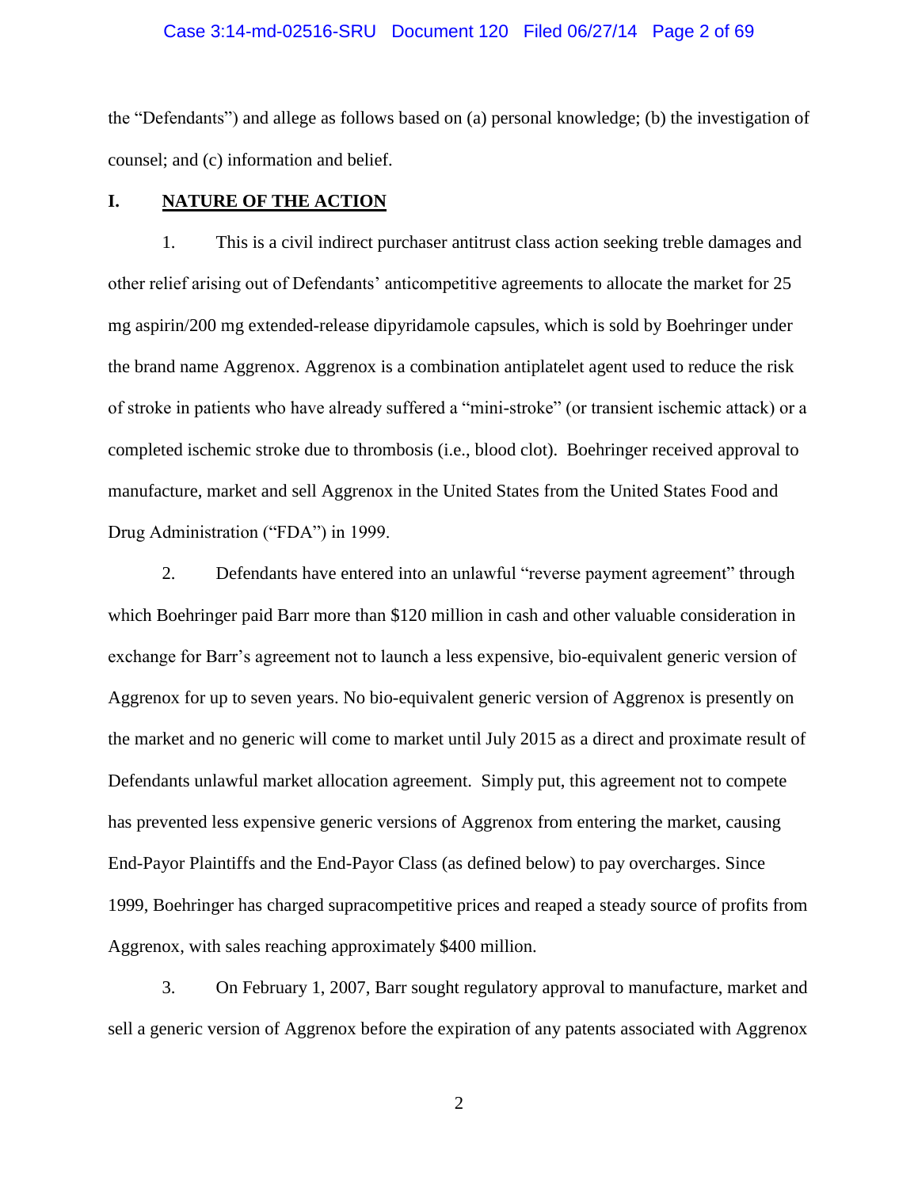the “Defendants”) and allege as follows based on (a) personal knowledge; (b) the investigation of counsel; and (c) information and belief.

## I. NATURE OF THE ACTION

1. This is a civil indirect purchaser antitrust class action seeking treble damages and other relief arising out of Defendants' anticompetitive agreements to allocate the market for 25 mg aspirin/200 mg extended-release dipyridamole capsules, which is sold by Boehringer under the brand name Aggrenox. Aggrenox is a combination antiplatelet agent used to reduce the risk of stroke in patients who have already suffered a “mini-stroke” (or transient ischemic attack) or a completed ischemic stroke due to thrombosis (i.e., blood clot). Boehringer received approval to manufacture, market and sell Aggrenox in the United States from the United States Food and Drug Administration (“FDA”) in 1999.

2. Defendants have entered into an unlawful “reverse payment agreement” through which Boehringer paid Barr more than $120 million in cash and other valuable consideration in exchange for Barr's agreement not to launch a less expensive, bio-equivalent generic version of Aggrenox for up to seven years. No bio-equivalent generic version of Aggrenox is presently on the market and no generic will come to market until July 2015 as a direct and proximate result of Defendants unlawful market allocation agreement. Simply put, this agreement not to compete has prevented less expensive generic versions of Aggrenox from entering the market, causing End-Payor Plaintiffs and the End-Payor Class (as defined below) to pay overcharges. Since 1999, Boehringer has charged supracompetitive prices and reaped a steady source of profits from Aggrenox, with sales reaching approximately $400 million.

3. On February 1, 2007, Barr sought regulatory approval to manufacture, market and sell a generic version of Aggrenox before the expiration of any patents associated with Aggrenox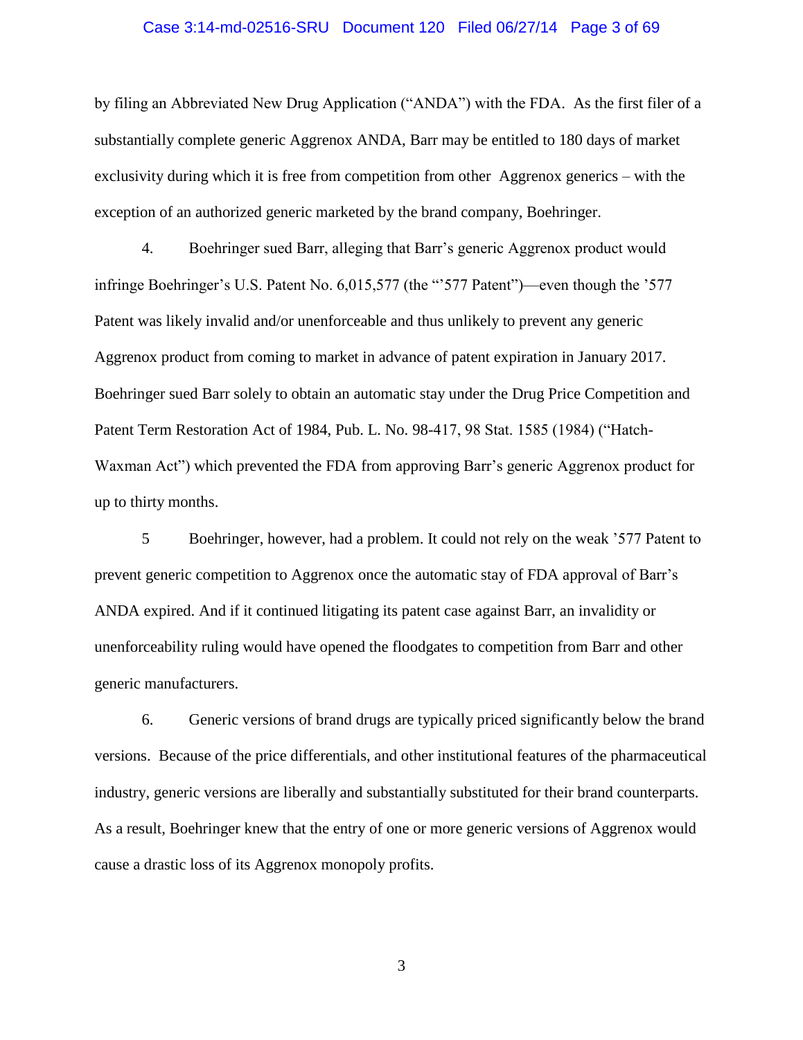by filing an Abbreviated New Drug Application ("ANDA") with the FDA. As the first filer of a substantially complete generic Aggrenox ANDA, Barr may be entitled to 180 days of market exclusivity during which it is free from competition from other Aggrenox generics – with the exception of an authorized generic marketed by the brand company, Boehringer.

4. Boehringer sued Barr, alleging that Barr's generic Aggrenox product would infringe Boehringer's U.S. Patent No. 6,015,577 (the "'577 Patent")—even though the '577 Patent was likely invalid and/or unenforceable and thus unlikely to prevent any generic Aggrenox product from coming to market in advance of patent expiration in January 2017. Boehringer sued Barr solely to obtain an automatic stay under the Drug Price Competition and Patent Term Restoration Act of 1984, Pub. L. No. 98-417, 98 Stat. 1585 (1984) ("Hatch-Waxman Act") which prevented the FDA from approving Barr's generic Aggrenox product for up to thirty months.

5 Boehringer, however, had a problem. It could not rely on the weak '577 Patent to prevent generic competition to Aggrenox once the automatic stay of FDA approval of Barr's ANDA expired. And if it continued litigating its patent case against Barr, an invalidity or unenforceability ruling would have opened the floodgates to competition from Barr and other generic manufacturers.

6. Generic versions of brand drugs are typically priced significantly below the brand versions. Because of the price differentials, and other institutional features of the pharmaceutical industry, generic versions are liberally and substantially substituted for their brand counterparts. As a result, Boehringer knew that the entry of one or more generic versions of Aggrenox would cause a drastic loss of its Aggrenox monopoly profits.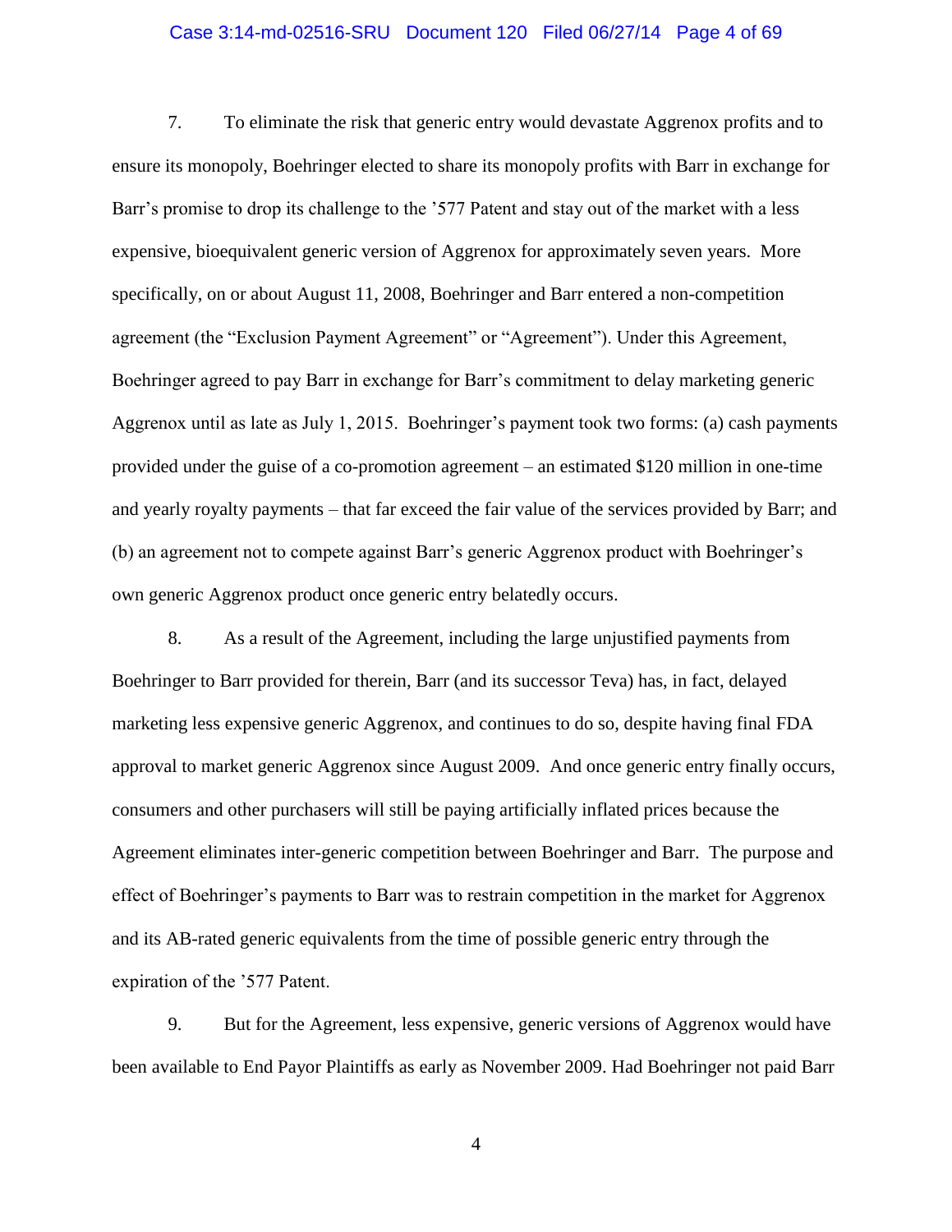7. To eliminate the risk that generic entry would devastate Aggrenox profits and to ensure its monopoly, Boehringer elected to share its monopoly profits with Barr in exchange for Barr's promise to drop its challenge to the '577 Patent and stay out of the market with a less expensive, bioequivalent generic version of Aggrenox for approximately seven years. More specifically, on or about August 11, 2008, Boehringer and Barr entered a non-competition agreement (the "Exclusion Payment Agreement" or "Agreement"). Under this Agreement, Boehringer agreed to pay Barr in exchange for Barr's commitment to delay marketing generic Aggrenox until as late as July 1, 2015. Boehringer's payment took two forms: (a) cash payments provided under the guise of a co-promotion agreement – an estimated $120 million in one-time and yearly royalty payments – that far exceed the fair value of the services provided by Barr; and (b) an agreement not to compete against Barr's generic Aggrenox product with Boehringer's own generic Aggrenox product once generic entry belatedly occurs.

8. As a result of the Agreement, including the large unjustified payments from Boehringer to Barr provided for therein, Barr (and its successor Teva) has, in fact, delayed marketing less expensive generic Aggrenox, and continues to do so, despite having final FDA approval to market generic Aggrenox since August 2009. And once generic entry finally occurs, consumers and other purchasers will still be paying artificially inflated prices because the Agreement eliminates inter-generic competition between Boehringer and Barr. The purpose and effect of Boehringer's payments to Barr was to restrain competition in the market for Aggrenox and its AB-rated generic equivalents from the time of possible generic entry through the expiration of the '577 Patent.

9. But for the Agreement, less expensive, generic versions of Aggrenox would have been available to End Payor Plaintiffs as early as November 2009. Had Boehringer not paid Barr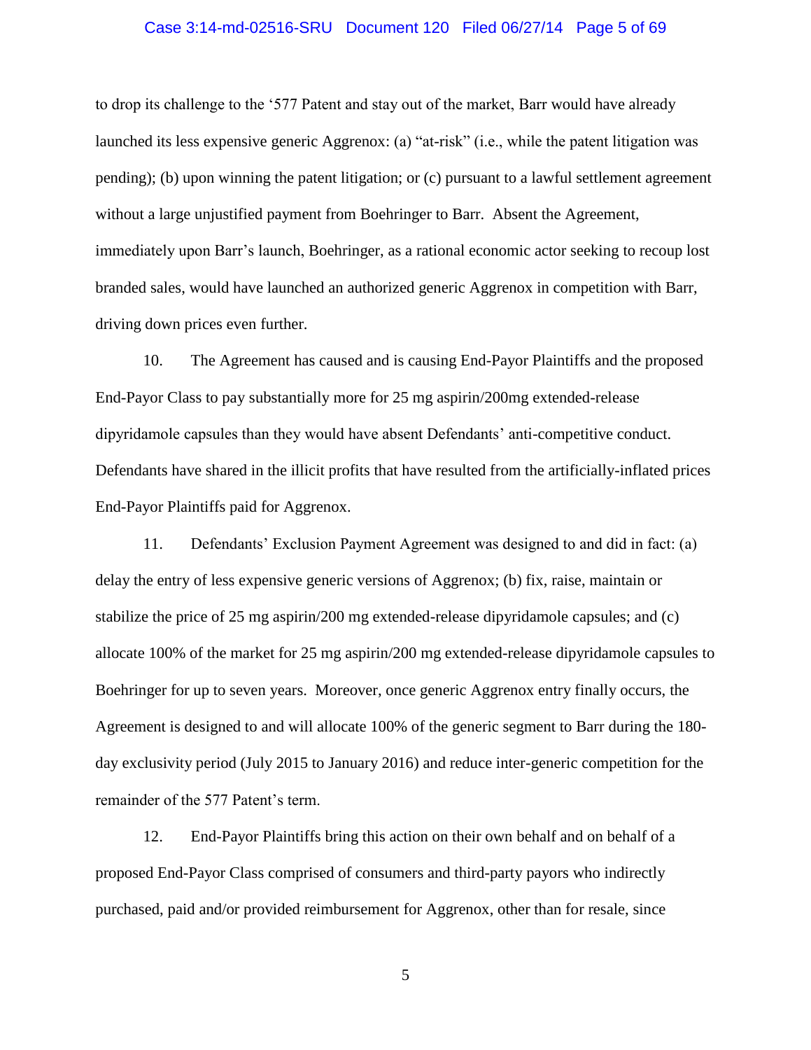to drop its challenge to the '577 Patent and stay out of the market, Barr would have already launched its less expensive generic Aggrenox: (a) "at-risk" (i.e., while the patent litigation was pending); (b) upon winning the patent litigation; or (c) pursuant to a lawful settlement agreement without a large unjustified payment from Boehringer to Barr. Absent the Agreement, immediately upon Barr's launch, Boehringer, as a rational economic actor seeking to recoup lost branded sales, would have launched an authorized generic Aggrenox in competition with Barr, driving down prices even further.

10. The Agreement has caused and is causing End-Payor Plaintiffs and the proposed End-Payor Class to pay substantially more for 25 mg aspirin/200mg extended-release dipyridamole capsules than they would have absent Defendants' anti-competitive conduct. Defendants have shared in the illicit profits that have resulted from the artificially-inflated prices End-Payor Plaintiffs paid for Aggrenox.

11. Defendants' Exclusion Payment Agreement was designed to and did in fact: (a) delay the entry of less expensive generic versions of Aggrenox; (b) fix, raise, maintain or stabilize the price of 25 mg aspirin/200 mg extended-release dipyridamole capsules; and (c) allocate 100% of the market for 25 mg aspirin/200 mg extended-release dipyridamole capsules to Boehringer for up to seven years. Moreover, once generic Aggrenox entry finally occurs, the Agreement is designed to and will allocate 100% of the generic segment to Barr during the 180-day exclusivity period (July 2015 to January 2016) and reduce inter-generic competition for the remainder of the 577 Patent's term.

12. End-Payor Plaintiffs bring this action on their own behalf and on behalf of a proposed End-Payor Class comprised of consumers and third-party payors who indirectly purchased, paid and/or provided reimbursement for Aggrenox, other than for resale, since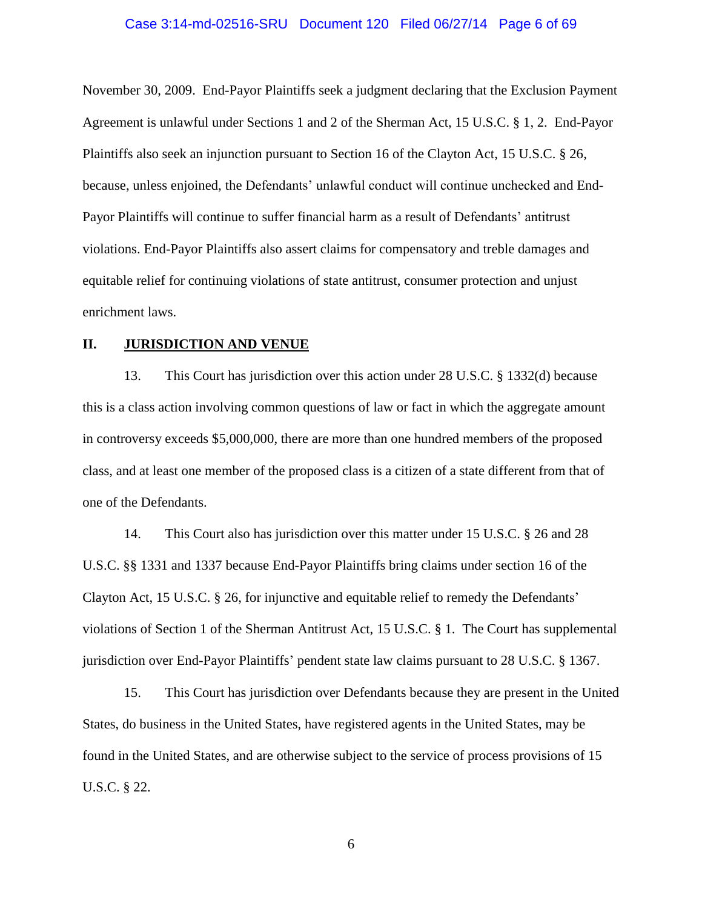November 30, 2009. End-Payor Plaintiffs seek a judgment declaring that the Exclusion Payment Agreement is unlawful under Sections 1 and 2 of the Sherman Act, 15 U.S.C. § 1, 2. End-Payor Plaintiffs also seek an injunction pursuant to Section 16 of the Clayton Act, 15 U.S.C. § 26, because, unless enjoined, the Defendants' unlawful conduct will continue unchecked and End-Payor Plaintiffs will continue to suffer financial harm as a result of Defendants' antitrust violations. End-Payor Plaintiffs also assert claims for compensatory and treble damages and equitable relief for continuing violations of state antitrust, consumer protection and unjust enrichment laws.

## II. JURISDICTION AND VENUE

13. This Court has jurisdiction over this action under 28 U.S.C. § 1332(d) because this is a class action involving common questions of law or fact in which the aggregate amount in controversy exceeds $5,000,000, there are more than one hundred members of the proposed class, and at least one member of the proposed class is a citizen of a state different from that of one of the Defendants.

14. This Court also has jurisdiction over this matter under 15 U.S.C. § 26 and 28 U.S.C. §§ 1331 and 1337 because End-Payor Plaintiffs bring claims under section 16 of the Clayton Act, 15 U.S.C. § 26, for injunctive and equitable relief to remedy the Defendants' violations of Section 1 of the Sherman Antitrust Act, 15 U.S.C. § 1. The Court has supplemental jurisdiction over End-Payor Plaintiffs' pendent state law claims pursuant to 28 U.S.C. § 1367.

15. This Court has jurisdiction over Defendants because they are present in the United States, do business in the United States, have registered agents in the United States, may be found in the United States, and are otherwise subject to the service of process provisions of 15 U.S.C. § 22.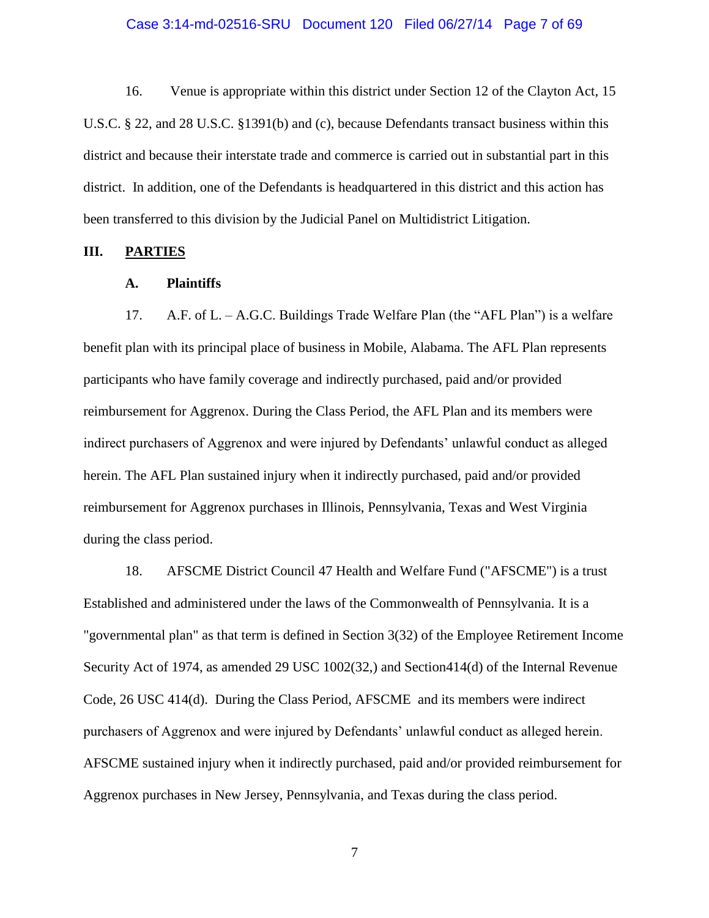16. Venue is appropriate within this district under Section 12 of the Clayton Act, 15 U.S.C. § 22, and 28 U.S.C. §1391(b) and (c), because Defendants transact business within this district and because their interstate trade and commerce is carried out in substantial part in this district. In addition, one of the Defendants is headquartered in this district and this action has been transferred to this division by the Judicial Panel on Multidistrict Litigation.

## III. PARTIES

### A. Plaintiffs

17. A.F. of L. – A.G.C. Buildings Trade Welfare Plan (the "AFL Plan") is a welfare benefit plan with its principal place of business in Mobile, Alabama. The AFL Plan represents participants who have family coverage and indirectly purchased, paid and/or provided reimbursement for Aggrenox. During the Class Period, the AFL Plan and its members were indirect purchasers of Aggrenox and were injured by Defendants' unlawful conduct as alleged herein. The AFL Plan sustained injury when it indirectly purchased, paid and/or provided reimbursement for Aggrenox purchases in Illinois, Pennsylvania, Texas and West Virginia during the class period.

18. AFSCME District Council 47 Health and Welfare Fund ("AFSCME") is a trust Established and administered under the laws of the Commonwealth of Pennsylvania. It is a "governmental plan" as that term is defined in Section 3(32) of the Employee Retirement Income Security Act of 1974, as amended 29 USC 1002(32,) and Section414(d) of the Internal Revenue Code, 26 USC 414(d). During the Class Period, AFSCME and its members were indirect purchasers of Aggrenox and were injured by Defendants' unlawful conduct as alleged herein. AFSCME sustained injury when it indirectly purchased, paid and/or provided reimbursement for Aggrenox purchases in New Jersey, Pennsylvania, and Texas during the class period.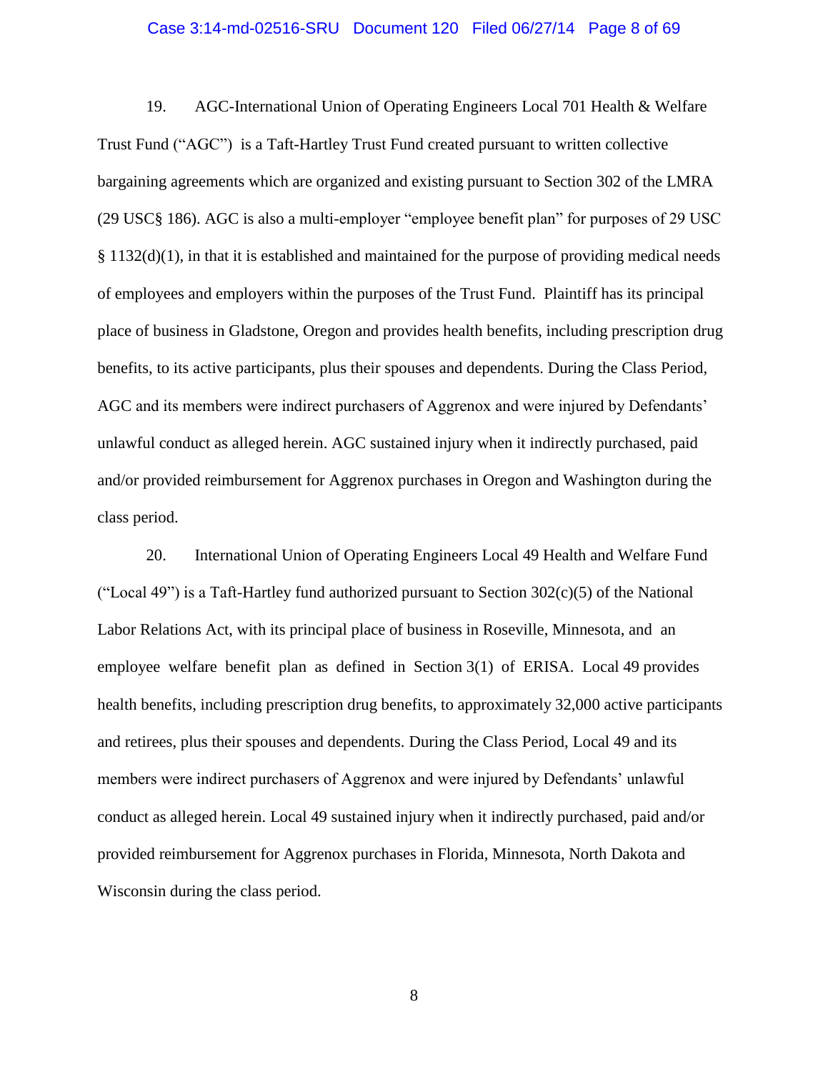19. AGC-International Union of Operating Engineers Local 701 Health & Welfare Trust Fund ("AGC") is a Taft-Hartley Trust Fund created pursuant to written collective bargaining agreements which are organized and existing pursuant to Section 302 of the LMRA (29 USC§ 186). AGC is also a multi-employer "employee benefit plan" for purposes of 29 USC § 1132(d)(1), in that it is established and maintained for the purpose of providing medical needs of employees and employers within the purposes of the Trust Fund. Plaintiff has its principal place of business in Gladstone, Oregon and provides health benefits, including prescription drug benefits, to its active participants, plus their spouses and dependents. During the Class Period, AGC and its members were indirect purchasers of Aggrenox and were injured by Defendants' unlawful conduct as alleged herein. AGC sustained injury when it indirectly purchased, paid and/or provided reimbursement for Aggrenox purchases in Oregon and Washington during the class period.

20. International Union of Operating Engineers Local 49 Health and Welfare Fund ("Local 49") is a Taft-Hartley fund authorized pursuant to Section 302(c)(5) of the National Labor Relations Act, with its principal place of business in Roseville, Minnesota, and an employee welfare benefit plan as defined in Section 3(1) of ERISA. Local 49 provides health benefits, including prescription drug benefits, to approximately 32,000 active participants and retirees, plus their spouses and dependents. During the Class Period, Local 49 and its members were indirect purchasers of Aggrenox and were injured by Defendants' unlawful conduct as alleged herein. Local 49 sustained injury when it indirectly purchased, paid and/or provided reimbursement for Aggrenox purchases in Florida, Minnesota, North Dakota and Wisconsin during the class period.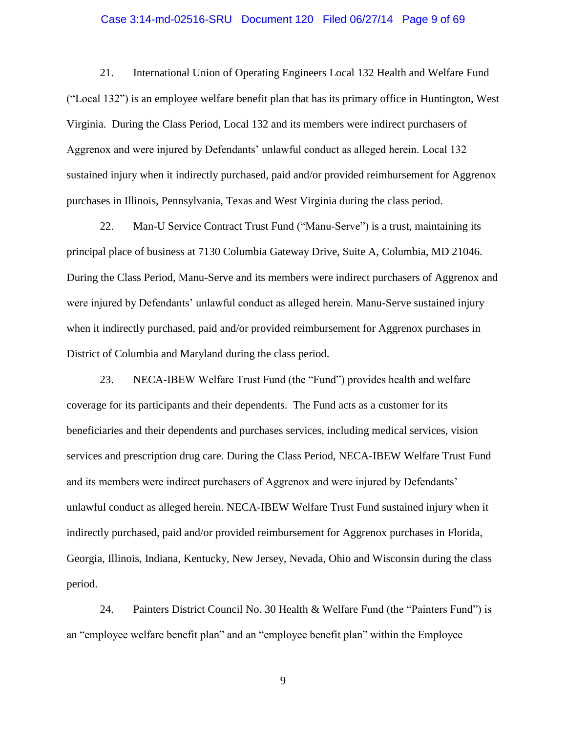21. International Union of Operating Engineers Local 132 Health and Welfare Fund ("Local 132") is an employee welfare benefit plan that has its primary office in Huntington, West Virginia. During the Class Period, Local 132 and its members were indirect purchasers of Aggrenox and were injured by Defendants' unlawful conduct as alleged herein. Local 132 sustained injury when it indirectly purchased, paid and/or provided reimbursement for Aggrenox purchases in Illinois, Pennsylvania, Texas and West Virginia during the class period.

22. Man-U Service Contract Trust Fund ("Manu-Serve") is a trust, maintaining its principal place of business at 7130 Columbia Gateway Drive, Suite A, Columbia, MD 21046. During the Class Period, Manu-Serve and its members were indirect purchasers of Aggrenox and were injured by Defendants' unlawful conduct as alleged herein. Manu-Serve sustained injury when it indirectly purchased, paid and/or provided reimbursement for Aggrenox purchases in District of Columbia and Maryland during the class period.

23. NECA-IBEW Welfare Trust Fund (the "Fund") provides health and welfare coverage for its participants and their dependents. The Fund acts as a customer for its beneficiaries and their dependents and purchases services, including medical services, vision services and prescription drug care. During the Class Period, NECA-IBEW Welfare Trust Fund and its members were indirect purchasers of Aggrenox and were injured by Defendants' unlawful conduct as alleged herein. NECA-IBEW Welfare Trust Fund sustained injury when it indirectly purchased, paid and/or provided reimbursement for Aggrenox purchases in Florida, Georgia, Illinois, Indiana, Kentucky, New Jersey, Nevada, Ohio and Wisconsin during the class period.

24. Painters District Council No. 30 Health & Welfare Fund (the "Painters Fund") is an "employee welfare benefit plan" and an "employee benefit plan" within the Employee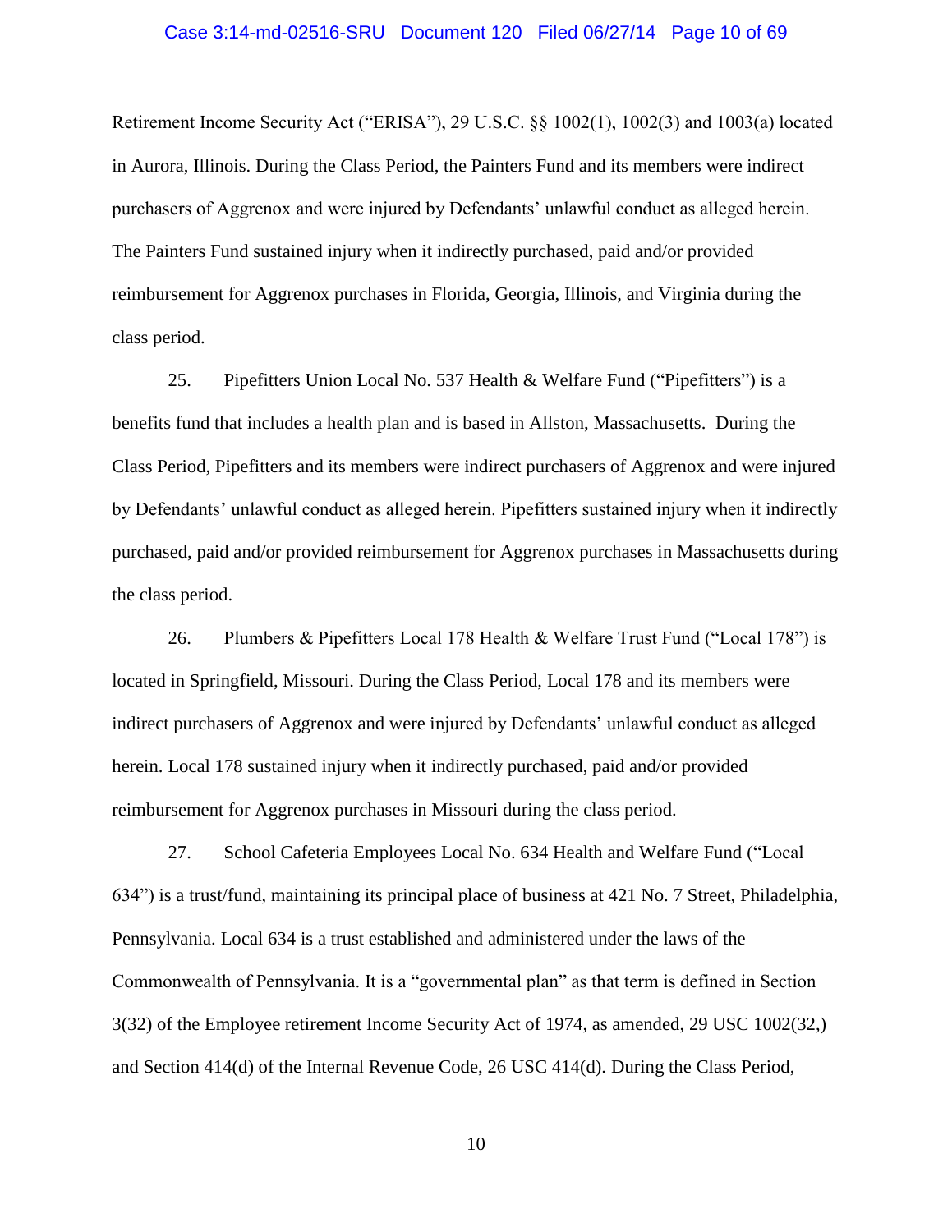Retirement Income Security Act ("ERISA"), 29 U.S.C. §§ 1002(1), 1002(3) and 1003(a) located in Aurora, Illinois. During the Class Period, the Painters Fund and its members were indirect purchasers of Aggrenox and were injured by Defendants' unlawful conduct as alleged herein. The Painters Fund sustained injury when it indirectly purchased, paid and/or provided reimbursement for Aggrenox purchases in Florida, Georgia, Illinois, and Virginia during the class period.

25. Pipefitters Union Local No. 537 Health & Welfare Fund ("Pipefitters") is a benefits fund that includes a health plan and is based in Allston, Massachusetts. During the Class Period, Pipefitters and its members were indirect purchasers of Aggrenox and were injured by Defendants' unlawful conduct as alleged herein. Pipefitters sustained injury when it indirectly purchased, paid and/or provided reimbursement for Aggrenox purchases in Massachusetts during the class period.

26. Plumbers & Pipefitters Local 178 Health & Welfare Trust Fund ("Local 178") is located in Springfield, Missouri. During the Class Period, Local 178 and its members were indirect purchasers of Aggrenox and were injured by Defendants' unlawful conduct as alleged herein. Local 178 sustained injury when it indirectly purchased, paid and/or provided reimbursement for Aggrenox purchases in Missouri during the class period.

27. School Cafeteria Employees Local No. 634 Health and Welfare Fund ("Local 634") is a trust/fund, maintaining its principal place of business at 421 No. 7 Street, Philadelphia, Pennsylvania. Local 634 is a trust established and administered under the laws of the Commonwealth of Pennsylvania. It is a "governmental plan" as that term is defined in Section 3(32) of the Employee retirement Income Security Act of 1974, as amended, 29 USC 1002(32,) and Section 414(d) of the Internal Revenue Code, 26 USC 414(d). During the Class Period,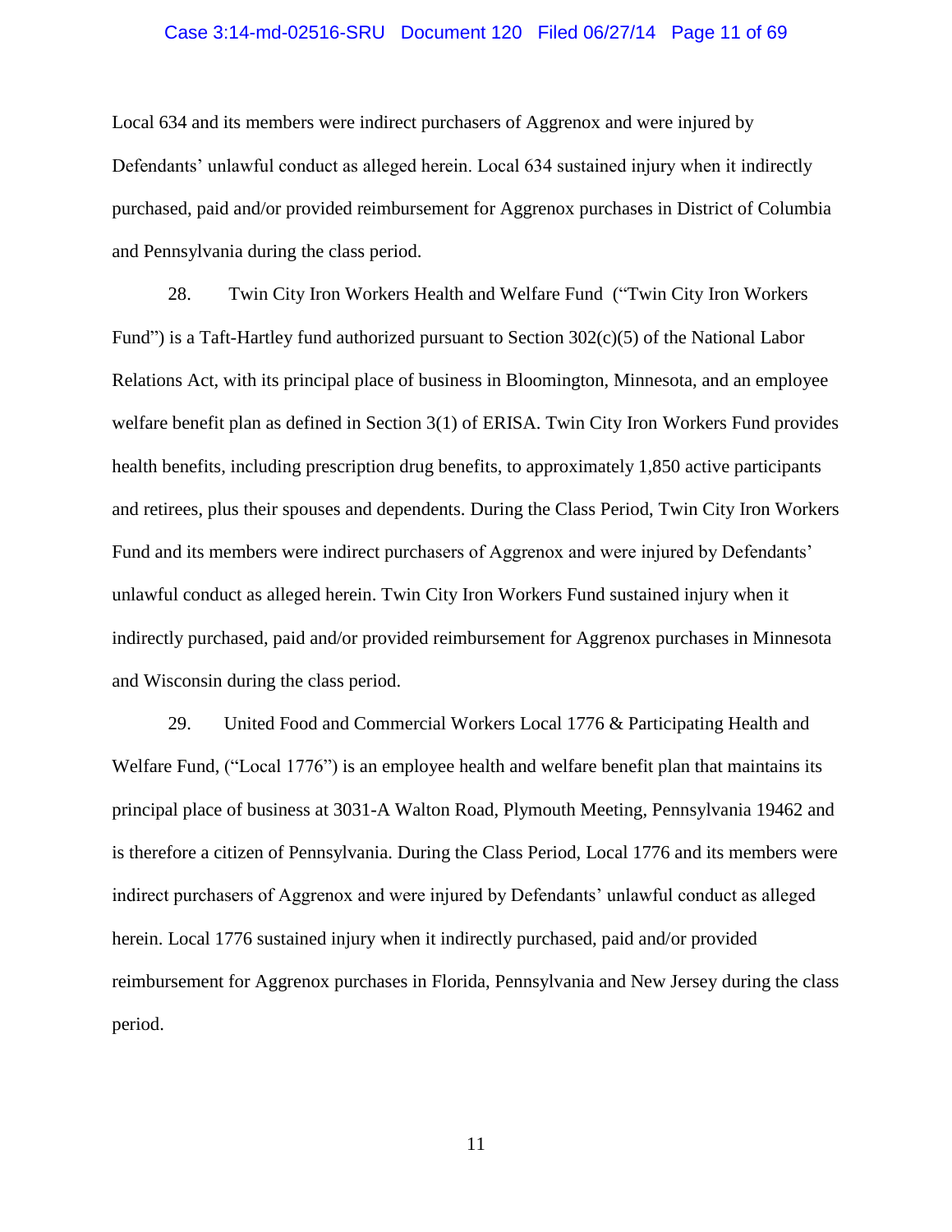Local 634 and its members were indirect purchasers of Aggrenox and were injured by Defendants' unlawful conduct as alleged herein. Local 634 sustained injury when it indirectly purchased, paid and/or provided reimbursement for Aggrenox purchases in District of Columbia and Pennsylvania during the class period.

28. Twin City Iron Workers Health and Welfare Fund ("Twin City Iron Workers Fund") is a Taft-Hartley fund authorized pursuant to Section 302(c)(5) of the National Labor Relations Act, with its principal place of business in Bloomington, Minnesota, and an employee welfare benefit plan as defined in Section 3(1) of ERISA. Twin City Iron Workers Fund provides health benefits, including prescription drug benefits, to approximately 1,850 active participants and retirees, plus their spouses and dependents. During the Class Period, Twin City Iron Workers Fund and its members were indirect purchasers of Aggrenox and were injured by Defendants' unlawful conduct as alleged herein. Twin City Iron Workers Fund sustained injury when it indirectly purchased, paid and/or provided reimbursement for Aggrenox purchases in Minnesota and Wisconsin during the class period.

29. United Food and Commercial Workers Local 1776 & Participating Health and Welfare Fund, ("Local 1776") is an employee health and welfare benefit plan that maintains its principal place of business at 3031-A Walton Road, Plymouth Meeting, Pennsylvania 19462 and is therefore a citizen of Pennsylvania. During the Class Period, Local 1776 and its members were indirect purchasers of Aggrenox and were injured by Defendants' unlawful conduct as alleged herein. Local 1776 sustained injury when it indirectly purchased, paid and/or provided reimbursement for Aggrenox purchases in Florida, Pennsylvania and New Jersey during the class period.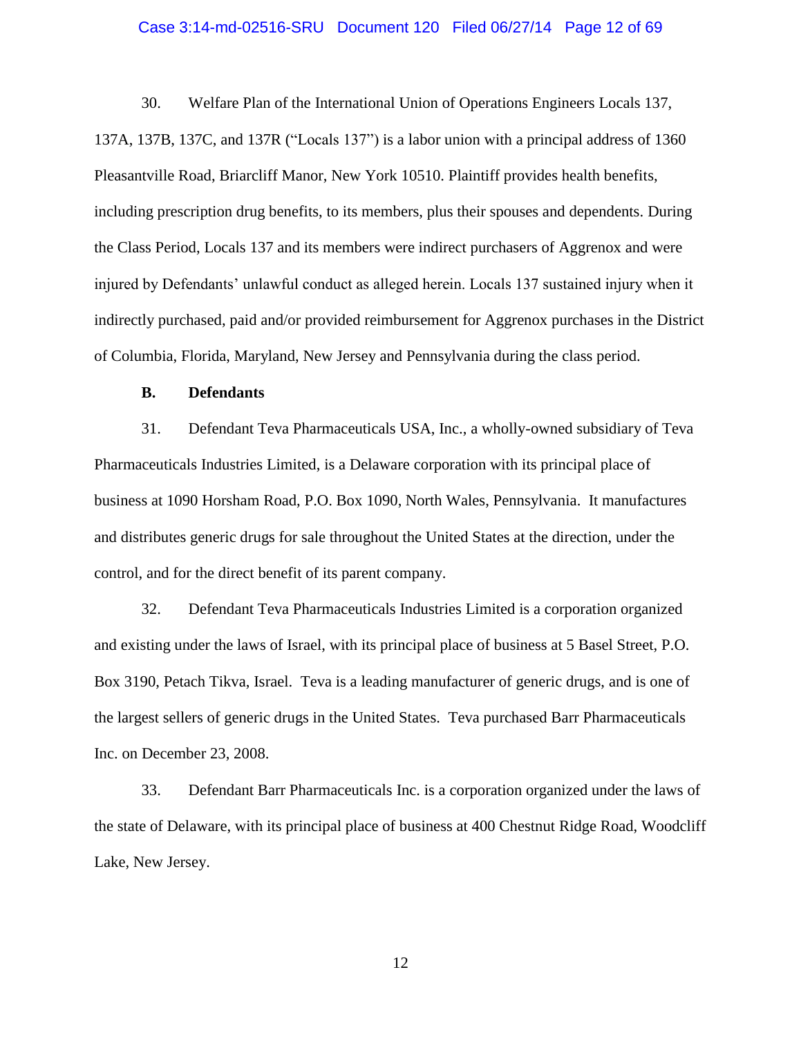30. Welfare Plan of the International Union of Operations Engineers Locals 137, 137A, 137B, 137C, and 137R ("Locals 137") is a labor union with a principal address of 1360 Pleasantville Road, Briarcliff Manor, New York 10510. Plaintiff provides health benefits, including prescription drug benefits, to its members, plus their spouses and dependents. During the Class Period, Locals 137 and its members were indirect purchasers of Aggrenox and were injured by Defendants' unlawful conduct as alleged herein. Locals 137 sustained injury when it indirectly purchased, paid and/or provided reimbursement for Aggrenox purchases in the District of Columbia, Florida, Maryland, New Jersey and Pennsylvania during the class period.

### B. Defendants

31. Defendant Teva Pharmaceuticals USA, Inc., a wholly-owned subsidiary of Teva Pharmaceuticals Industries Limited, is a Delaware corporation with its principal place of business at 1090 Horsham Road, P.O. Box 1090, North Wales, Pennsylvania. It manufactures and distributes generic drugs for sale throughout the United States at the direction, under the control, and for the direct benefit of its parent company.

32. Defendant Teva Pharmaceuticals Industries Limited is a corporation organized and existing under the laws of Israel, with its principal place of business at 5 Basel Street, P.O. Box 3190, Petach Tikva, Israel. Teva is a leading manufacturer of generic drugs, and is one of the largest sellers of generic drugs in the United States. Teva purchased Barr Pharmaceuticals Inc. on December 23, 2008.

33. Defendant Barr Pharmaceuticals Inc. is a corporation organized under the laws of the state of Delaware, with its principal place of business at 400 Chestnut Ridge Road, Woodcliff Lake, New Jersey.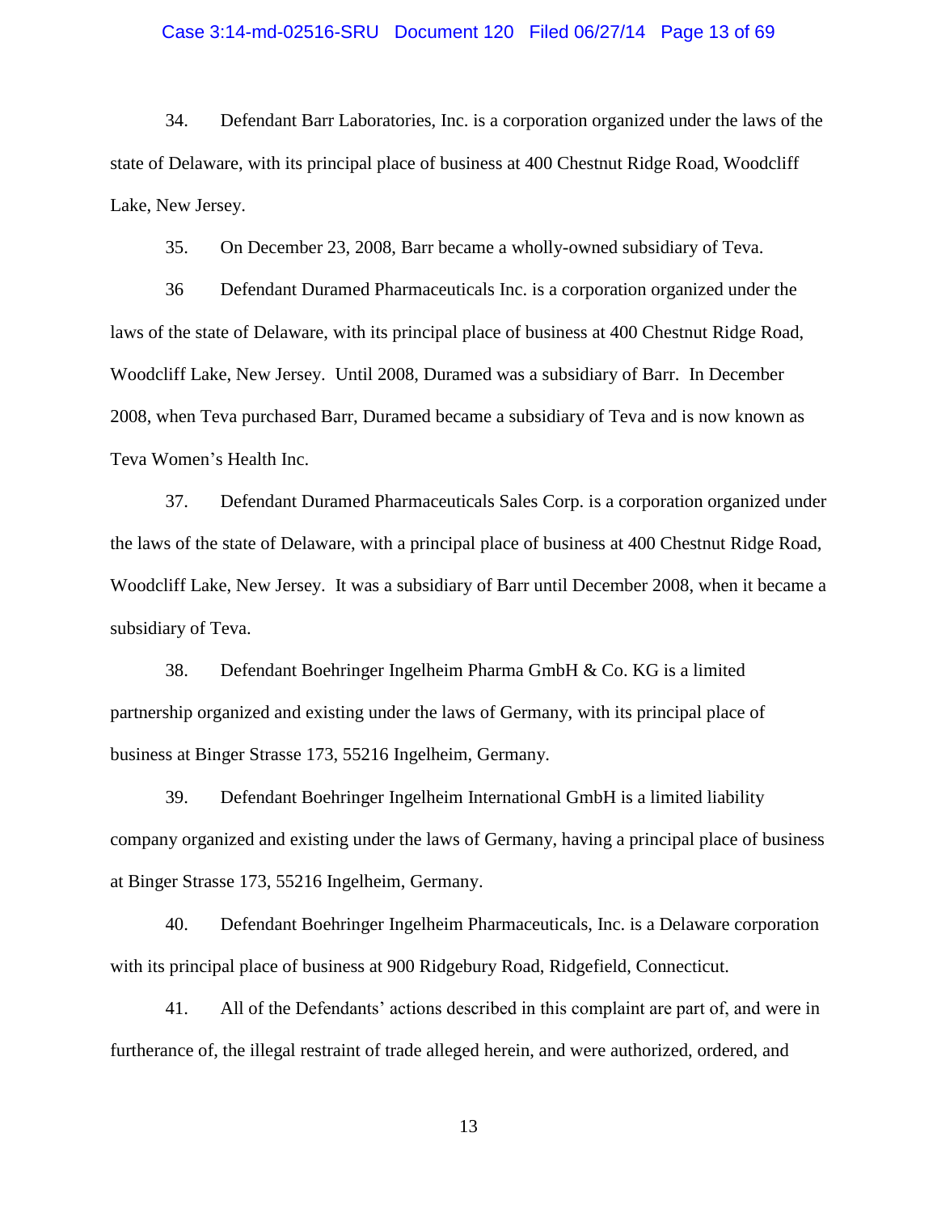34. Defendant Barr Laboratories, Inc. is a corporation organized under the laws of the state of Delaware, with its principal place of business at 400 Chestnut Ridge Road, Woodcliff Lake, New Jersey.

35. On December 23, 2008, Barr became a wholly-owned subsidiary of Teva.

36 Defendant Duramed Pharmaceuticals Inc. is a corporation organized under the laws of the state of Delaware, with its principal place of business at 400 Chestnut Ridge Road, Woodcliff Lake, New Jersey. Until 2008, Duramed was a subsidiary of Barr. In December 2008, when Teva purchased Barr, Duramed became a subsidiary of Teva and is now known as Teva Women's Health Inc.

37. Defendant Duramed Pharmaceuticals Sales Corp. is a corporation organized under the laws of the state of Delaware, with a principal place of business at 400 Chestnut Ridge Road, Woodcliff Lake, New Jersey. It was a subsidiary of Barr until December 2008, when it became a subsidiary of Teva.

38. Defendant Boehringer Ingelheim Pharma GmbH & Co. KG is a limited partnership organized and existing under the laws of Germany, with its principal place of business at Binger Strasse 173, 55216 Ingelheim, Germany.

39. Defendant Boehringer Ingelheim International GmbH is a limited liability company organized and existing under the laws of Germany, having a principal place of business at Binger Strasse 173, 55216 Ingelheim, Germany.

40. Defendant Boehringer Ingelheim Pharmaceuticals, Inc. is a Delaware corporation with its principal place of business at 900 Ridgebury Road, Ridgefield, Connecticut.

41. All of the Defendants' actions described in this complaint are part of, and were in furtherance of, the illegal restraint of trade alleged herein, and were authorized, ordered, and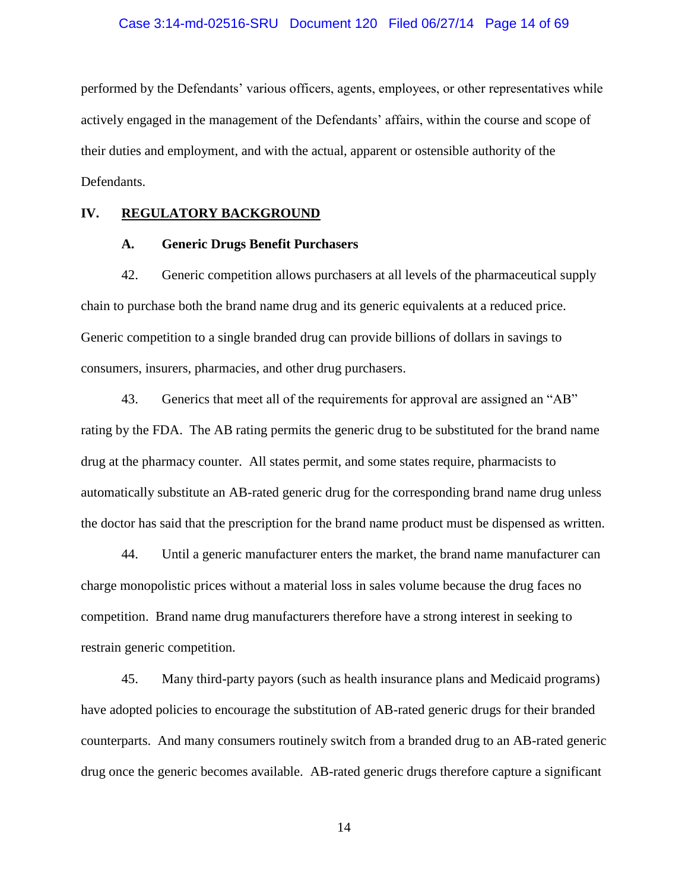performed by the Defendants' various officers, agents, employees, or other representatives while actively engaged in the management of the Defendants' affairs, within the course and scope of their duties and employment, and with the actual, apparent or ostensible authority of the Defendants.

## IV. REGULATORY BACKGROUND

### A. Generic Drugs Benefit Purchasers

42. Generic competition allows purchasers at all levels of the pharmaceutical supply chain to purchase both the brand name drug and its generic equivalents at a reduced price. Generic competition to a single branded drug can provide billions of dollars in savings to consumers, insurers, pharmacies, and other drug purchasers.

43. Generics that meet all of the requirements for approval are assigned an "AB" rating by the FDA. The AB rating permits the generic drug to be substituted for the brand name drug at the pharmacy counter. All states permit, and some states require, pharmacists to automatically substitute an AB-rated generic drug for the corresponding brand name drug unless the doctor has said that the prescription for the brand name product must be dispensed as written.

44. Until a generic manufacturer enters the market, the brand name manufacturer can charge monopolistic prices without a material loss in sales volume because the drug faces no competition. Brand name drug manufacturers therefore have a strong interest in seeking to restrain generic competition.

45. Many third-party payors (such as health insurance plans and Medicaid programs) have adopted policies to encourage the substitution of AB-rated generic drugs for their branded counterparts. And many consumers routinely switch from a branded drug to an AB-rated generic drug once the generic becomes available. AB-rated generic drugs therefore capture a significant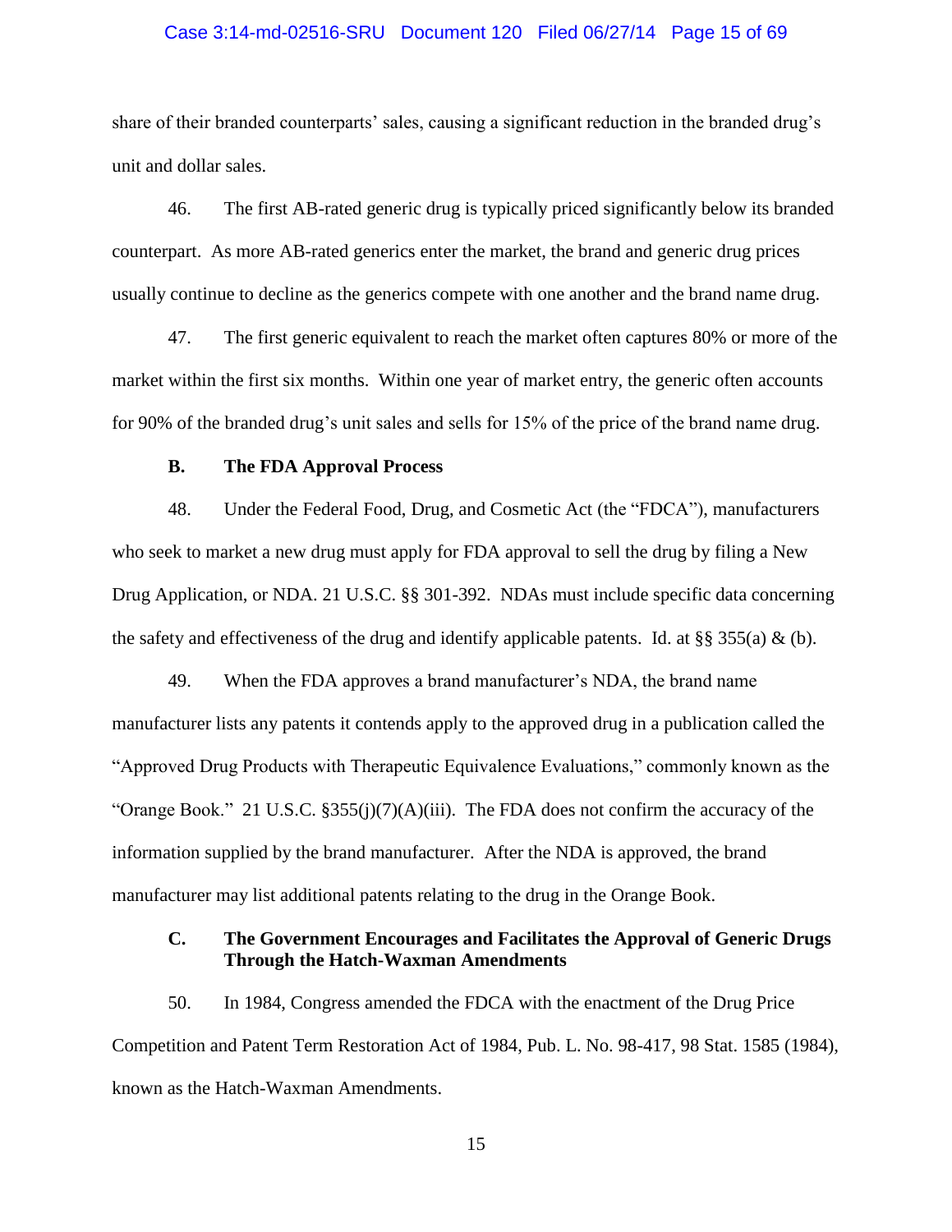share of their branded counterparts' sales, causing a significant reduction in the branded drug's unit and dollar sales.

46. The first AB-rated generic drug is typically priced significantly below its branded counterpart. As more AB-rated generics enter the market, the brand and generic drug prices usually continue to decline as the generics compete with one another and the brand name drug.

47. The first generic equivalent to reach the market often captures 80% or more of the market within the first six months. Within one year of market entry, the generic often accounts for 90% of the branded drug's unit sales and sells for 15% of the price of the brand name drug.

### B. The FDA Approval Process

48. Under the Federal Food, Drug, and Cosmetic Act (the "FDCA"), manufacturers who seek to market a new drug must apply for FDA approval to sell the drug by filing a New Drug Application, or NDA. 21 U.S.C. §§ 301-392. NDAs must include specific data concerning the safety and effectiveness of the drug and identify applicable patents. Id. at §§ 355(a) & (b).

49. When the FDA approves a brand manufacturer's NDA, the brand name manufacturer lists any patents it contends apply to the approved drug in a publication called the "Approved Drug Products with Therapeutic Equivalence Evaluations," commonly known as the "Orange Book." 21 U.S.C. §355(j)(7)(A)(iii). The FDA does not confirm the accuracy of the information supplied by the brand manufacturer. After the NDA is approved, the brand manufacturer may list additional patents relating to the drug in the Orange Book.

### C. The Government Encourages and Facilitates the Approval of Generic Drugs Through the Hatch-Waxman Amendments

50. In 1984, Congress amended the FDCA with the enactment of the Drug Price Competition and Patent Term Restoration Act of 1984, Pub. L. No. 98-417, 98 Stat. 1585 (1984), known as the Hatch-Waxman Amendments.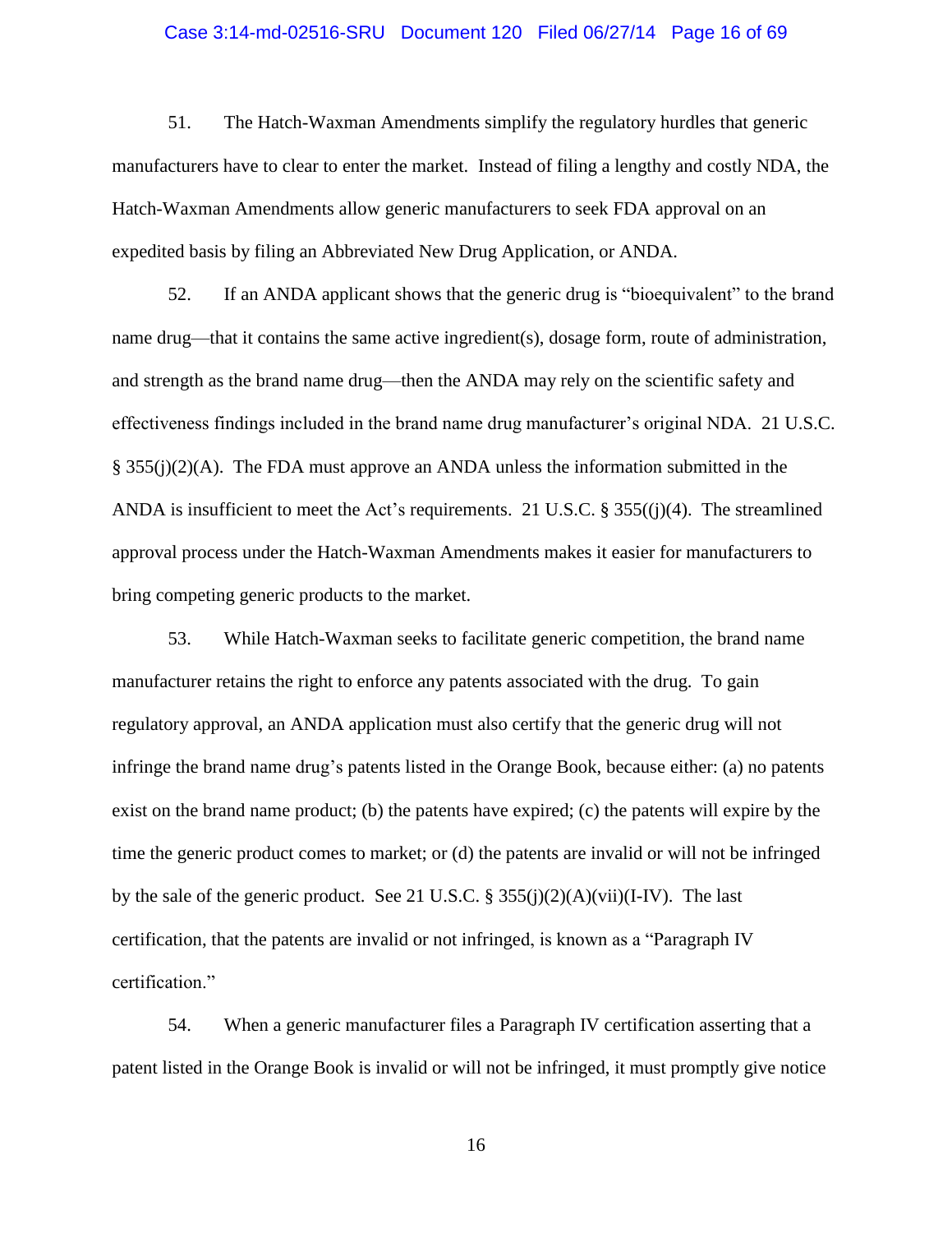51. The Hatch-Waxman Amendments simplify the regulatory hurdles that generic manufacturers have to clear to enter the market. Instead of filing a lengthy and costly NDA, the Hatch-Waxman Amendments allow generic manufacturers to seek FDA approval on an expedited basis by filing an Abbreviated New Drug Application, or ANDA.

52. If an ANDA applicant shows that the generic drug is "bioequivalent" to the brand name drug—that it contains the same active ingredient(s), dosage form, route of administration, and strength as the brand name drug—then the ANDA may rely on the scientific safety and effectiveness findings included in the brand name drug manufacturer's original NDA. 21 U.S.C. § 355(j)(2)(A). The FDA must approve an ANDA unless the information submitted in the ANDA is insufficient to meet the Act's requirements. 21 U.S.C. § 355((j)(4). The streamlined approval process under the Hatch-Waxman Amendments makes it easier for manufacturers to bring competing generic products to the market.

53. While Hatch-Waxman seeks to facilitate generic competition, the brand name manufacturer retains the right to enforce any patents associated with the drug. To gain regulatory approval, an ANDA application must also certify that the generic drug will not infringe the brand name drug's patents listed in the Orange Book, because either: (a) no patents exist on the brand name product; (b) the patents have expired; (c) the patents will expire by the time the generic product comes to market; or (d) the patents are invalid or will not be infringed by the sale of the generic product. See 21 U.S.C. § 355(j)(2)(A)(vii)(I-IV). The last certification, that the patents are invalid or not infringed, is known as a "Paragraph IV certification."

54. When a generic manufacturer files a Paragraph IV certification asserting that a patent listed in the Orange Book is invalid or will not be infringed, it must promptly give notice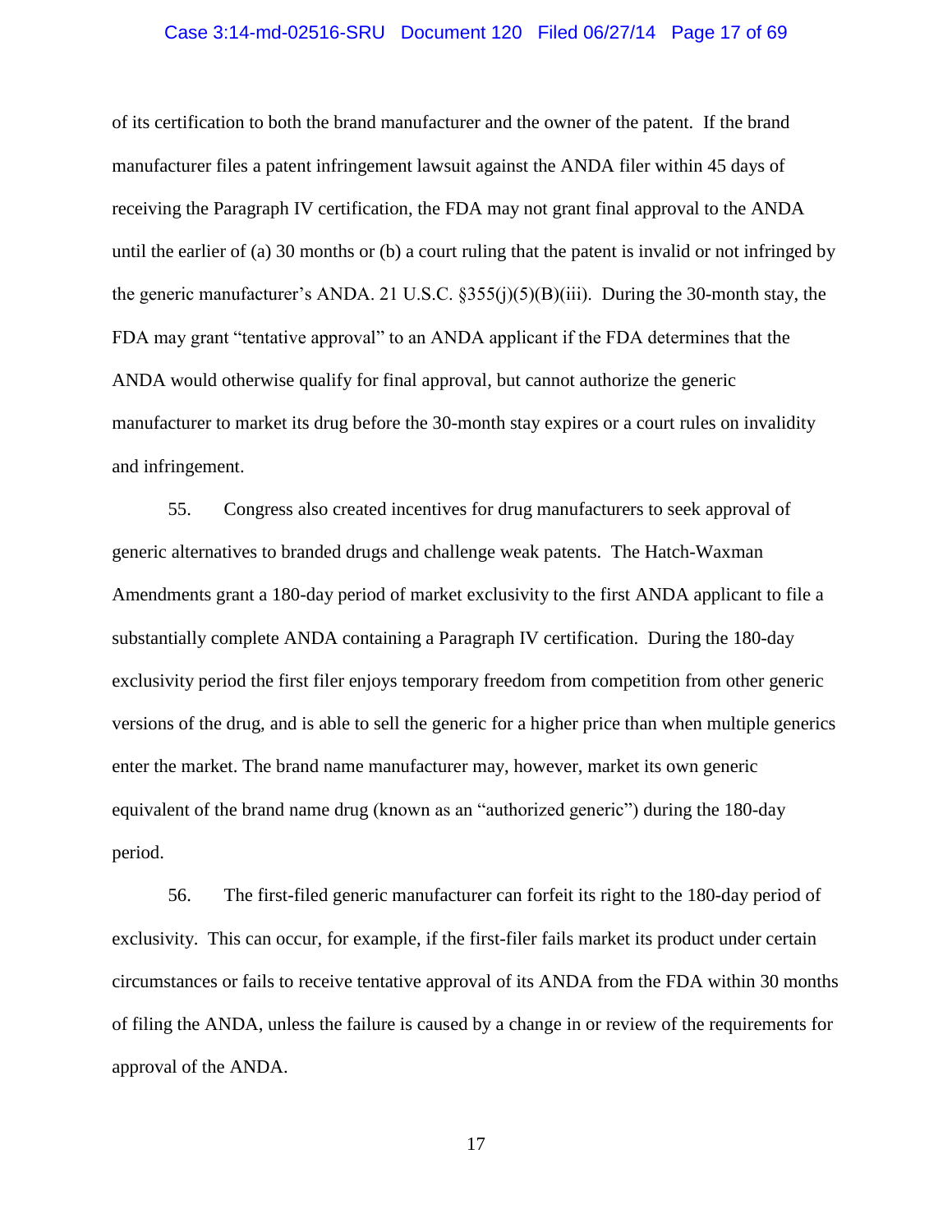of its certification to both the brand manufacturer and the owner of the patent. If the brand manufacturer files a patent infringement lawsuit against the ANDA filer within 45 days of receiving the Paragraph IV certification, the FDA may not grant final approval to the ANDA until the earlier of (a) 30 months or (b) a court ruling that the patent is invalid or not infringed by the generic manufacturer's ANDA. 21 U.S.C. §355(j)(5)(B)(iii). During the 30-month stay, the FDA may grant "tentative approval" to an ANDA applicant if the FDA determines that the ANDA would otherwise qualify for final approval, but cannot authorize the generic manufacturer to market its drug before the 30-month stay expires or a court rules on invalidity and infringement.

55. Congress also created incentives for drug manufacturers to seek approval of generic alternatives to branded drugs and challenge weak patents. The Hatch-Waxman Amendments grant a 180-day period of market exclusivity to the first ANDA applicant to file a substantially complete ANDA containing a Paragraph IV certification. During the 180-day exclusivity period the first filer enjoys temporary freedom from competition from other generic versions of the drug, and is able to sell the generic for a higher price than when multiple generics enter the market. The brand name manufacturer may, however, market its own generic equivalent of the brand name drug (known as an "authorized generic") during the 180-day period.

56. The first-filed generic manufacturer can forfeit its right to the 180-day period of exclusivity. This can occur, for example, if the first-filer fails market its product under certain circumstances or fails to receive tentative approval of its ANDA from the FDA within 30 months of filing the ANDA, unless the failure is caused by a change in or review of the requirements for approval of the ANDA.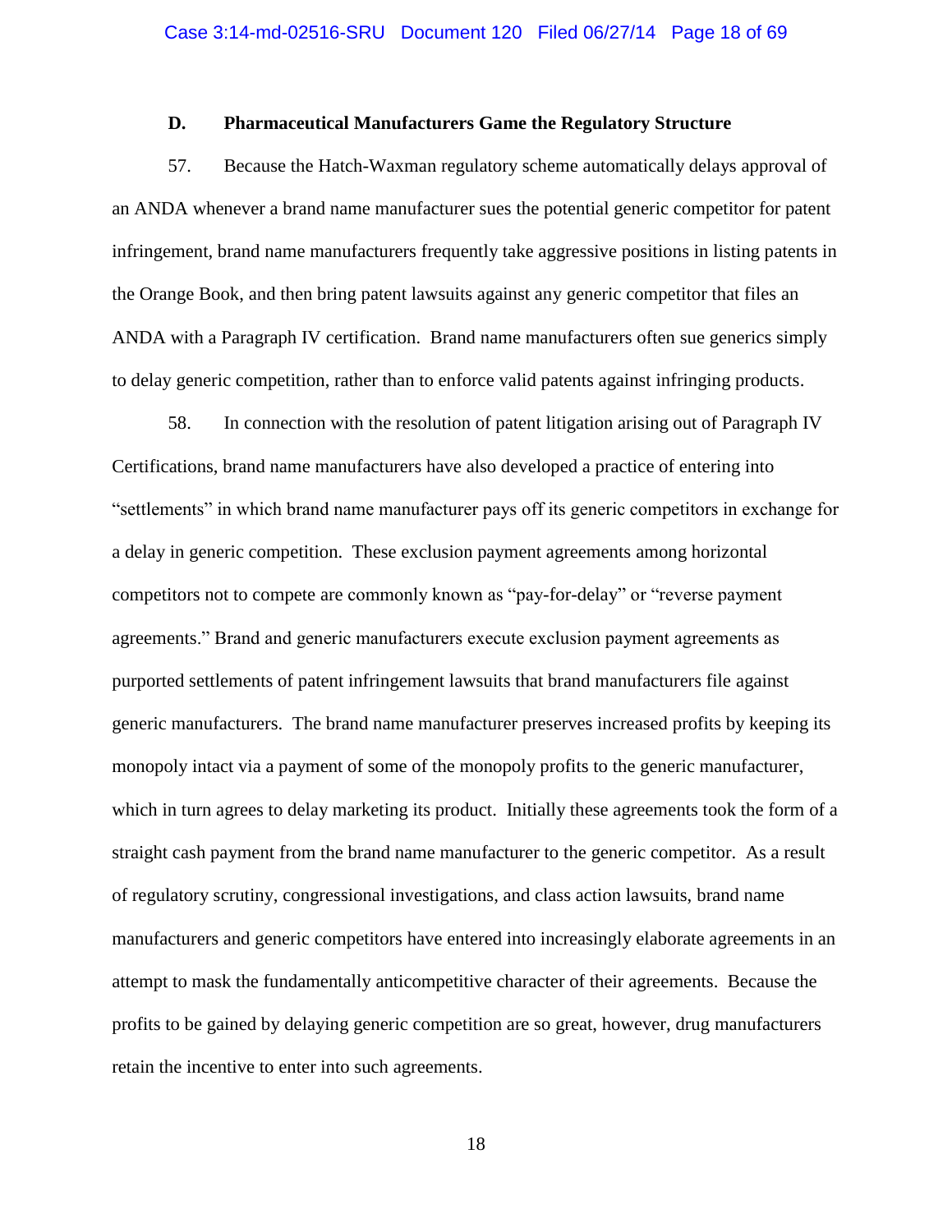### D. Pharmaceutical Manufacturers Game the Regulatory Structure

57. Because the Hatch-Waxman regulatory scheme automatically delays approval of an ANDA whenever a brand name manufacturer sues the potential generic competitor for patent infringement, brand name manufacturers frequently take aggressive positions in listing patents in the Orange Book, and then bring patent lawsuits against any generic competitor that files an ANDA with a Paragraph IV certification. Brand name manufacturers often sue generics simply to delay generic competition, rather than to enforce valid patents against infringing products.

58. In connection with the resolution of patent litigation arising out of Paragraph IV Certifications, brand name manufacturers have also developed a practice of entering into "settlements" in which brand name manufacturer pays off its generic competitors in exchange for a delay in generic competition. These exclusion payment agreements among horizontal competitors not to compete are commonly known as "pay-for-delay" or "reverse payment agreements." Brand and generic manufacturers execute exclusion payment agreements as purported settlements of patent infringement lawsuits that brand manufacturers file against generic manufacturers. The brand name manufacturer preserves increased profits by keeping its monopoly intact via a payment of some of the monopoly profits to the generic manufacturer, which in turn agrees to delay marketing its product. Initially these agreements took the form of a straight cash payment from the brand name manufacturer to the generic competitor. As a result of regulatory scrutiny, congressional investigations, and class action lawsuits, brand name manufacturers and generic competitors have entered into increasingly elaborate agreements in an attempt to mask the fundamentally anticompetitive character of their agreements. Because the profits to be gained by delaying generic competition are so great, however, drug manufacturers retain the incentive to enter into such agreements.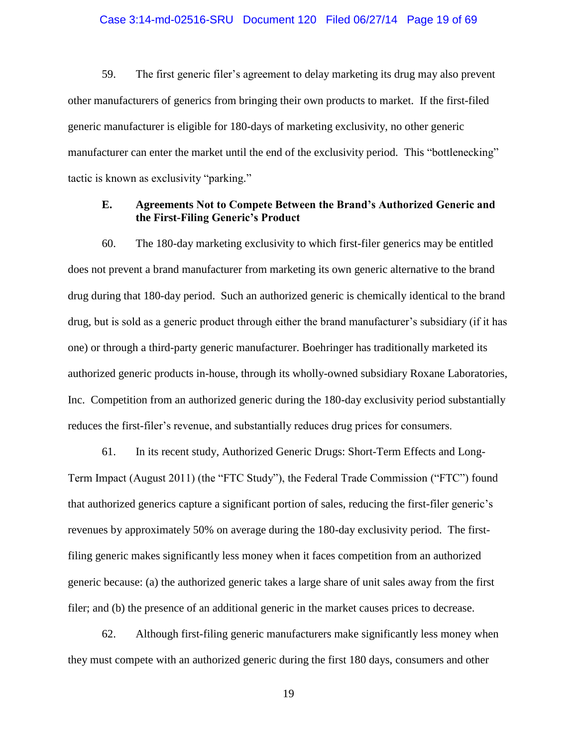59. The first generic filer's agreement to delay marketing its drug may also prevent other manufacturers of generics from bringing their own products to market. If the first-filed generic manufacturer is eligible for 180-days of marketing exclusivity, no other generic manufacturer can enter the market until the end of the exclusivity period. This "bottlenecking" tactic is known as exclusivity "parking."

### E. Agreements Not to Compete Between the Brand's Authorized Generic and the First-Filing Generic's Product

60. The 180-day marketing exclusivity to which first-filer generics may be entitled does not prevent a brand manufacturer from marketing its own generic alternative to the brand drug during that 180-day period. Such an authorized generic is chemically identical to the brand drug, but is sold as a generic product through either the brand manufacturer's subsidiary (if it has one) or through a third-party generic manufacturer. Boehringer has traditionally marketed its authorized generic products in-house, through its wholly-owned subsidiary Roxane Laboratories, Inc. Competition from an authorized generic during the 180-day exclusivity period substantially reduces the first-filer's revenue, and substantially reduces drug prices for consumers.

61. In its recent study, Authorized Generic Drugs: Short-Term Effects and Long-Term Impact (August 2011) (the "FTC Study"), the Federal Trade Commission ("FTC") found that authorized generics capture a significant portion of sales, reducing the first-filer generic's revenues by approximately 50% on average during the 180-day exclusivity period. The first-filing generic makes significantly less money when it faces competition from an authorized generic because: (a) the authorized generic takes a large share of unit sales away from the first filer; and (b) the presence of an additional generic in the market causes prices to decrease.

62. Although first-filing generic manufacturers make significantly less money when they must compete with an authorized generic during the first 180 days, consumers and other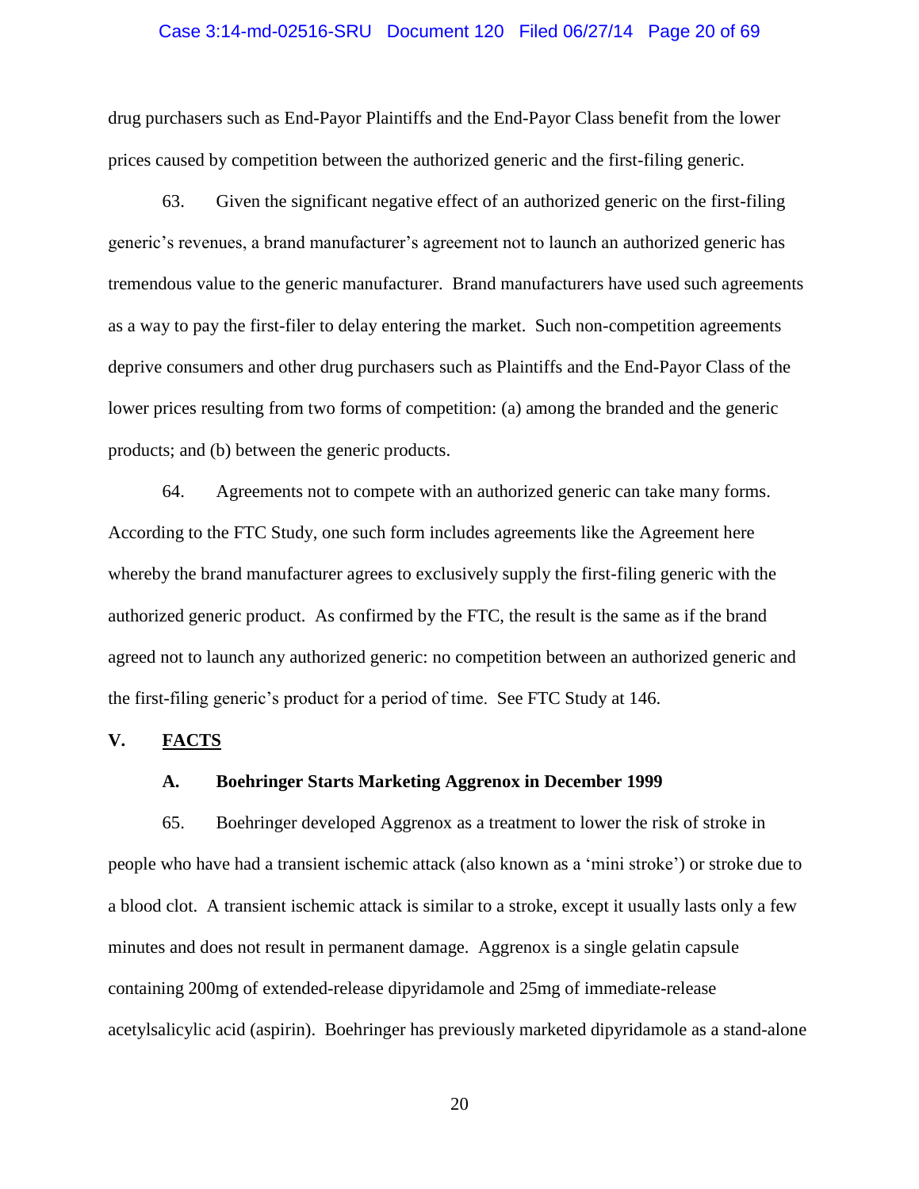drug purchasers such as End-Payor Plaintiffs and the End-Payor Class benefit from the lower prices caused by competition between the authorized generic and the first-filing generic.

63. Given the significant negative effect of an authorized generic on the first-filing generic's revenues, a brand manufacturer's agreement not to launch an authorized generic has tremendous value to the generic manufacturer. Brand manufacturers have used such agreements as a way to pay the first-filer to delay entering the market. Such non-competition agreements deprive consumers and other drug purchasers such as Plaintiffs and the End-Payor Class of the lower prices resulting from two forms of competition: (a) among the branded and the generic products; and (b) between the generic products.

64. Agreements not to compete with an authorized generic can take many forms. According to the FTC Study, one such form includes agreements like the Agreement here whereby the brand manufacturer agrees to exclusively supply the first-filing generic with the authorized generic product. As confirmed by the FTC, the result is the same as if the brand agreed not to launch any authorized generic: no competition between an authorized generic and the first-filing generic's product for a period of time. See FTC Study at 146.

## V. FACTS

### A. Boehringer Starts Marketing Aggrenox in December 1999

65. Boehringer developed Aggrenox as a treatment to lower the risk of stroke in people who have had a transient ischemic attack (also known as a 'mini stroke') or stroke due to a blood clot. A transient ischemic attack is similar to a stroke, except it usually lasts only a few minutes and does not result in permanent damage. Aggrenox is a single gelatin capsule containing 200mg of extended-release dipyridamole and 25mg of immediate-release acetylsalicylic acid (aspirin). Boehringer has previously marketed dipyridamole as a stand-alone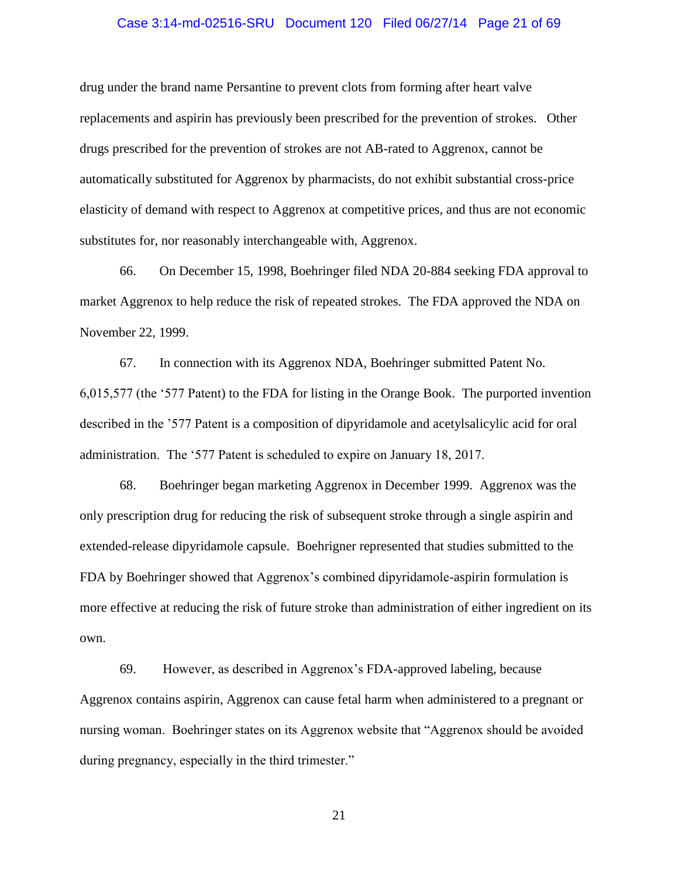drug under the brand name Persantine to prevent clots from forming after heart valve replacements and aspirin has previously been prescribed for the prevention of strokes. Other drugs prescribed for the prevention of strokes are not AB-rated to Aggrenox, cannot be automatically substituted for Aggrenox by pharmacists, do not exhibit substantial cross-price elasticity of demand with respect to Aggrenox at competitive prices, and thus are not economic substitutes for, nor reasonably interchangeable with, Aggrenox.

66. On December 15, 1998, Boehringer filed NDA 20-884 seeking FDA approval to market Aggrenox to help reduce the risk of repeated strokes. The FDA approved the NDA on November 22, 1999.

67. In connection with its Aggrenox NDA, Boehringer submitted Patent No. 6,015,577 (the '577 Patent) to the FDA for listing in the Orange Book. The purported invention described in the '577 Patent is a composition of dipyridamole and acetylsalicylic acid for oral administration. The '577 Patent is scheduled to expire on January 18, 2017.

68. Boehringer began marketing Aggrenox in December 1999. Aggrenox was the only prescription drug for reducing the risk of subsequent stroke through a single aspirin and extended-release dipyridamole capsule. Boehrigner represented that studies submitted to the FDA by Boehringer showed that Aggrenox's combined dipyridamole-aspirin formulation is more effective at reducing the risk of future stroke than administration of either ingredient on its own.

69. However, as described in Aggrenox's FDA-approved labeling, because Aggrenox contains aspirin, Aggrenox can cause fetal harm when administered to a pregnant or nursing woman. Boehringer states on its Aggrenox website that "Aggrenox should be avoided during pregnancy, especially in the third trimester."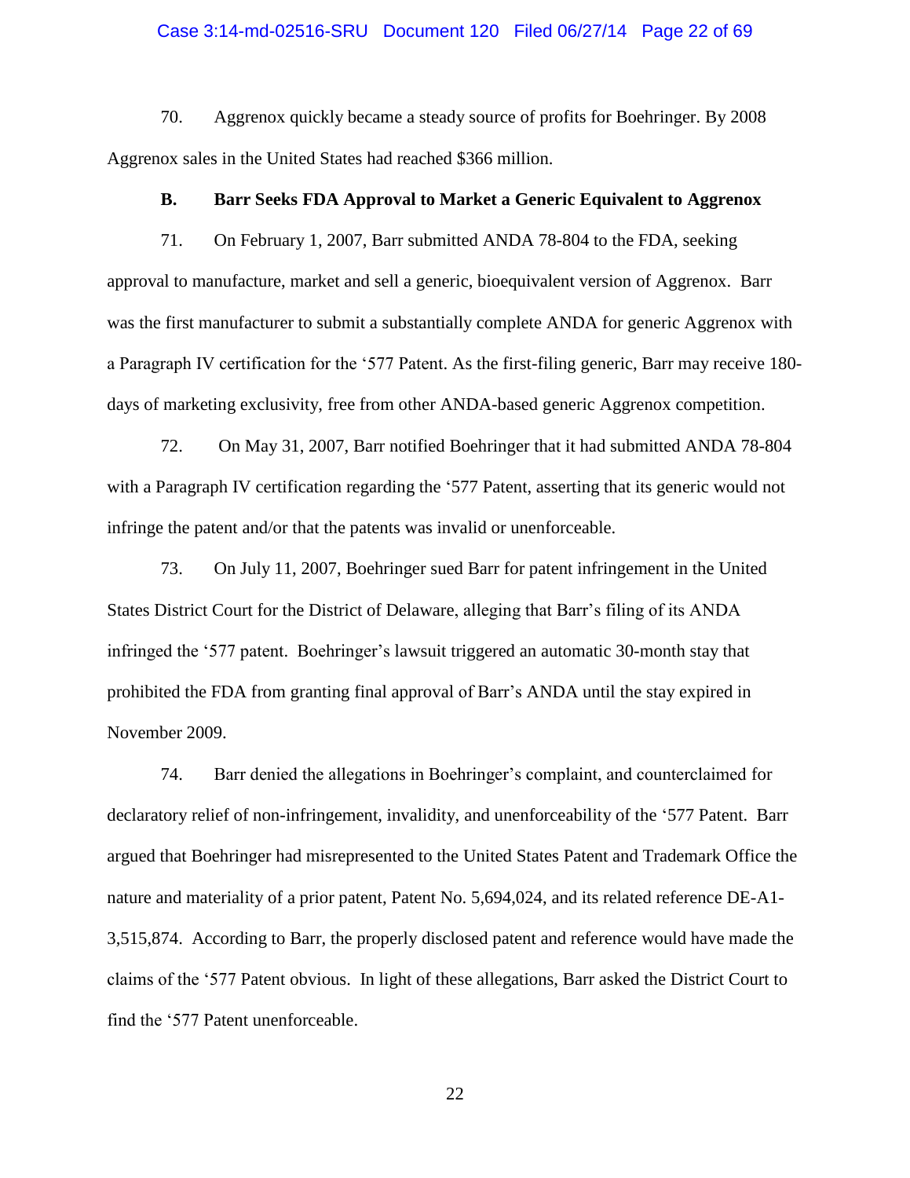70. Aggrenox quickly became a steady source of profits for Boehringer. By 2008 Aggrenox sales in the United States had reached $366 million.

### B. Barr Seeks FDA Approval to Market a Generic Equivalent to Aggrenox

71. On February 1, 2007, Barr submitted ANDA 78-804 to the FDA, seeking approval to manufacture, market and sell a generic, bioequivalent version of Aggrenox. Barr was the first manufacturer to submit a substantially complete ANDA for generic Aggrenox with a Paragraph IV certification for the '577 Patent. As the first-filing generic, Barr may receive 180-days of marketing exclusivity, free from other ANDA-based generic Aggrenox competition.

72. On May 31, 2007, Barr notified Boehringer that it had submitted ANDA 78-804 with a Paragraph IV certification regarding the '577 Patent, asserting that its generic would not infringe the patent and/or that the patents was invalid or unenforceable.

73. On July 11, 2007, Boehringer sued Barr for patent infringement in the United States District Court for the District of Delaware, alleging that Barr's filing of its ANDA infringed the '577 patent. Boehringer's lawsuit triggered an automatic 30-month stay that prohibited the FDA from granting final approval of Barr's ANDA until the stay expired in November 2009.

74. Barr denied the allegations in Boehringer's complaint, and counterclaimed for declaratory relief of non-infringement, invalidity, and unenforceability of the '577 Patent. Barr argued that Boehringer had misrepresented to the United States Patent and Trademark Office the nature and materiality of a prior patent, Patent No. 5,694,024, and its related reference DE-A1-3,515,874. According to Barr, the properly disclosed patent and reference would have made the claims of the '577 Patent obvious. In light of these allegations, Barr asked the District Court to find the '577 Patent unenforceable.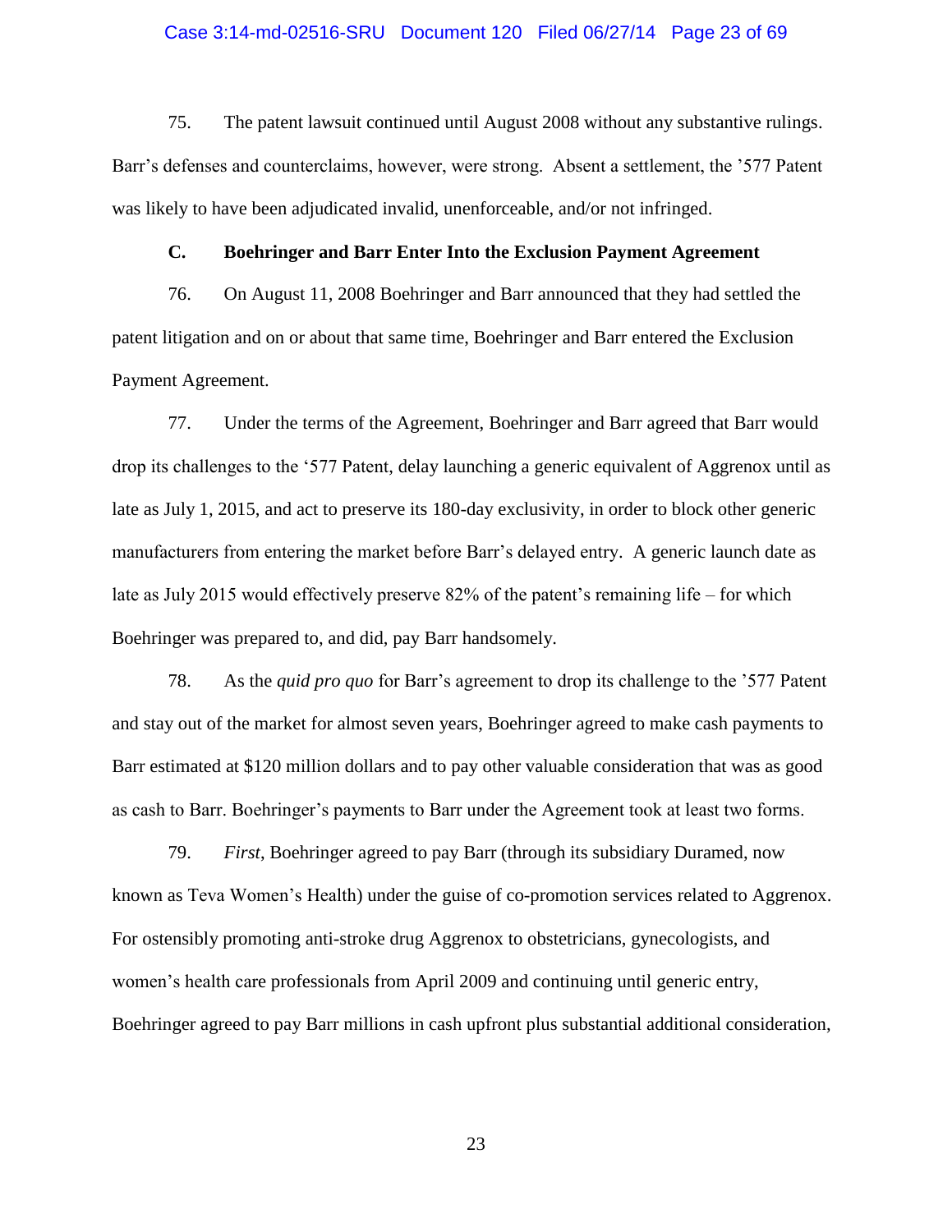75. The patent lawsuit continued until August 2008 without any substantive rulings. Barr's defenses and counterclaims, however, were strong. Absent a settlement, the '577 Patent was likely to have been adjudicated invalid, unenforceable, and/or not infringed.

### C. Boehringer and Barr Enter Into the Exclusion Payment Agreement

76. On August 11, 2008 Boehringer and Barr announced that they had settled the patent litigation and on or about that same time, Boehringer and Barr entered the Exclusion Payment Agreement.

77. Under the terms of the Agreement, Boehringer and Barr agreed that Barr would drop its challenges to the '577 Patent, delay launching a generic equivalent of Aggrenox until as late as July 1, 2015, and act to preserve its 180-day exclusivity, in order to block other generic manufacturers from entering the market before Barr's delayed entry. A generic launch date as late as July 2015 would effectively preserve 82% of the patent's remaining life – for which Boehringer was prepared to, and did, pay Barr handsomely.

78. As the *quid pro quo* for Barr's agreement to drop its challenge to the '577 Patent and stay out of the market for almost seven years, Boehringer agreed to make cash payments to Barr estimated at $120 million dollars and to pay other valuable consideration that was as good as cash to Barr. Boehringer's payments to Barr under the Agreement took at least two forms.

79. *First*, Boehringer agreed to pay Barr (through its subsidiary Duramed, now known as Teva Women's Health) under the guise of co-promotion services related to Aggrenox. For ostensibly promoting anti-stroke drug Aggrenox to obstetricians, gynecologists, and women's health care professionals from April 2009 and continuing until generic entry, Boehringer agreed to pay Barr millions in cash upfront plus substantial additional consideration,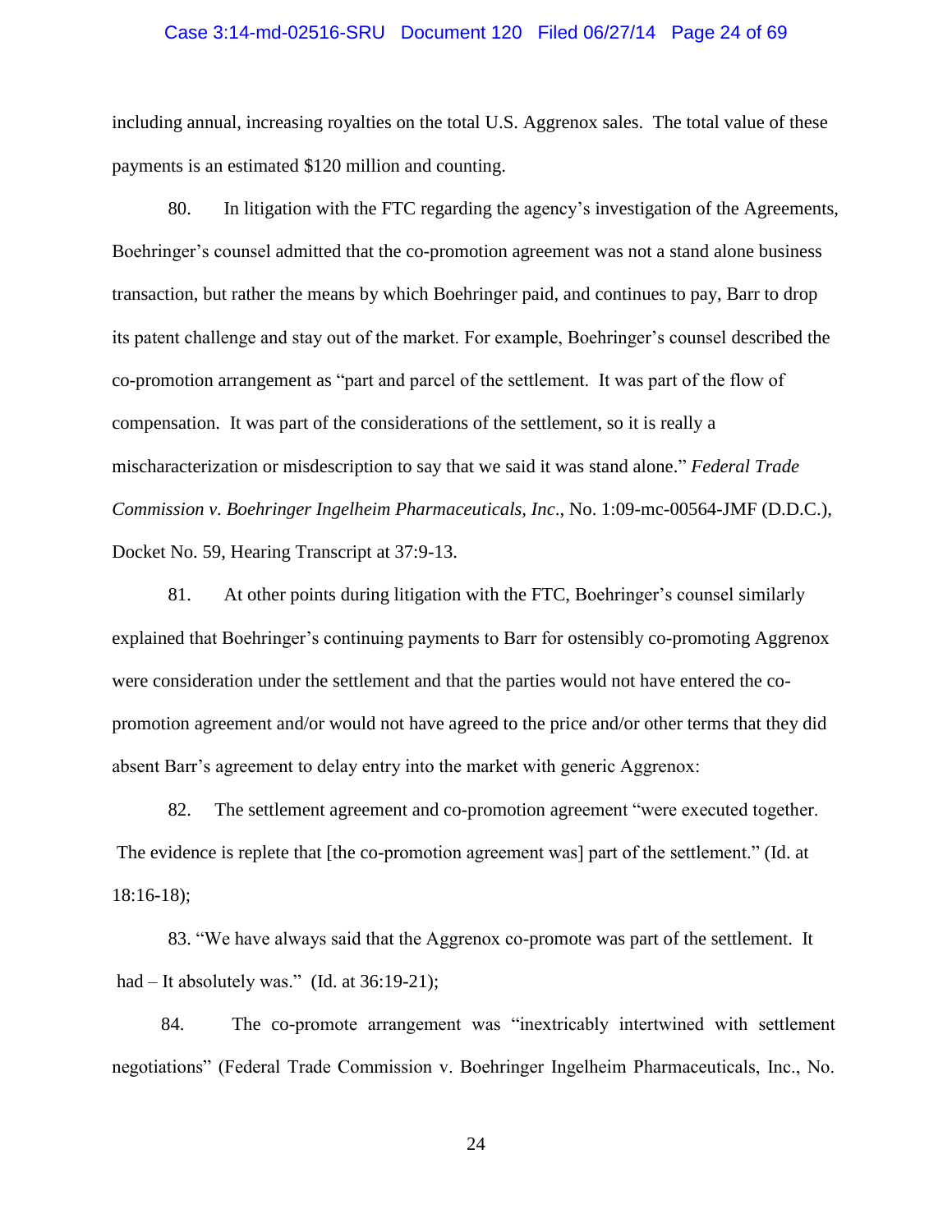including annual, increasing royalties on the total U.S. Aggrenox sales. The total value of these payments is an estimated $120 million and counting.

80. In litigation with the FTC regarding the agency's investigation of the Agreements, Boehringer's counsel admitted that the co-promotion agreement was not a stand alone business transaction, but rather the means by which Boehringer paid, and continues to pay, Barr to drop its patent challenge and stay out of the market. For example, Boehringer's counsel described the co-promotion arrangement as "part and parcel of the settlement. It was part of the flow of compensation. It was part of the considerations of the settlement, so it is really a mischaracterization or misdescription to say that we said it was stand alone." *Federal Trade Commission v. Boehringer Ingelheim Pharmaceuticals, Inc.*, No. 1:09-mc-00564-JMF (D.D.C.), Docket No. 59, Hearing Transcript at 37:9-13.

81. At other points during litigation with the FTC, Boehringer's counsel similarly explained that Boehringer's continuing payments to Barr for ostensibly co-promoting Aggrenox were consideration under the settlement and that the parties would not have entered the co-promotion agreement and/or would not have agreed to the price and/or other terms that they did absent Barr's agreement to delay entry into the market with generic Aggrenox:

82. The settlement agreement and co-promotion agreement "were executed together. The evidence is replete that [the co-promotion agreement was] part of the settlement." (Id. at 18:16-18);

83. "We have always said that the Aggrenox co-promote was part of the settlement. It had – It absolutely was." (Id. at 36:19-21);

84. The co-promote arrangement was "inextricably intertwined with settlement negotiations" (Federal Trade Commission v. Boehringer Ingelheim Pharmaceuticals, Inc., No.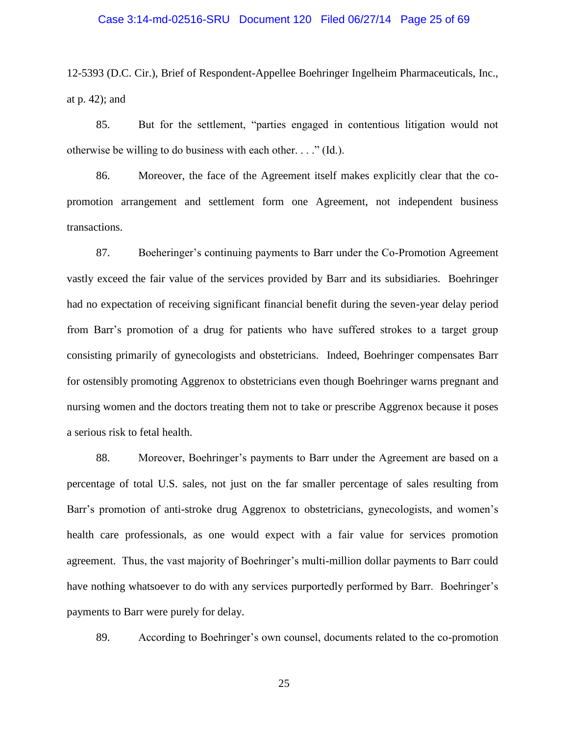12-5393 (D.C. Cir.), Brief of Respondent-Appellee Boehringer Ingelheim Pharmaceuticals, Inc., at p. 42); and

85. But for the settlement, "parties engaged in contentious litigation would not otherwise be willing to do business with each other. . . ." (Id.).

86. Moreover, the face of the Agreement itself makes explicitly clear that the co-promotion arrangement and settlement form one Agreement, not independent business transactions.

87. Boeheringer's continuing payments to Barr under the Co-Promotion Agreement vastly exceed the fair value of the services provided by Barr and its subsidiaries. Boehringer had no expectation of receiving significant financial benefit during the seven-year delay period from Barr's promotion of a drug for patients who have suffered strokes to a target group consisting primarily of gynecologists and obstetricians. Indeed, Boehringer compensates Barr for ostensibly promoting Aggrenox to obstetricians even though Boehringer warns pregnant and nursing women and the doctors treating them not to take or prescribe Aggrenox because it poses a serious risk to fetal health.

88. Moreover, Boehringer's payments to Barr under the Agreement are based on a percentage of total U.S. sales, not just on the far smaller percentage of sales resulting from Barr's promotion of anti-stroke drug Aggrenox to obstetricians, gynecologists, and women's health care professionals, as one would expect with a fair value for services promotion agreement. Thus, the vast majority of Boehringer's multi-million dollar payments to Barr could have nothing whatsoever to do with any services purportedly performed by Barr. Boehringer's payments to Barr were purely for delay.

89. According to Boehringer's own counsel, documents related to the co-promotion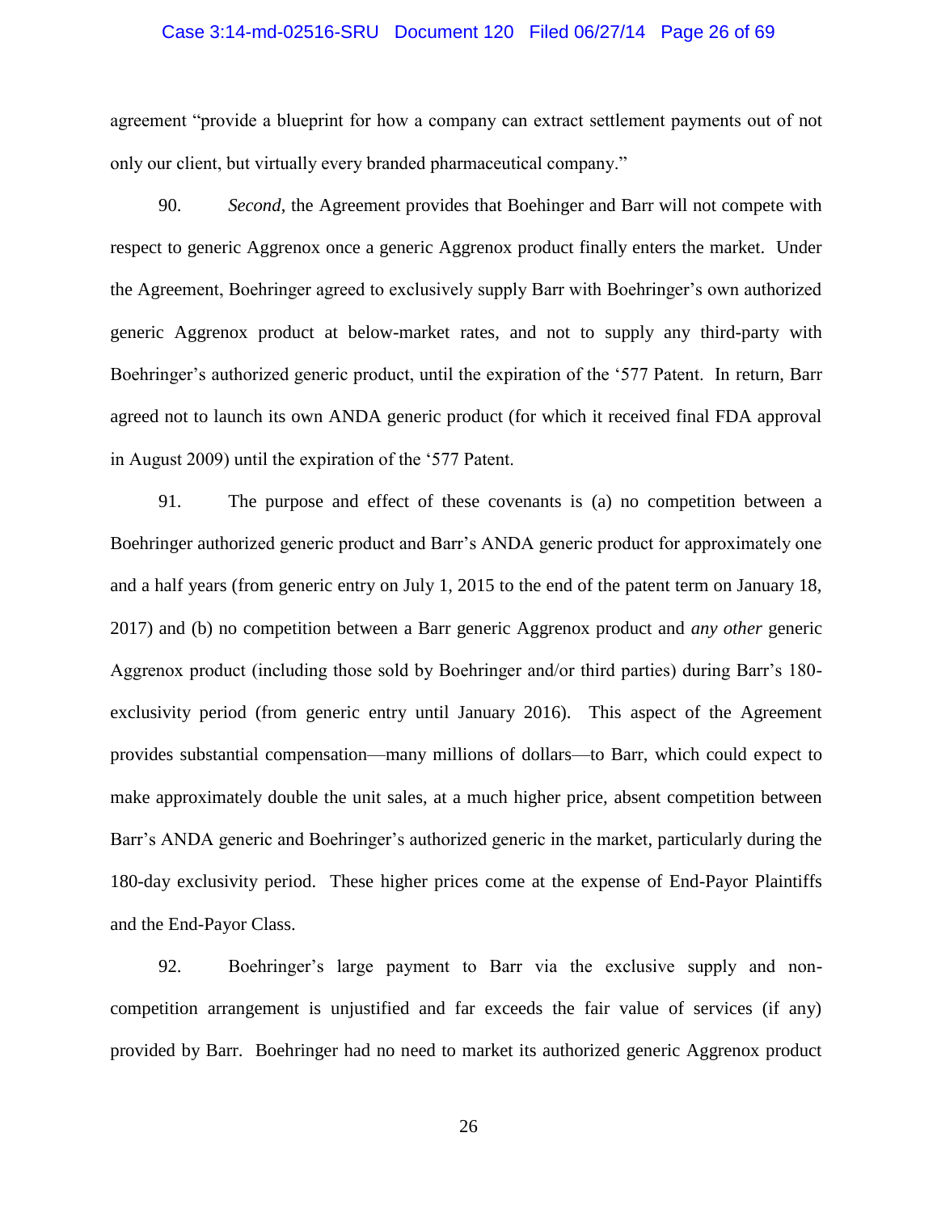agreement "provide a blueprint for how a company can extract settlement payments out of not only our client, but virtually every branded pharmaceutical company."

90. *Second*, the Agreement provides that Boehinger and Barr will not compete with respect to generic Aggrenox once a generic Aggrenox product finally enters the market. Under the Agreement, Boehringer agreed to exclusively supply Barr with Boehringer's own authorized generic Aggrenox product at below-market rates, and not to supply any third-party with Boehringer's authorized generic product, until the expiration of the '577 Patent. In return, Barr agreed not to launch its own ANDA generic product (for which it received final FDA approval in August 2009) until the expiration of the '577 Patent.

91. The purpose and effect of these covenants is (a) no competition between a Boehringer authorized generic product and Barr's ANDA generic product for approximately one and a half years (from generic entry on July 1, 2015 to the end of the patent term on January 18, 2017) and (b) no competition between a Barr generic Aggrenox product and *any other* generic Aggrenox product (including those sold by Boehringer and/or third parties) during Barr's 180-exclusivity period (from generic entry until January 2016). This aspect of the Agreement provides substantial compensation—many millions of dollars—to Barr, which could expect to make approximately double the unit sales, at a much higher price, absent competition between Barr's ANDA generic and Boehringer's authorized generic in the market, particularly during the 180-day exclusivity period. These higher prices come at the expense of End-Payor Plaintiffs and the End-Payor Class.

92. Boehringer's large payment to Barr via the exclusive supply and non-competition arrangement is unjustified and far exceeds the fair value of services (if any) provided by Barr. Boehringer had no need to market its authorized generic Aggrenox product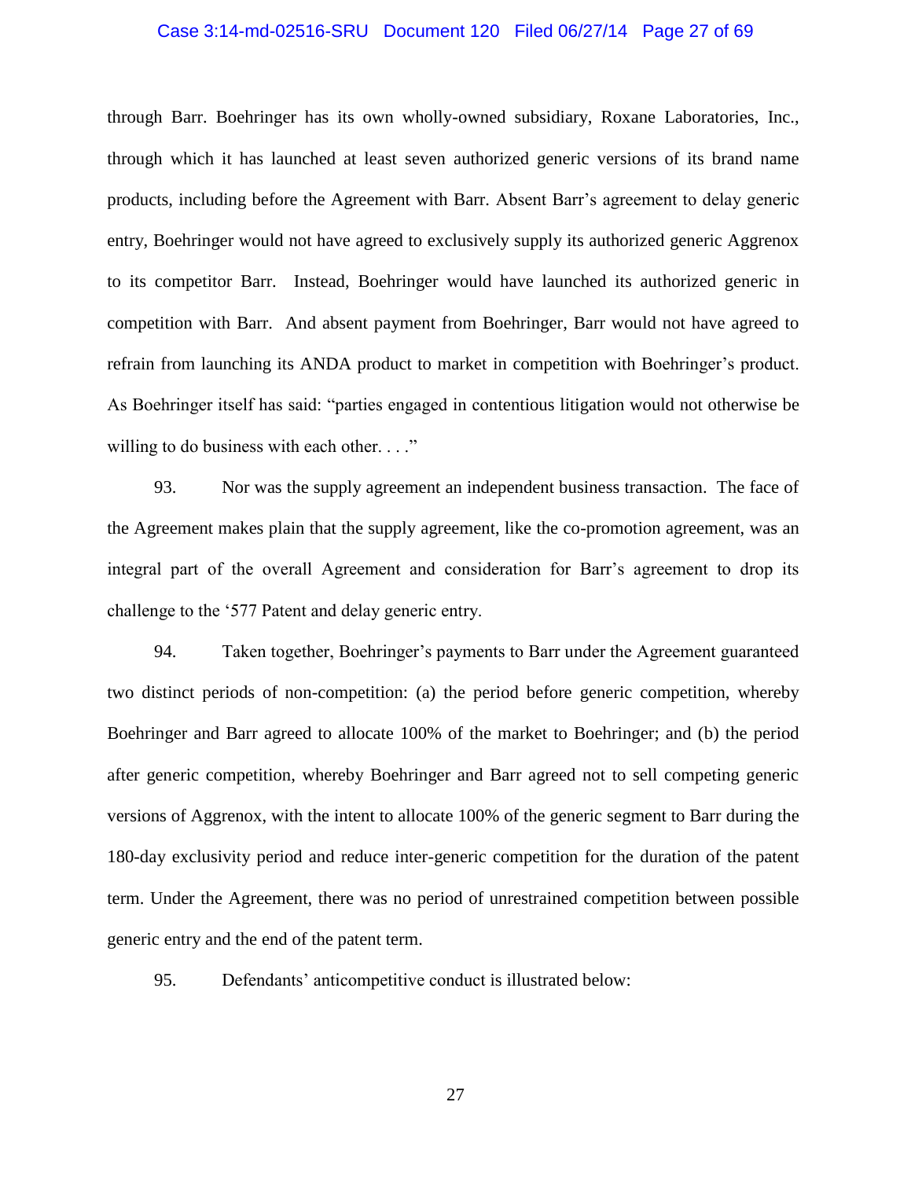through Barr. Boehringer has its own wholly-owned subsidiary, Roxane Laboratories, Inc., through which it has launched at least seven authorized generic versions of its brand name products, including before the Agreement with Barr. Absent Barr's agreement to delay generic entry, Boehringer would not have agreed to exclusively supply its authorized generic Aggrenox to its competitor Barr. Instead, Boehringer would have launched its authorized generic in competition with Barr. And absent payment from Boehringer, Barr would not have agreed to refrain from launching its ANDA product to market in competition with Boehringer's product. As Boehringer itself has said: "parties engaged in contentious litigation would not otherwise be willing to do business with each other. . . ."

93. Nor was the supply agreement an independent business transaction. The face of the Agreement makes plain that the supply agreement, like the co-promotion agreement, was an integral part of the overall Agreement and consideration for Barr's agreement to drop its challenge to the '577 Patent and delay generic entry.

94. Taken together, Boehringer's payments to Barr under the Agreement guaranteed two distinct periods of non-competition: (a) the period before generic competition, whereby Boehringer and Barr agreed to allocate 100% of the market to Boehringer; and (b) the period after generic competition, whereby Boehringer and Barr agreed not to sell competing generic versions of Aggrenox, with the intent to allocate 100% of the generic segment to Barr during the 180-day exclusivity period and reduce inter-generic competition for the duration of the patent term. Under the Agreement, there was no period of unrestrained competition between possible generic entry and the end of the patent term.

95. Defendants' anticompetitive conduct is illustrated below: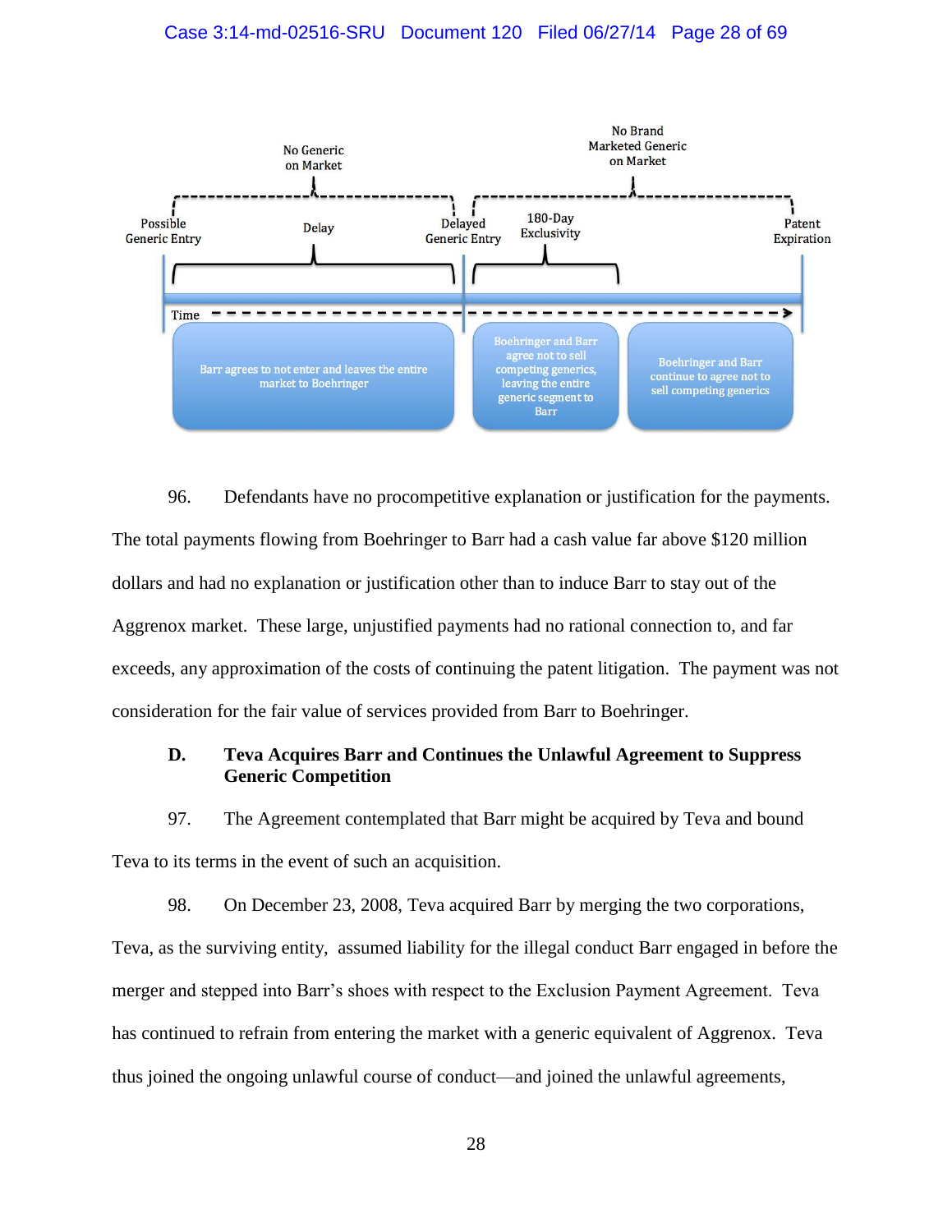No Generic on Market

No Brand Marketed Generic on Market

Possible Generic Entry — Delay — Delayed Generic Entry — 180-Day Exclusivity — Patent Expiration

Time

Barr agrees to not enter and leaves the entire market to Boehringer

Boehringer and Barr agree not to sell competing generics, leaving the entire generic segment to Barr

Boehringer and Barr continue to agree not to sell competing generics

96. Defendants have no procompetitive explanation or justification for the payments. The total payments flowing from Boehringer to Barr had a cash value far above $120 million dollars and had no explanation or justification other than to induce Barr to stay out of the Aggrenox market. These large, unjustified payments had no rational connection to, and far exceeds, any approximation of the costs of continuing the patent litigation. The payment was not consideration for the fair value of services provided from Barr to Boehringer.

### D. Teva Acquires Barr and Continues the Unlawful Agreement to Suppress Generic Competition

97. The Agreement contemplated that Barr might be acquired by Teva and bound Teva to its terms in the event of such an acquisition.

98. On December 23, 2008, Teva acquired Barr by merging the two corporations, Teva, as the surviving entity, assumed liability for the illegal conduct Barr engaged in before the merger and stepped into Barr's shoes with respect to the Exclusion Payment Agreement. Teva has continued to refrain from entering the market with a generic equivalent of Aggrenox. Teva thus joined the ongoing unlawful course of conduct—and joined the unlawful agreements,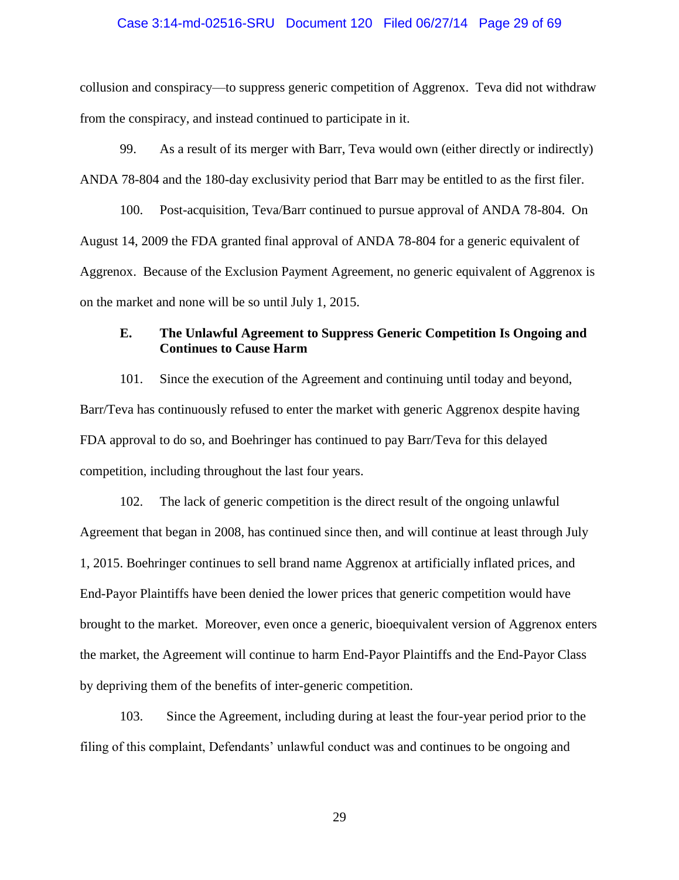collusion and conspiracy—to suppress generic competition of Aggrenox. Teva did not withdraw from the conspiracy, and instead continued to participate in it.

99. As a result of its merger with Barr, Teva would own (either directly or indirectly) ANDA 78-804 and the 180-day exclusivity period that Barr may be entitled to as the first filer.

100. Post-acquisition, Teva/Barr continued to pursue approval of ANDA 78-804. On August 14, 2009 the FDA granted final approval of ANDA 78-804 for a generic equivalent of Aggrenox. Because of the Exclusion Payment Agreement, no generic equivalent of Aggrenox is on the market and none will be so until July 1, 2015.

### E. The Unlawful Agreement to Suppress Generic Competition Is Ongoing and Continues to Cause Harm

101. Since the execution of the Agreement and continuing until today and beyond, Barr/Teva has continuously refused to enter the market with generic Aggrenox despite having FDA approval to do so, and Boehringer has continued to pay Barr/Teva for this delayed competition, including throughout the last four years.

102. The lack of generic competition is the direct result of the ongoing unlawful Agreement that began in 2008, has continued since then, and will continue at least through July 1, 2015. Boehringer continues to sell brand name Aggrenox at artificially inflated prices, and End-Payor Plaintiffs have been denied the lower prices that generic competition would have brought to the market. Moreover, even once a generic, bioequivalent version of Aggrenox enters the market, the Agreement will continue to harm End-Payor Plaintiffs and the End-Payor Class by depriving them of the benefits of inter-generic competition.

103. Since the Agreement, including during at least the four-year period prior to the filing of this complaint, Defendants' unlawful conduct was and continues to be ongoing and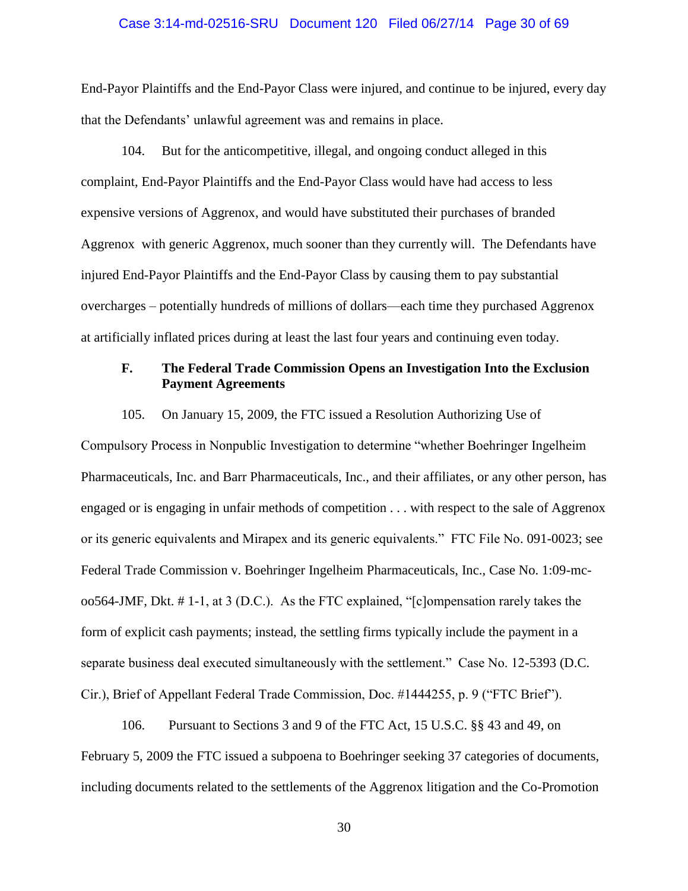End-Payor Plaintiffs and the End-Payor Class were injured, and continue to be injured, every day that the Defendants' unlawful agreement was and remains in place.

104. But for the anticompetitive, illegal, and ongoing conduct alleged in this complaint, End-Payor Plaintiffs and the End-Payor Class would have had access to less expensive versions of Aggrenox, and would have substituted their purchases of branded Aggrenox with generic Aggrenox, much sooner than they currently will. The Defendants have injured End-Payor Plaintiffs and the End-Payor Class by causing them to pay substantial overcharges – potentially hundreds of millions of dollars—each time they purchased Aggrenox at artificially inflated prices during at least the last four years and continuing even today.

### F. The Federal Trade Commission Opens an Investigation Into the Exclusion Payment Agreements

105. On January 15, 2009, the FTC issued a Resolution Authorizing Use of Compulsory Process in Nonpublic Investigation to determine "whether Boehringer Ingelheim Pharmaceuticals, Inc. and Barr Pharmaceuticals, Inc., and their affiliates, or any other person, has engaged or is engaging in unfair methods of competition . . . with respect to the sale of Aggrenox or its generic equivalents and Mirapex and its generic equivalents." FTC File No. 091-0023; see Federal Trade Commission v. Boehringer Ingelheim Pharmaceuticals, Inc., Case No. 1:09-mc-oo564-JMF, Dkt. # 1-1, at 3 (D.C.). As the FTC explained, "[c]ompensation rarely takes the form of explicit cash payments; instead, the settling firms typically include the payment in a separate business deal executed simultaneously with the settlement." Case No. 12-5393 (D.C. Cir.), Brief of Appellant Federal Trade Commission, Doc. #1444255, p. 9 ("FTC Brief").

106. Pursuant to Sections 3 and 9 of the FTC Act, 15 U.S.C. §§ 43 and 49, on February 5, 2009 the FTC issued a subpoena to Boehringer seeking 37 categories of documents, including documents related to the settlements of the Aggrenox litigation and the Co-Promotion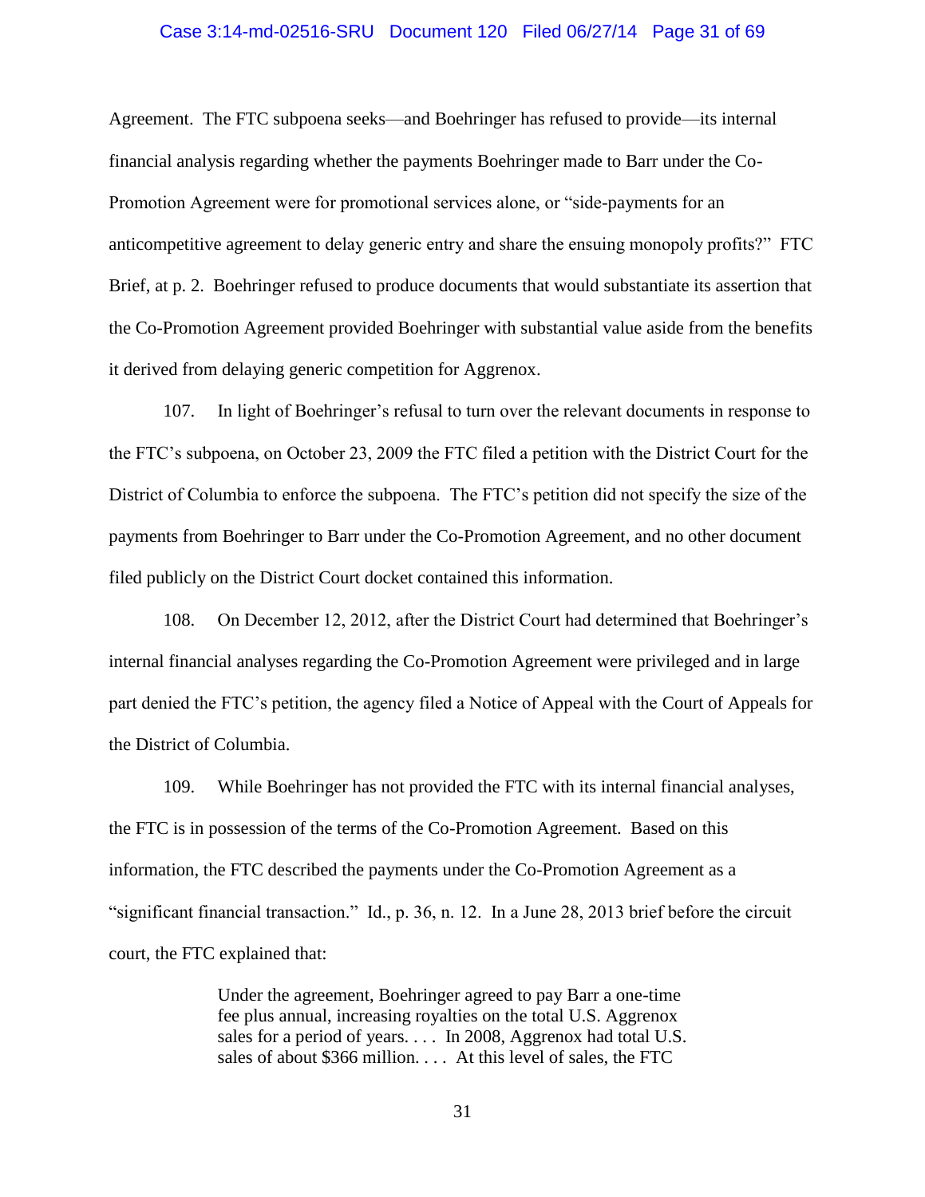Agreement. The FTC subpoena seeks—and Boehringer has refused to provide—its internal financial analysis regarding whether the payments Boehringer made to Barr under the Co-Promotion Agreement were for promotional services alone, or "side-payments for an anticompetitive agreement to delay generic entry and share the ensuing monopoly profits?" FTC Brief, at p. 2. Boehringer refused to produce documents that would substantiate its assertion that the Co-Promotion Agreement provided Boehringer with substantial value aside from the benefits it derived from delaying generic competition for Aggrenox.

107. In light of Boehringer's refusal to turn over the relevant documents in response to the FTC's subpoena, on October 23, 2009 the FTC filed a petition with the District Court for the District of Columbia to enforce the subpoena. The FTC's petition did not specify the size of the payments from Boehringer to Barr under the Co-Promotion Agreement, and no other document filed publicly on the District Court docket contained this information.

108. On December 12, 2012, after the District Court had determined that Boehringer's internal financial analyses regarding the Co-Promotion Agreement were privileged and in large part denied the FTC's petition, the agency filed a Notice of Appeal with the Court of Appeals for the District of Columbia.

109. While Boehringer has not provided the FTC with its internal financial analyses, the FTC is in possession of the terms of the Co-Promotion Agreement. Based on this information, the FTC described the payments under the Co-Promotion Agreement as a "significant financial transaction." Id., p. 36, n. 12. In a June 28, 2013 brief before the circuit court, the FTC explained that:

> Under the agreement, Boehringer agreed to pay Barr a one-time fee plus annual, increasing royalties on the total U.S. Aggrenox sales for a period of years. . . . In 2008, Aggrenox had total U.S. sales of about $366 million. . . . At this level of sales, the FTC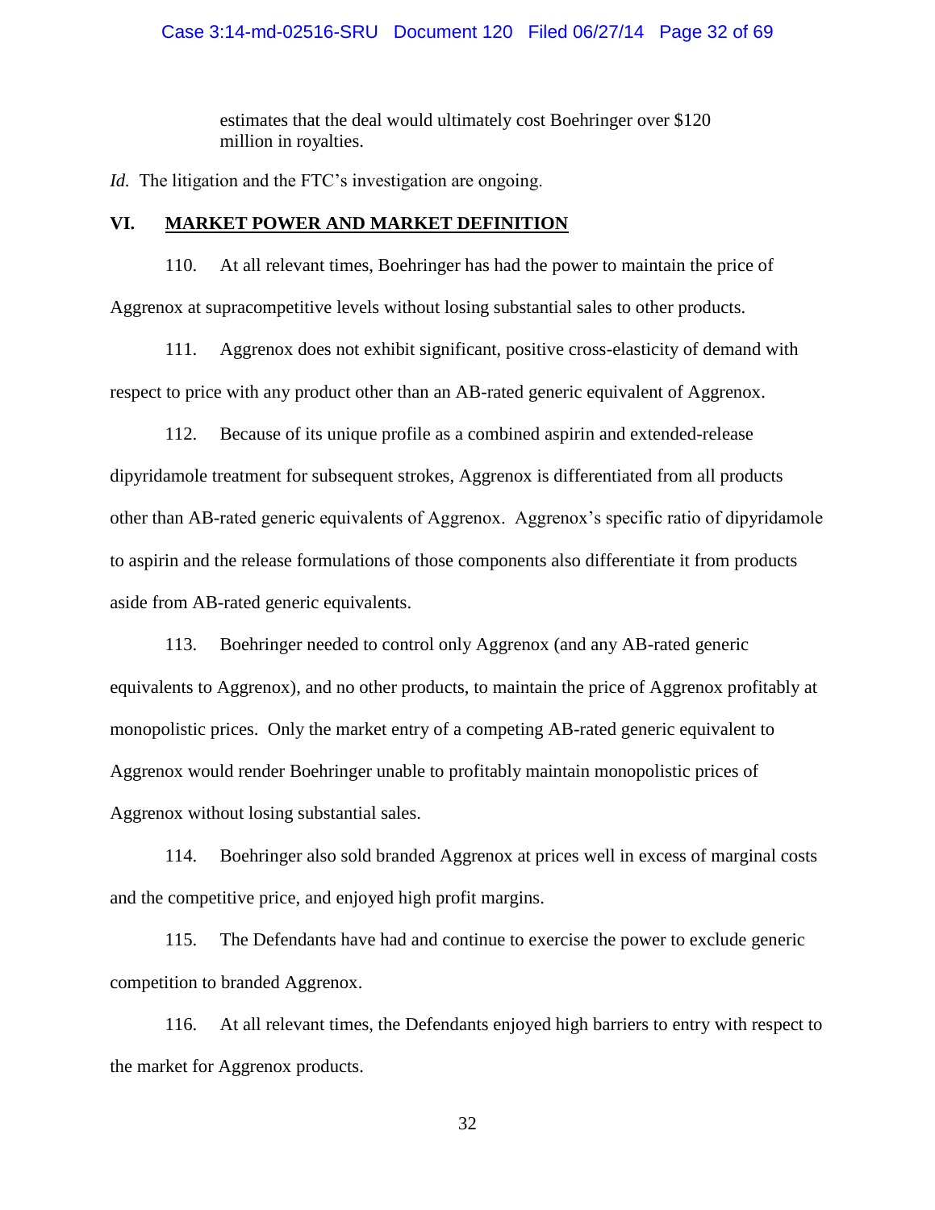> estimates that the deal would ultimately cost Boehringer over $120 million in royalties.

*Id.* The litigation and the FTC's investigation are ongoing.

## VI. MARKET POWER AND MARKET DEFINITION

110. At all relevant times, Boehringer has had the power to maintain the price of Aggrenox at supracompetitive levels without losing substantial sales to other products.

111. Aggrenox does not exhibit significant, positive cross-elasticity of demand with respect to price with any product other than an AB-rated generic equivalent of Aggrenox.

112. Because of its unique profile as a combined aspirin and extended-release dipyridamole treatment for subsequent strokes, Aggrenox is differentiated from all products other than AB-rated generic equivalents of Aggrenox. Aggrenox's specific ratio of dipyridamole to aspirin and the release formulations of those components also differentiate it from products aside from AB-rated generic equivalents.

113. Boehringer needed to control only Aggrenox (and any AB-rated generic equivalents to Aggrenox), and no other products, to maintain the price of Aggrenox profitably at monopolistic prices. Only the market entry of a competing AB-rated generic equivalent to Aggrenox would render Boehringer unable to profitably maintain monopolistic prices of Aggrenox without losing substantial sales.

114. Boehringer also sold branded Aggrenox at prices well in excess of marginal costs and the competitive price, and enjoyed high profit margins.

115. The Defendants have had and continue to exercise the power to exclude generic competition to branded Aggrenox.

116. At all relevant times, the Defendants enjoyed high barriers to entry with respect to the market for Aggrenox products.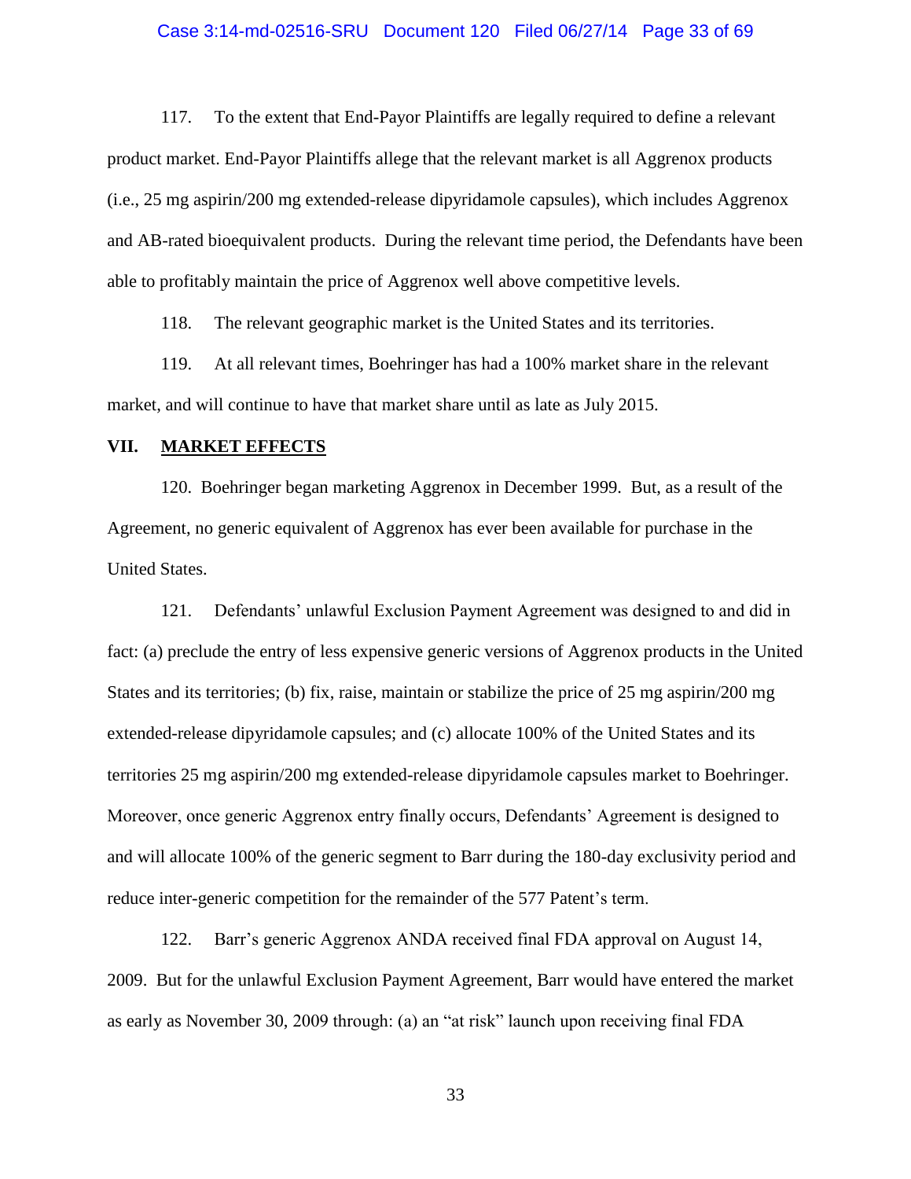117. To the extent that End-Payor Plaintiffs are legally required to define a relevant product market. End-Payor Plaintiffs allege that the relevant market is all Aggrenox products (i.e., 25 mg aspirin/200 mg extended-release dipyridamole capsules), which includes Aggrenox and AB-rated bioequivalent products. During the relevant time period, the Defendants have been able to profitably maintain the price of Aggrenox well above competitive levels.

118. The relevant geographic market is the United States and its territories.

119. At all relevant times, Boehringer has had a 100% market share in the relevant market, and will continue to have that market share until as late as July 2015.

## VII. MARKET EFFECTS

120. Boehringer began marketing Aggrenox in December 1999. But, as a result of the Agreement, no generic equivalent of Aggrenox has ever been available for purchase in the United States.

121. Defendants' unlawful Exclusion Payment Agreement was designed to and did in fact: (a) preclude the entry of less expensive generic versions of Aggrenox products in the United States and its territories; (b) fix, raise, maintain or stabilize the price of 25 mg aspirin/200 mg extended-release dipyridamole capsules; and (c) allocate 100% of the United States and its territories 25 mg aspirin/200 mg extended-release dipyridamole capsules market to Boehringer. Moreover, once generic Aggrenox entry finally occurs, Defendants' Agreement is designed to and will allocate 100% of the generic segment to Barr during the 180-day exclusivity period and reduce inter-generic competition for the remainder of the 577 Patent's term.

122. Barr's generic Aggrenox ANDA received final FDA approval on August 14, 2009. But for the unlawful Exclusion Payment Agreement, Barr would have entered the market as early as November 30, 2009 through: (a) an "at risk" launch upon receiving final FDA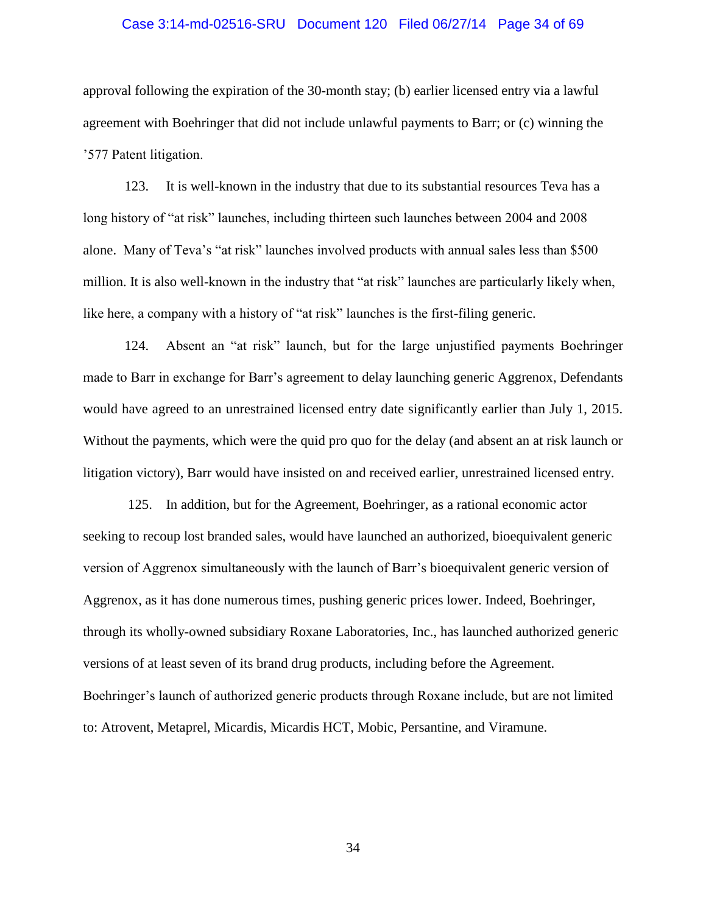approval following the expiration of the 30-month stay; (b) earlier licensed entry via a lawful agreement with Boehringer that did not include unlawful payments to Barr; or (c) winning the '577 Patent litigation.

123. It is well-known in the industry that due to its substantial resources Teva has a long history of "at risk" launches, including thirteen such launches between 2004 and 2008 alone. Many of Teva's "at risk" launches involved products with annual sales less than $500 million. It is also well-known in the industry that "at risk" launches are particularly likely when, like here, a company with a history of "at risk" launches is the first-filing generic.

124. Absent an "at risk" launch, but for the large unjustified payments Boehringer made to Barr in exchange for Barr's agreement to delay launching generic Aggrenox, Defendants would have agreed to an unrestrained licensed entry date significantly earlier than July 1, 2015. Without the payments, which were the quid pro quo for the delay (and absent an at risk launch or litigation victory), Barr would have insisted on and received earlier, unrestrained licensed entry.

125. In addition, but for the Agreement, Boehringer, as a rational economic actor seeking to recoup lost branded sales, would have launched an authorized, bioequivalent generic version of Aggrenox simultaneously with the launch of Barr's bioequivalent generic version of Aggrenox, as it has done numerous times, pushing generic prices lower. Indeed, Boehringer, through its wholly-owned subsidiary Roxane Laboratories, Inc., has launched authorized generic versions of at least seven of its brand drug products, including before the Agreement. Boehringer's launch of authorized generic products through Roxane include, but are not limited to: Atrovent, Metaprel, Micardis, Micardis HCT, Mobic, Persantine, and Viramune.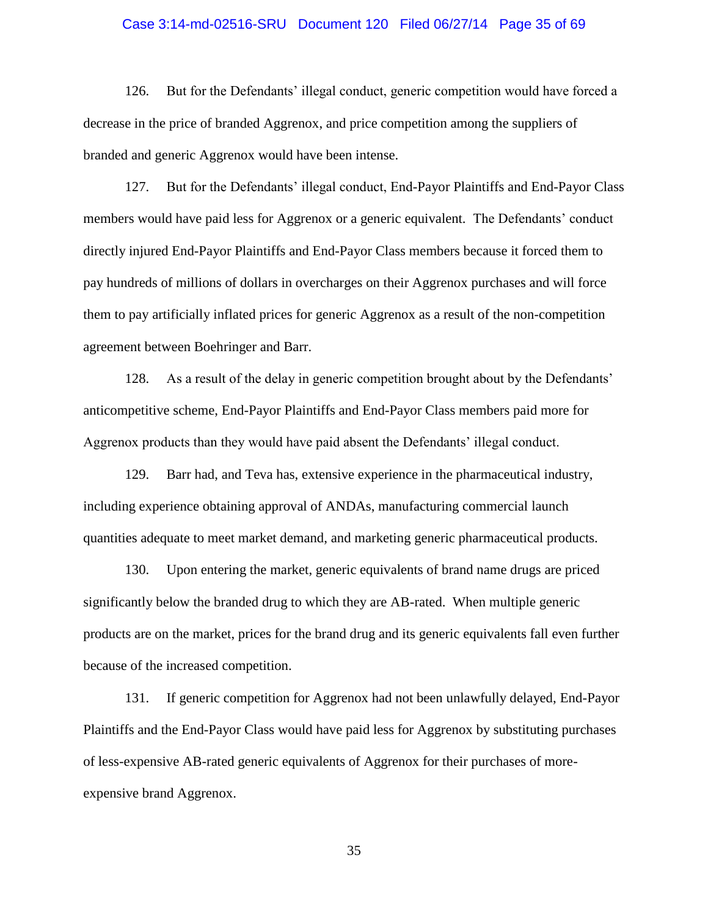126. But for the Defendants' illegal conduct, generic competition would have forced a decrease in the price of branded Aggrenox, and price competition among the suppliers of branded and generic Aggrenox would have been intense.

127. But for the Defendants' illegal conduct, End-Payor Plaintiffs and End-Payor Class members would have paid less for Aggrenox or a generic equivalent. The Defendants' conduct directly injured End-Payor Plaintiffs and End-Payor Class members because it forced them to pay hundreds of millions of dollars in overcharges on their Aggrenox purchases and will force them to pay artificially inflated prices for generic Aggrenox as a result of the non-competition agreement between Boehringer and Barr.

128. As a result of the delay in generic competition brought about by the Defendants' anticompetitive scheme, End-Payor Plaintiffs and End-Payor Class members paid more for Aggrenox products than they would have paid absent the Defendants' illegal conduct.

129. Barr had, and Teva has, extensive experience in the pharmaceutical industry, including experience obtaining approval of ANDAs, manufacturing commercial launch quantities adequate to meet market demand, and marketing generic pharmaceutical products.

130. Upon entering the market, generic equivalents of brand name drugs are priced significantly below the branded drug to which they are AB-rated. When multiple generic products are on the market, prices for the brand drug and its generic equivalents fall even further because of the increased competition.

131. If generic competition for Aggrenox had not been unlawfully delayed, End-Payor Plaintiffs and the End-Payor Class would have paid less for Aggrenox by substituting purchases of less-expensive AB-rated generic equivalents of Aggrenox for their purchases of more-expensive brand Aggrenox.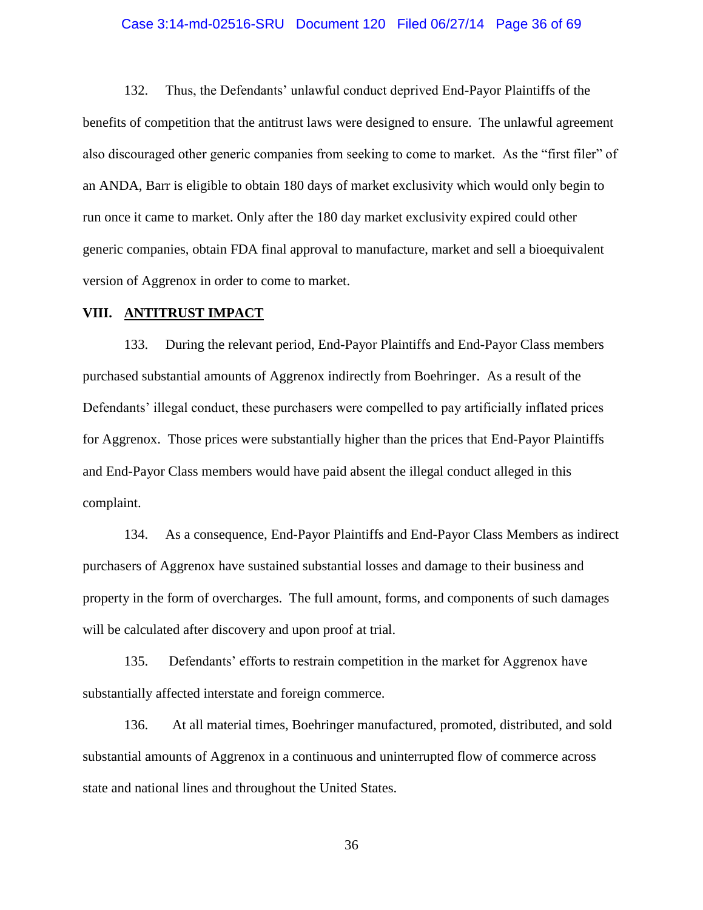132. Thus, the Defendants' unlawful conduct deprived End-Payor Plaintiffs of the benefits of competition that the antitrust laws were designed to ensure. The unlawful agreement also discouraged other generic companies from seeking to come to market. As the "first filer" of an ANDA, Barr is eligible to obtain 180 days of market exclusivity which would only begin to run once it came to market. Only after the 180 day market exclusivity expired could other generic companies, obtain FDA final approval to manufacture, market and sell a bioequivalent version of Aggrenox in order to come to market.

## VIII. ANTITRUST IMPACT

133. During the relevant period, End-Payor Plaintiffs and End-Payor Class members purchased substantial amounts of Aggrenox indirectly from Boehringer. As a result of the Defendants' illegal conduct, these purchasers were compelled to pay artificially inflated prices for Aggrenox. Those prices were substantially higher than the prices that End-Payor Plaintiffs and End-Payor Class members would have paid absent the illegal conduct alleged in this complaint.

134. As a consequence, End-Payor Plaintiffs and End-Payor Class Members as indirect purchasers of Aggrenox have sustained substantial losses and damage to their business and property in the form of overcharges. The full amount, forms, and components of such damages will be calculated after discovery and upon proof at trial.

135. Defendants' efforts to restrain competition in the market for Aggrenox have substantially affected interstate and foreign commerce.

136. At all material times, Boehringer manufactured, promoted, distributed, and sold substantial amounts of Aggrenox in a continuous and uninterrupted flow of commerce across state and national lines and throughout the United States.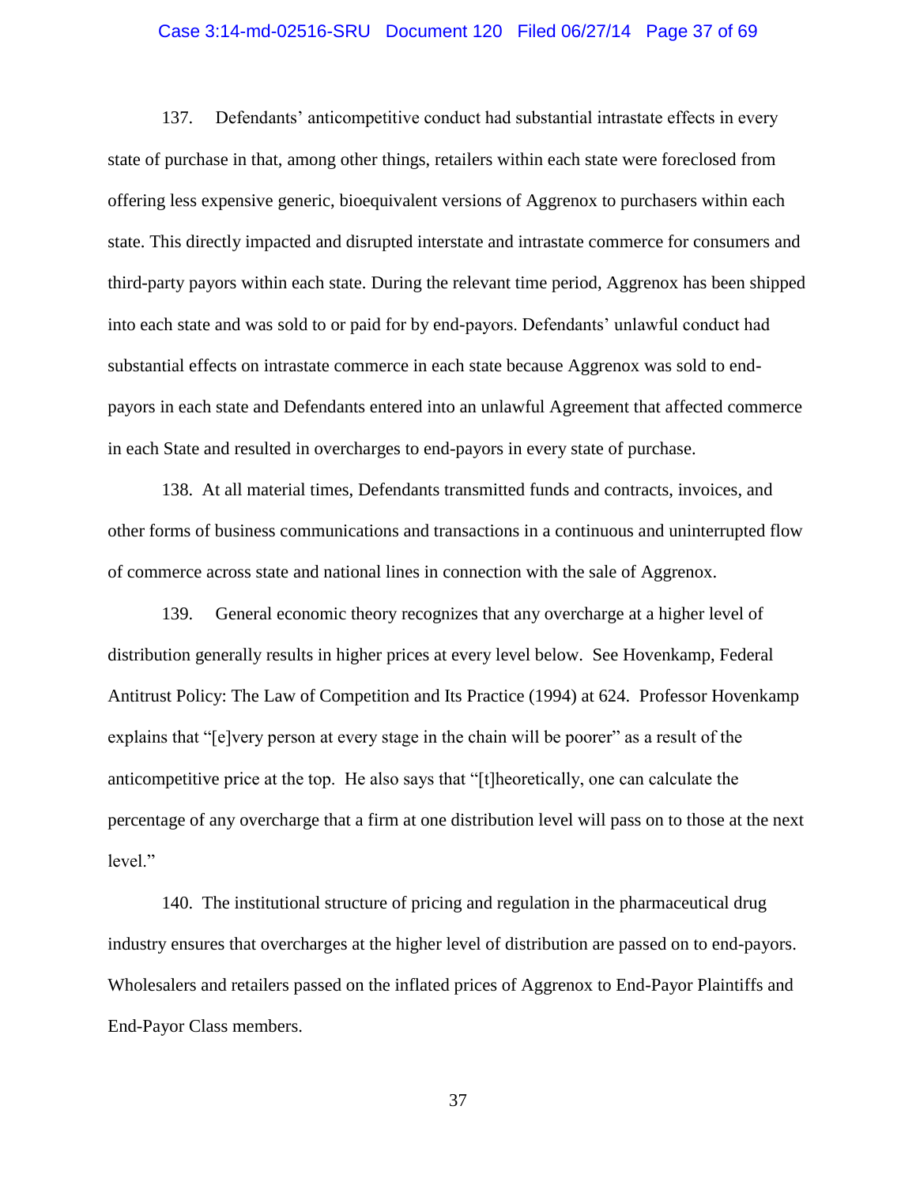137. Defendants' anticompetitive conduct had substantial intrastate effects in every state of purchase in that, among other things, retailers within each state were foreclosed from offering less expensive generic, bioequivalent versions of Aggrenox to purchasers within each state. This directly impacted and disrupted interstate and intrastate commerce for consumers and third-party payors within each state. During the relevant time period, Aggrenox has been shipped into each state and was sold to or paid for by end-payors. Defendants' unlawful conduct had substantial effects on intrastate commerce in each state because Aggrenox was sold to end-payors in each state and Defendants entered into an unlawful Agreement that affected commerce in each State and resulted in overcharges to end-payors in every state of purchase.

138. At all material times, Defendants transmitted funds and contracts, invoices, and other forms of business communications and transactions in a continuous and uninterrupted flow of commerce across state and national lines in connection with the sale of Aggrenox.

139. General economic theory recognizes that any overcharge at a higher level of distribution generally results in higher prices at every level below. See Hovenkamp, Federal Antitrust Policy: The Law of Competition and Its Practice (1994) at 624. Professor Hovenkamp explains that "[e]very person at every stage in the chain will be poorer" as a result of the anticompetitive price at the top. He also says that "[t]heoretically, one can calculate the percentage of any overcharge that a firm at one distribution level will pass on to those at the next level."

140. The institutional structure of pricing and regulation in the pharmaceutical drug industry ensures that overcharges at the higher level of distribution are passed on to end-payors. Wholesalers and retailers passed on the inflated prices of Aggrenox to End-Payor Plaintiffs and End-Payor Class members.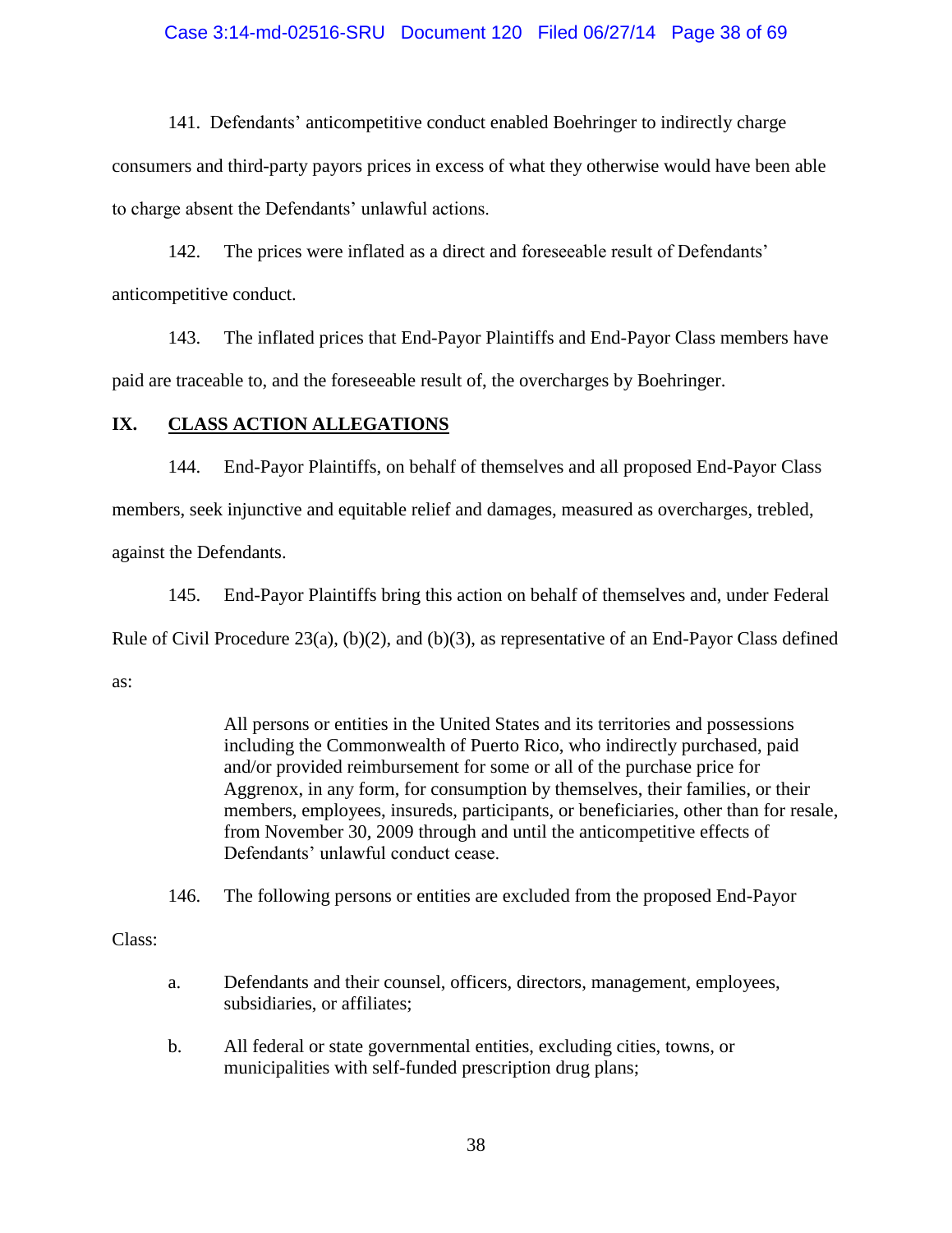141. Defendants' anticompetitive conduct enabled Boehringer to indirectly charge consumers and third-party payors prices in excess of what they otherwise would have been able to charge absent the Defendants' unlawful actions.

142. The prices were inflated as a direct and foreseeable result of Defendants' anticompetitive conduct.

143. The inflated prices that End-Payor Plaintiffs and End-Payor Class members have paid are traceable to, and the foreseeable result of, the overcharges by Boehringer.

## IX. CLASS ACTION ALLEGATIONS

144. End-Payor Plaintiffs, on behalf of themselves and all proposed End-Payor Class members, seek injunctive and equitable relief and damages, measured as overcharges, trebled, against the Defendants.

145. End-Payor Plaintiffs bring this action on behalf of themselves and, under Federal Rule of Civil Procedure 23(a), (b)(2), and (b)(3), as representative of an End-Payor Class defined as:

> All persons or entities in the United States and its territories and possessions including the Commonwealth of Puerto Rico, who indirectly purchased, paid and/or provided reimbursement for some or all of the purchase price for Aggrenox, in any form, for consumption by themselves, their families, or their members, employees, insureds, participants, or beneficiaries, other than for resale, from November 30, 2009 through and until the anticompetitive effects of Defendants' unlawful conduct cease.

146. The following persons or entities are excluded from the proposed End-Payor Class:

a. Defendants and their counsel, officers, directors, management, employees, subsidiaries, or affiliates;

b. All federal or state governmental entities, excluding cities, towns, or municipalities with self-funded prescription drug plans;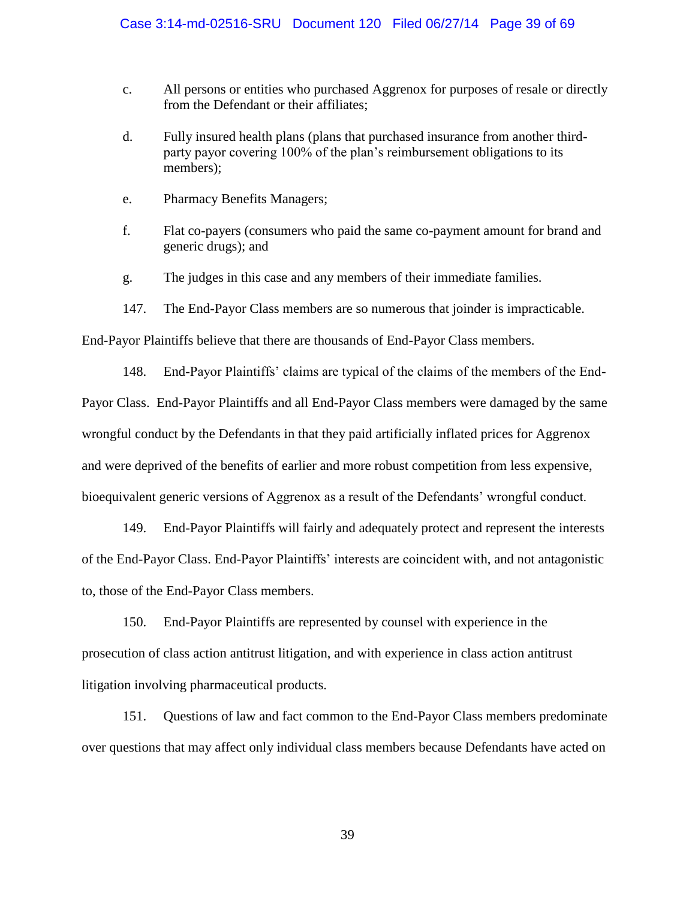c. All persons or entities who purchased Aggrenox for purposes of resale or directly from the Defendant or their affiliates;

d. Fully insured health plans (plans that purchased insurance from another third-party payor covering 100% of the plan's reimbursement obligations to its members);

e. Pharmacy Benefits Managers;

f. Flat co-payers (consumers who paid the same co-payment amount for brand and generic drugs); and

g. The judges in this case and any members of their immediate families.

147. The End-Payor Class members are so numerous that joinder is impracticable. End-Payor Plaintiffs believe that there are thousands of End-Payor Class members.

148. End-Payor Plaintiffs' claims are typical of the claims of the members of the End-Payor Class. End-Payor Plaintiffs and all End-Payor Class members were damaged by the same wrongful conduct by the Defendants in that they paid artificially inflated prices for Aggrenox and were deprived of the benefits of earlier and more robust competition from less expensive, bioequivalent generic versions of Aggrenox as a result of the Defendants' wrongful conduct.

149. End-Payor Plaintiffs will fairly and adequately protect and represent the interests of the End-Payor Class. End-Payor Plaintiffs' interests are coincident with, and not antagonistic to, those of the End-Payor Class members.

150. End-Payor Plaintiffs are represented by counsel with experience in the prosecution of class action antitrust litigation, and with experience in class action antitrust litigation involving pharmaceutical products.

151. Questions of law and fact common to the End-Payor Class members predominate over questions that may affect only individual class members because Defendants have acted on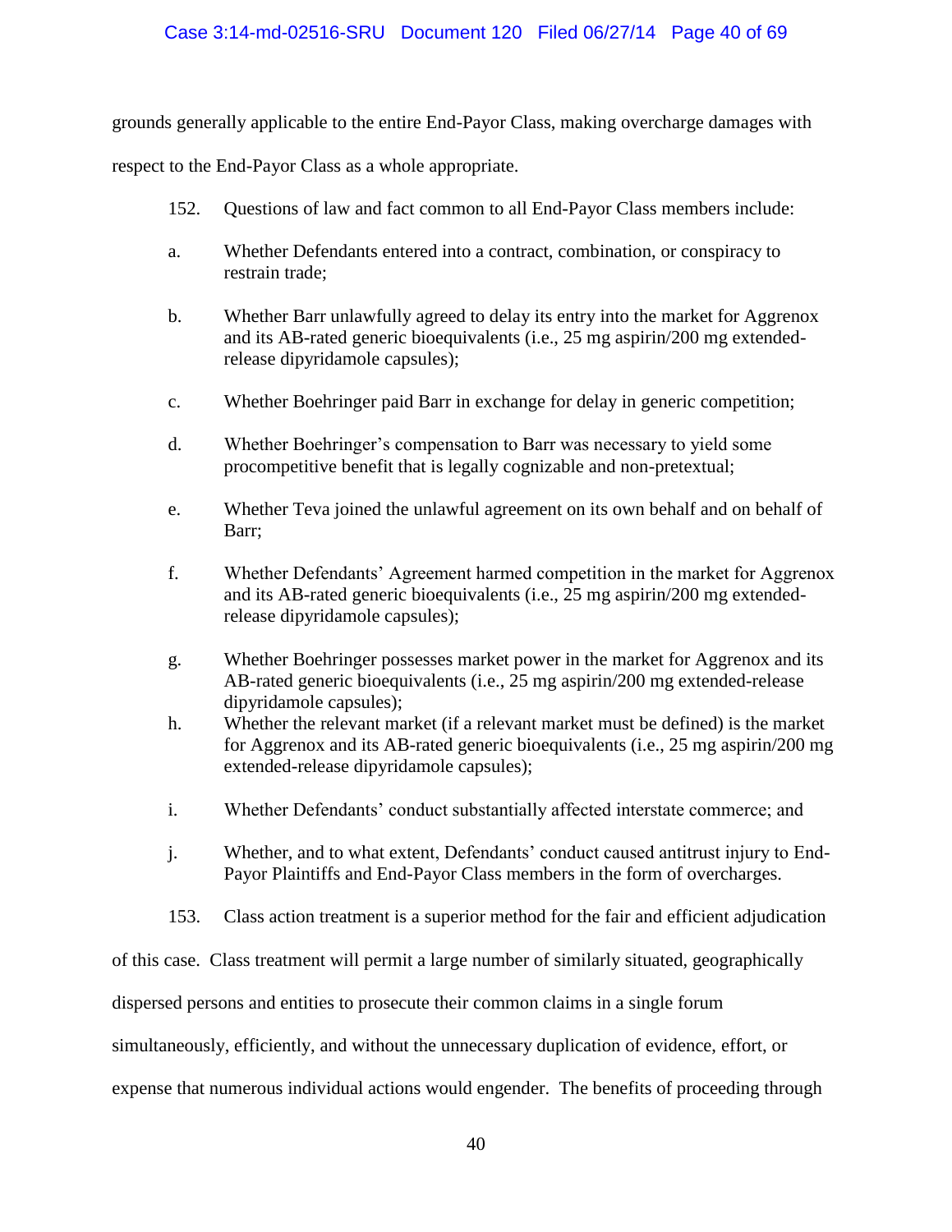grounds generally applicable to the entire End-Payor Class, making overcharge damages with respect to the End-Payor Class as a whole appropriate.

152. Questions of law and fact common to all End-Payor Class members include:

a. Whether Defendants entered into a contract, combination, or conspiracy to restrain trade;

b. Whether Barr unlawfully agreed to delay its entry into the market for Aggrenox and its AB-rated generic bioequivalents (i.e., 25 mg aspirin/200 mg extended-release dipyridamole capsules);

c. Whether Boehringer paid Barr in exchange for delay in generic competition;

d. Whether Boehringer's compensation to Barr was necessary to yield some procompetitive benefit that is legally cognizable and non-pretextual;

e. Whether Teva joined the unlawful agreement on its own behalf and on behalf of Barr;

f. Whether Defendants' Agreement harmed competition in the market for Aggrenox and its AB-rated generic bioequivalents (i.e., 25 mg aspirin/200 mg extended-release dipyridamole capsules);

g. Whether Boehringer possesses market power in the market for Aggrenox and its AB-rated generic bioequivalents (i.e., 25 mg aspirin/200 mg extended-release dipyridamole capsules);

h. Whether the relevant market (if a relevant market must be defined) is the market for Aggrenox and its AB-rated generic bioequivalents (i.e., 25 mg aspirin/200 mg extended-release dipyridamole capsules);

i. Whether Defendants' conduct substantially affected interstate commerce; and

j. Whether, and to what extent, Defendants' conduct caused antitrust injury to End-Payor Plaintiffs and End-Payor Class members in the form of overcharges.

153. Class action treatment is a superior method for the fair and efficient adjudication of this case. Class treatment will permit a large number of similarly situated, geographically dispersed persons and entities to prosecute their common claims in a single forum simultaneously, efficiently, and without the unnecessary duplication of evidence, effort, or expense that numerous individual actions would engender. The benefits of proceeding through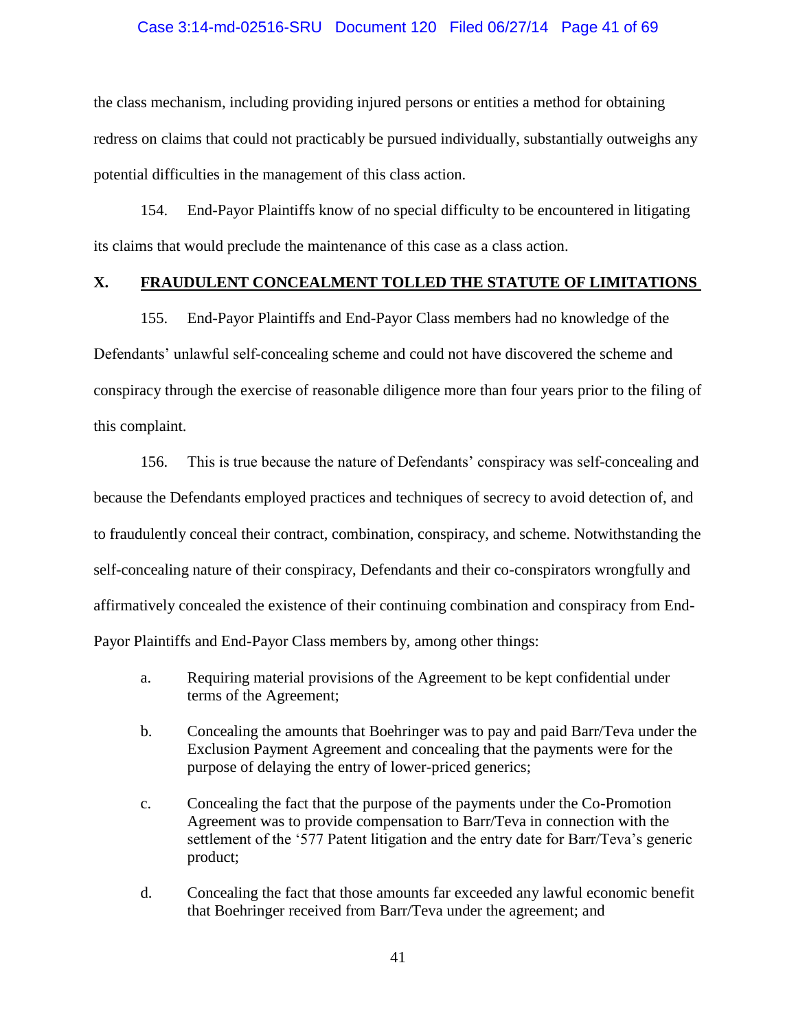the class mechanism, including providing injured persons or entities a method for obtaining redress on claims that could not practicably be pursued individually, substantially outweighs any potential difficulties in the management of this class action.

154. End-Payor Plaintiffs know of no special difficulty to be encountered in litigating its claims that would preclude the maintenance of this case as a class action.

## X. FRAUDULENT CONCEALMENT TOLLED THE STATUTE OF LIMITATIONS

155. End-Payor Plaintiffs and End-Payor Class members had no knowledge of the Defendants' unlawful self-concealing scheme and could not have discovered the scheme and conspiracy through the exercise of reasonable diligence more than four years prior to the filing of this complaint.

156. This is true because the nature of Defendants' conspiracy was self-concealing and because the Defendants employed practices and techniques of secrecy to avoid detection of, and to fraudulently conceal their contract, combination, conspiracy, and scheme. Notwithstanding the self-concealing nature of their conspiracy, Defendants and their co-conspirators wrongfully and affirmatively concealed the existence of their continuing combination and conspiracy from End-Payor Plaintiffs and End-Payor Class members by, among other things:

a. Requiring material provisions of the Agreement to be kept confidential under terms of the Agreement;

b. Concealing the amounts that Boehringer was to pay and paid Barr/Teva under the Exclusion Payment Agreement and concealing that the payments were for the purpose of delaying the entry of lower-priced generics;

c. Concealing the fact that the purpose of the payments under the Co-Promotion Agreement was to provide compensation to Barr/Teva in connection with the settlement of the '577 Patent litigation and the entry date for Barr/Teva's generic product;

d. Concealing the fact that those amounts far exceeded any lawful economic benefit that Boehringer received from Barr/Teva under the agreement; and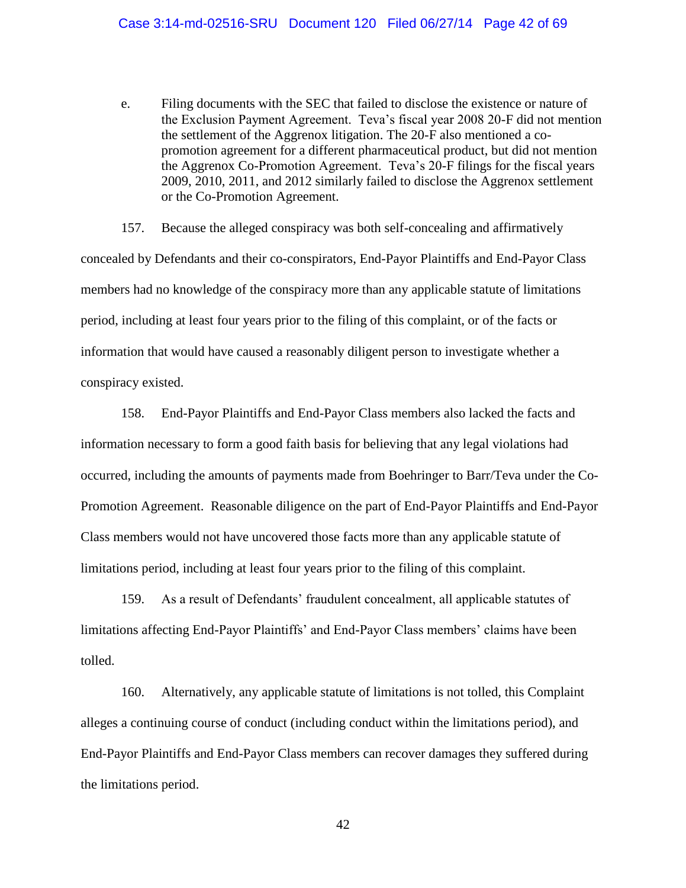e. Filing documents with the SEC that failed to disclose the existence or nature of the Exclusion Payment Agreement. Teva's fiscal year 2008 20-F did not mention the settlement of the Aggrenox litigation. The 20-F also mentioned a co-promotion agreement for a different pharmaceutical product, but did not mention the Aggrenox Co-Promotion Agreement. Teva's 20-F filings for the fiscal years 2009, 2010, 2011, and 2012 similarly failed to disclose the Aggrenox settlement or the Co-Promotion Agreement.

157. Because the alleged conspiracy was both self-concealing and affirmatively concealed by Defendants and their co-conspirators, End-Payor Plaintiffs and End-Payor Class members had no knowledge of the conspiracy more than any applicable statute of limitations period, including at least four years prior to the filing of this complaint, or of the facts or information that would have caused a reasonably diligent person to investigate whether a conspiracy existed.

158. End-Payor Plaintiffs and End-Payor Class members also lacked the facts and information necessary to form a good faith basis for believing that any legal violations had occurred, including the amounts of payments made from Boehringer to Barr/Teva under the Co-Promotion Agreement. Reasonable diligence on the part of End-Payor Plaintiffs and End-Payor Class members would not have uncovered those facts more than any applicable statute of limitations period, including at least four years prior to the filing of this complaint.

159. As a result of Defendants' fraudulent concealment, all applicable statutes of limitations affecting End-Payor Plaintiffs' and End-Payor Class members' claims have been tolled.

160. Alternatively, any applicable statute of limitations is not tolled, this Complaint alleges a continuing course of conduct (including conduct within the limitations period), and End-Payor Plaintiffs and End-Payor Class members can recover damages they suffered during the limitations period.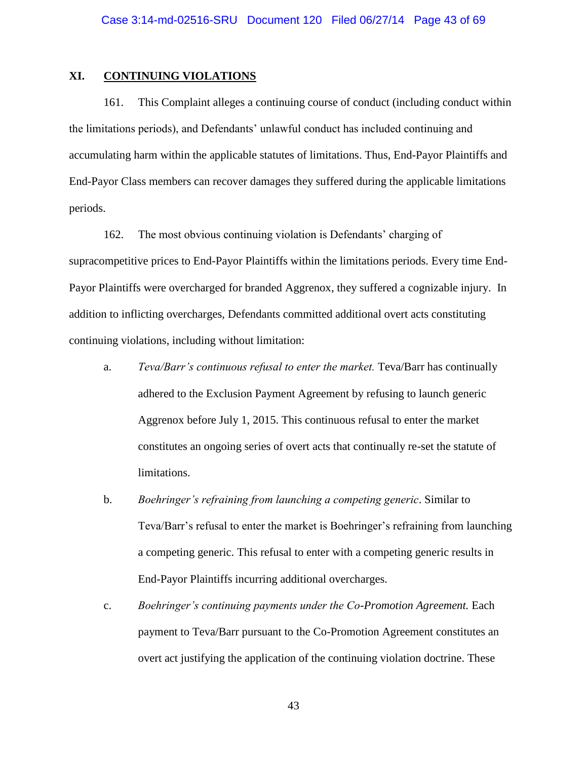## XI. CONTINUING VIOLATIONS

161. This Complaint alleges a continuing course of conduct (including conduct within the limitations periods), and Defendants' unlawful conduct has included continuing and accumulating harm within the applicable statutes of limitations. Thus, End-Payor Plaintiffs and End-Payor Class members can recover damages they suffered during the applicable limitations periods.

162. The most obvious continuing violation is Defendants' charging of supracompetitive prices to End-Payor Plaintiffs within the limitations periods. Every time End-Payor Plaintiffs were overcharged for branded Aggrenox, they suffered a cognizable injury. In addition to inflicting overcharges, Defendants committed additional overt acts constituting continuing violations, including without limitation:

a. *Teva/Barr's continuous refusal to enter the market.* Teva/Barr has continually adhered to the Exclusion Payment Agreement by refusing to launch generic Aggrenox before July 1, 2015. This continuous refusal to enter the market constitutes an ongoing series of overt acts that continually re-set the statute of limitations.

b. *Boehringer's refraining from launching a competing generic*. Similar to Teva/Barr's refusal to enter the market is Boehringer's refraining from launching a competing generic. This refusal to enter with a competing generic results in End-Payor Plaintiffs incurring additional overcharges.

c. *Boehringer's continuing payments under the Co-Promotion Agreement.* Each payment to Teva/Barr pursuant to the Co-Promotion Agreement constitutes an overt act justifying the application of the continuing violation doctrine. These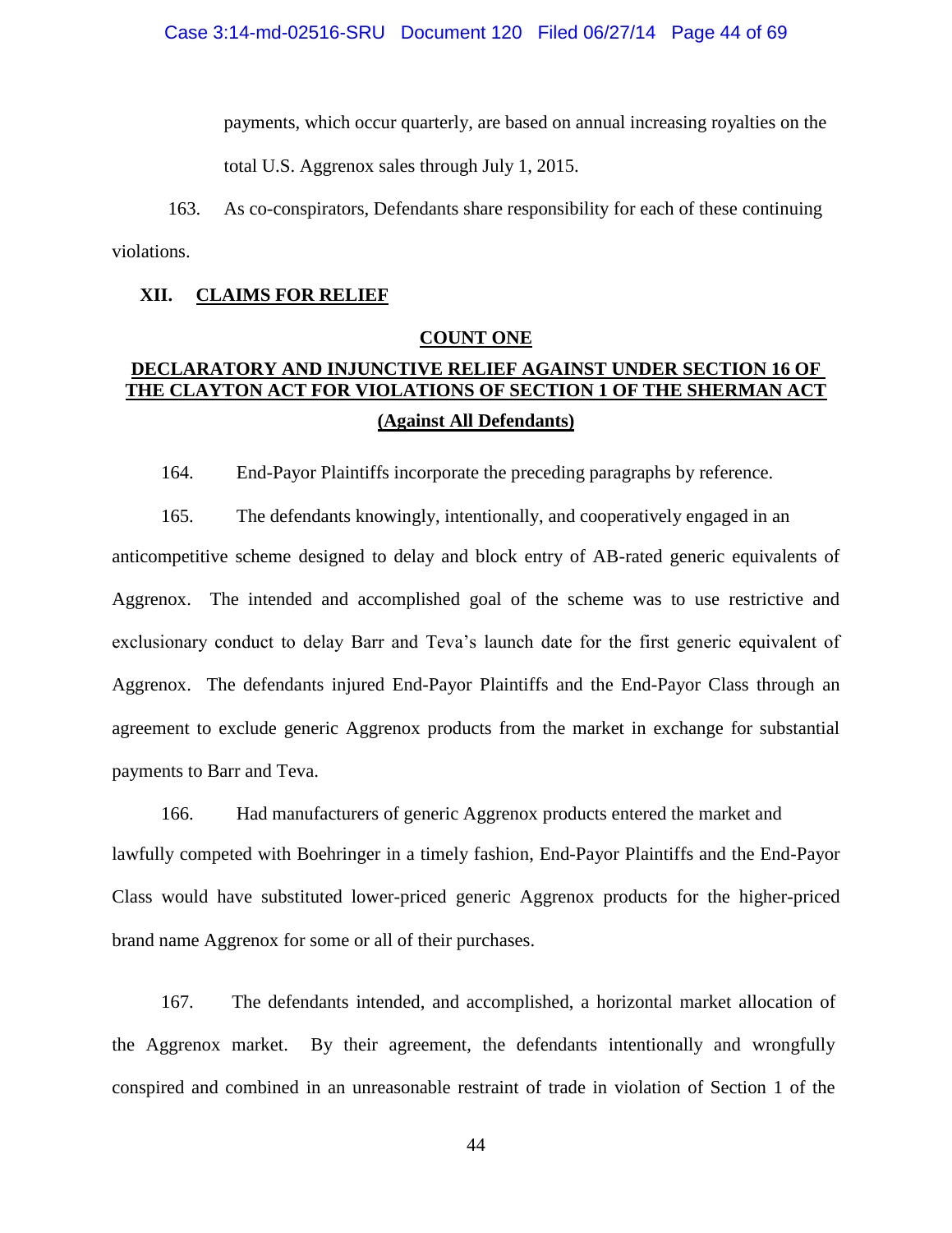payments, which occur quarterly, are based on annual increasing royalties on the total U.S. Aggrenox sales through July 1, 2015.

163. As co-conspirators, Defendants share responsibility for each of these continuing violations.

## XII. CLAIMS FOR RELIEF

### COUNT ONE

### DECLARATORY AND INJUNCTIVE RELIEF AGAINST UNDER SECTION 16 OF THE CLAYTON ACT FOR VIOLATIONS OF SECTION 1 OF THE SHERMAN ACT

**(Against All Defendants)**

164. End-Payor Plaintiffs incorporate the preceding paragraphs by reference.

165. The defendants knowingly, intentionally, and cooperatively engaged in an anticompetitive scheme designed to delay and block entry of AB-rated generic equivalents of Aggrenox. The intended and accomplished goal of the scheme was to use restrictive and exclusionary conduct to delay Barr and Teva's launch date for the first generic equivalent of Aggrenox. The defendants injured End-Payor Plaintiffs and the End-Payor Class through an agreement to exclude generic Aggrenox products from the market in exchange for substantial payments to Barr and Teva.

166. Had manufacturers of generic Aggrenox products entered the market and lawfully competed with Boehringer in a timely fashion, End-Payor Plaintiffs and the End-Payor Class would have substituted lower-priced generic Aggrenox products for the higher-priced brand name Aggrenox for some or all of their purchases.

167. The defendants intended, and accomplished, a horizontal market allocation of the Aggrenox market. By their agreement, the defendants intentionally and wrongfully conspired and combined in an unreasonable restraint of trade in violation of Section 1 of the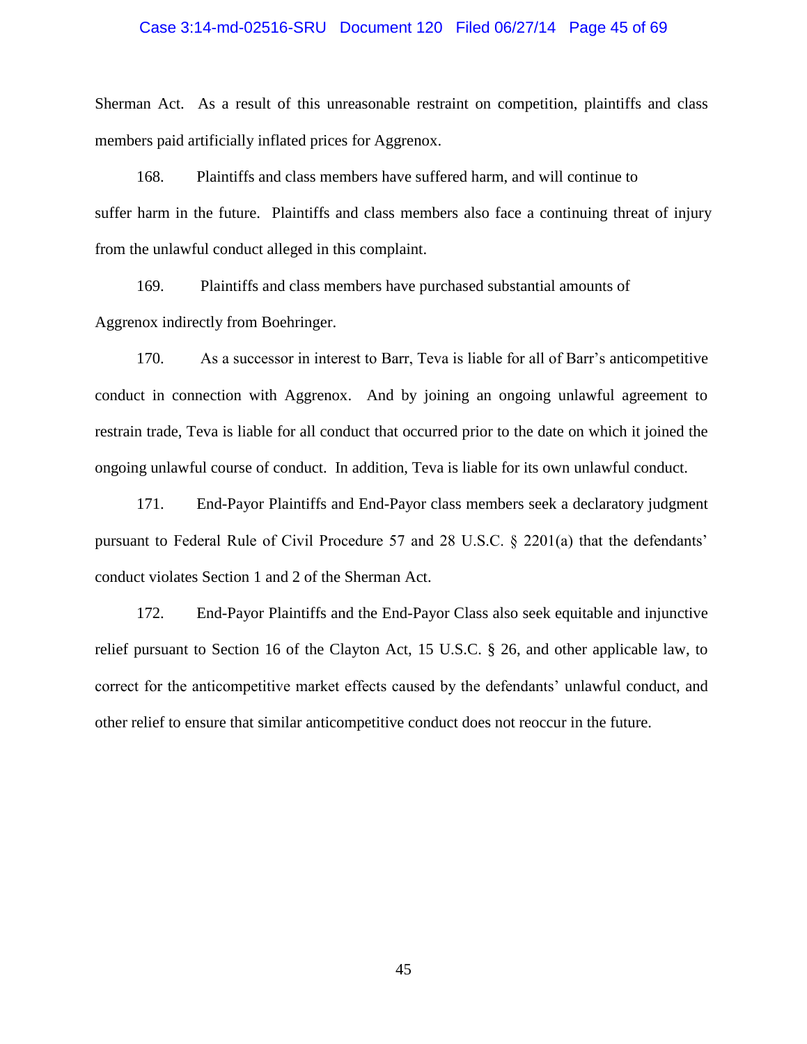Sherman Act. As a result of this unreasonable restraint on competition, plaintiffs and class members paid artificially inflated prices for Aggrenox.

168. Plaintiffs and class members have suffered harm, and will continue to suffer harm in the future. Plaintiffs and class members also face a continuing threat of injury from the unlawful conduct alleged in this complaint.

169. Plaintiffs and class members have purchased substantial amounts of Aggrenox indirectly from Boehringer.

170. As a successor in interest to Barr, Teva is liable for all of Barr's anticompetitive conduct in connection with Aggrenox. And by joining an ongoing unlawful agreement to restrain trade, Teva is liable for all conduct that occurred prior to the date on which it joined the ongoing unlawful course of conduct. In addition, Teva is liable for its own unlawful conduct.

171. End-Payor Plaintiffs and End-Payor class members seek a declaratory judgment pursuant to Federal Rule of Civil Procedure 57 and 28 U.S.C. § 2201(a) that the defendants' conduct violates Section 1 and 2 of the Sherman Act.

172. End-Payor Plaintiffs and the End-Payor Class also seek equitable and injunctive relief pursuant to Section 16 of the Clayton Act, 15 U.S.C. § 26, and other applicable law, to correct for the anticompetitive market effects caused by the defendants' unlawful conduct, and other relief to ensure that similar anticompetitive conduct does not reoccur in the future.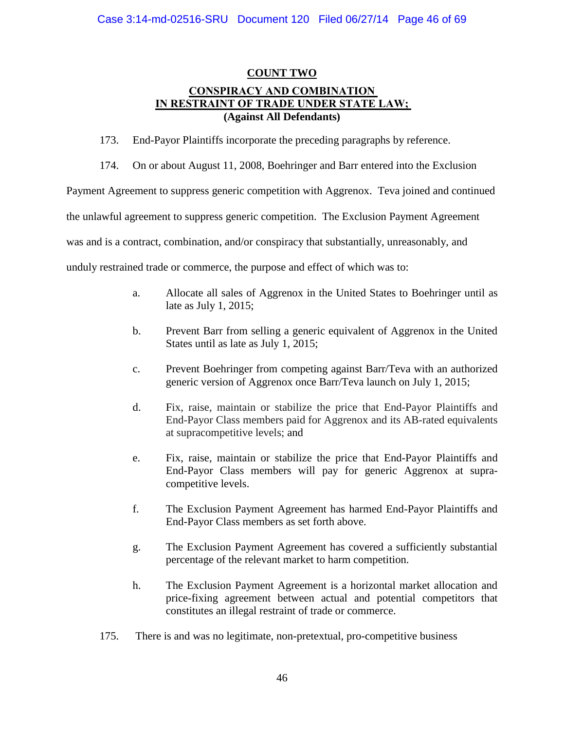## COUNT TWO

## CONSPIRACY AND COMBINATION IN RESTRAINT OF TRADE UNDER STATE LAW;

**(Against All Defendants)**

173. End-Payor Plaintiffs incorporate the preceding paragraphs by reference.

174. On or about August 11, 2008, Boehringer and Barr entered into the Exclusion Payment Agreement to suppress generic competition with Aggrenox. Teva joined and continued the unlawful agreement to suppress generic competition. The Exclusion Payment Agreement was and is a contract, combination, and/or conspiracy that substantially, unreasonably, and unduly restrained trade or commerce, the purpose and effect of which was to:

a. Allocate all sales of Aggrenox in the United States to Boehringer until as late as July 1, 2015;

b. Prevent Barr from selling a generic equivalent of Aggrenox in the United States until as late as July 1, 2015;

c. Prevent Boehringer from competing against Barr/Teva with an authorized generic version of Aggrenox once Barr/Teva launch on July 1, 2015;

d. Fix, raise, maintain or stabilize the price that End-Payor Plaintiffs and End-Payor Class members paid for Aggrenox and its AB-rated equivalents at supracompetitive levels; and

e. Fix, raise, maintain or stabilize the price that End-Payor Plaintiffs and End-Payor Class members will pay for generic Aggrenox at supra-competitive levels.

f. The Exclusion Payment Agreement has harmed End-Payor Plaintiffs and End-Payor Class members as set forth above.

g. The Exclusion Payment Agreement has covered a sufficiently substantial percentage of the relevant market to harm competition.

h. The Exclusion Payment Agreement is a horizontal market allocation and price-fixing agreement between actual and potential competitors that constitutes an illegal restraint of trade or commerce.

175. There is and was no legitimate, non-pretextual, pro-competitive business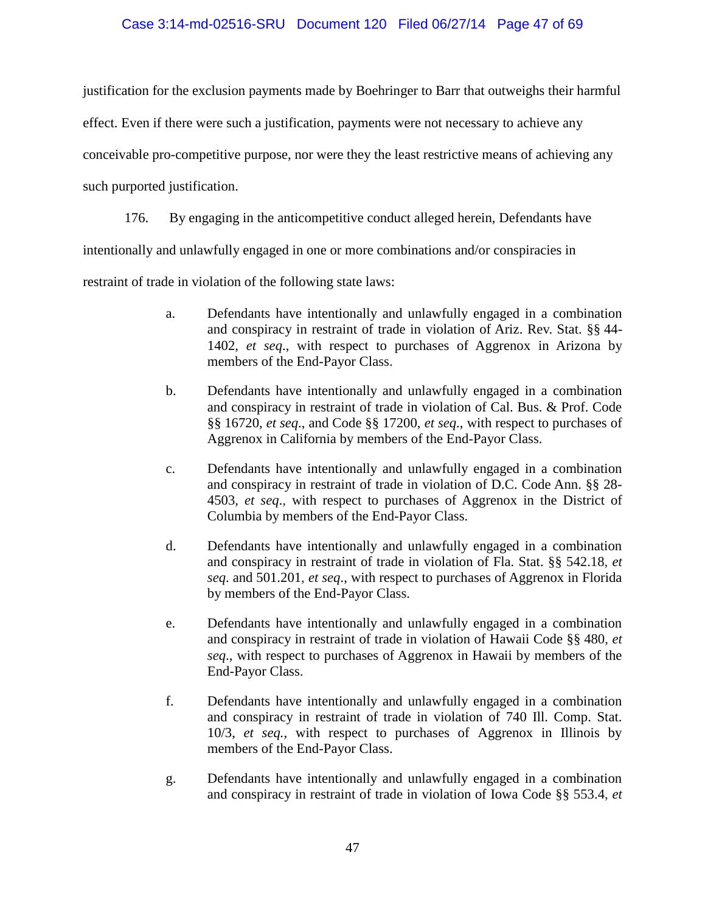justification for the exclusion payments made by Boehringer to Barr that outweighs their harmful effect. Even if there were such a justification, payments were not necessary to achieve any conceivable pro-competitive purpose, nor were they the least restrictive means of achieving any such purported justification.

176. By engaging in the anticompetitive conduct alleged herein, Defendants have intentionally and unlawfully engaged in one or more combinations and/or conspiracies in restraint of trade in violation of the following state laws:

a. Defendants have intentionally and unlawfully engaged in a combination and conspiracy in restraint of trade in violation of Ariz. Rev. Stat. §§ 44-1402, *et seq*., with respect to purchases of Aggrenox in Arizona by members of the End-Payor Class.

b. Defendants have intentionally and unlawfully engaged in a combination and conspiracy in restraint of trade in violation of Cal. Bus. & Prof. Code §§ 16720, *et seq*., and Code §§ 17200, *et seq*., with respect to purchases of Aggrenox in California by members of the End-Payor Class.

c. Defendants have intentionally and unlawfully engaged in a combination and conspiracy in restraint of trade in violation of D.C. Code Ann. §§ 28-4503, *et seq*., with respect to purchases of Aggrenox in the District of Columbia by members of the End-Payor Class.

d. Defendants have intentionally and unlawfully engaged in a combination and conspiracy in restraint of trade in violation of Fla. Stat. §§ 542.18, *et seq*. and 501.201, *et seq*., with respect to purchases of Aggrenox in Florida by members of the End-Payor Class.

e. Defendants have intentionally and unlawfully engaged in a combination and conspiracy in restraint of trade in violation of Hawaii Code §§ 480, *et seq*., with respect to purchases of Aggrenox in Hawaii by members of the End-Payor Class.

f. Defendants have intentionally and unlawfully engaged in a combination and conspiracy in restraint of trade in violation of 740 Ill. Comp. Stat. 10/3, *et seq.*, with respect to purchases of Aggrenox in Illinois by members of the End-Payor Class.

g. Defendants have intentionally and unlawfully engaged in a combination and conspiracy in restraint of trade in violation of Iowa Code §§ 553.4, *et*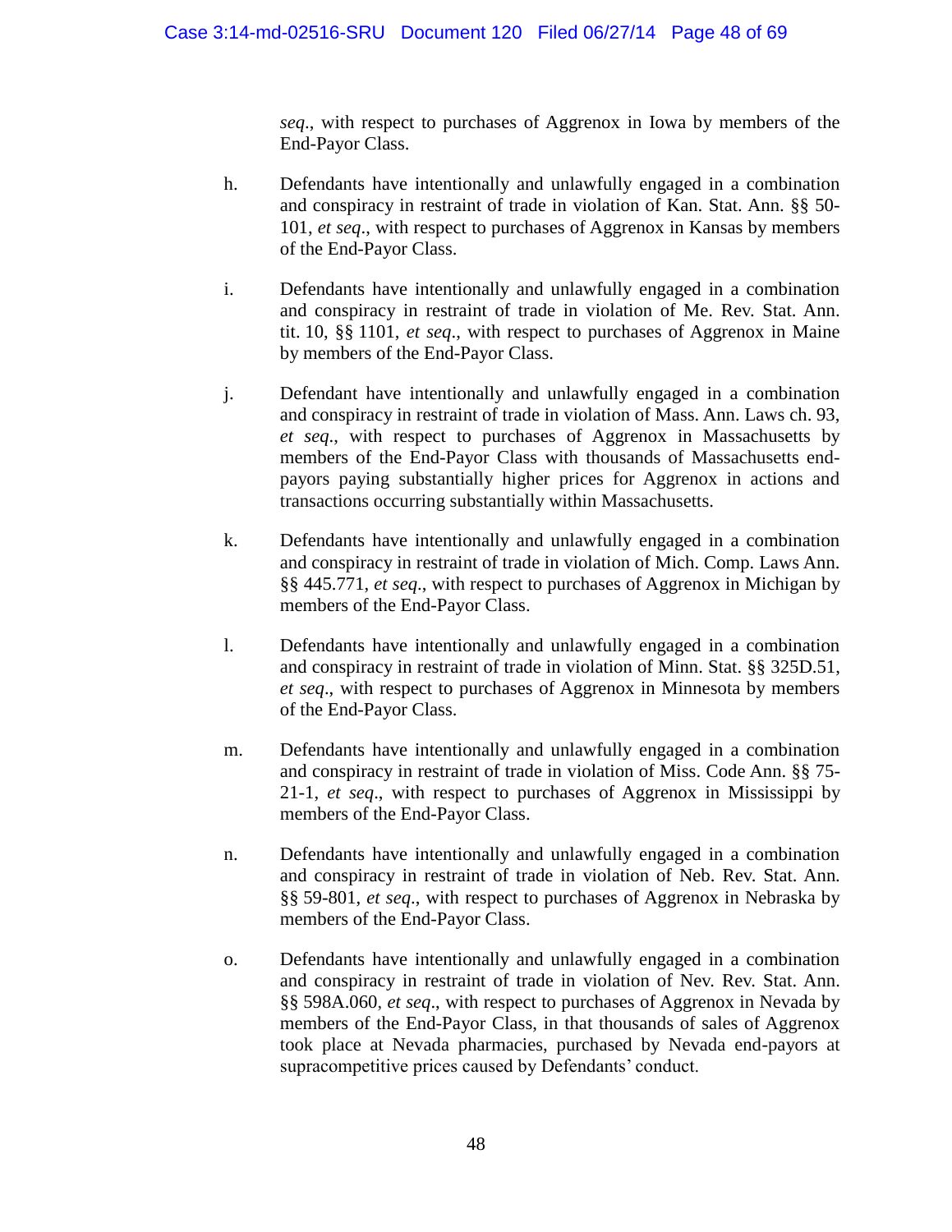*seq*., with respect to purchases of Aggrenox in Iowa by members of the End-Payor Class.

h. Defendants have intentionally and unlawfully engaged in a combination and conspiracy in restraint of trade in violation of Kan. Stat. Ann. §§ 50-101, *et seq*., with respect to purchases of Aggrenox in Kansas by members of the End-Payor Class.

i. Defendants have intentionally and unlawfully engaged in a combination and conspiracy in restraint of trade in violation of Me. Rev. Stat. Ann. tit. 10, §§ 1101, *et seq*., with respect to purchases of Aggrenox in Maine by members of the End-Payor Class.

j. Defendant have intentionally and unlawfully engaged in a combination and conspiracy in restraint of trade in violation of Mass. Ann. Laws ch. 93, *et seq*., with respect to purchases of Aggrenox in Massachusetts by members of the End-Payor Class with thousands of Massachusetts end-payors paying substantially higher prices for Aggrenox in actions and transactions occurring substantially within Massachusetts.

k. Defendants have intentionally and unlawfully engaged in a combination and conspiracy in restraint of trade in violation of Mich. Comp. Laws Ann. §§ 445.771, *et seq*., with respect to purchases of Aggrenox in Michigan by members of the End-Payor Class.

l. Defendants have intentionally and unlawfully engaged in a combination and conspiracy in restraint of trade in violation of Minn. Stat. §§ 325D.51, *et seq*., with respect to purchases of Aggrenox in Minnesota by members of the End-Payor Class.

m. Defendants have intentionally and unlawfully engaged in a combination and conspiracy in restraint of trade in violation of Miss. Code Ann. §§ 75-21-1, *et seq*., with respect to purchases of Aggrenox in Mississippi by members of the End-Payor Class.

n. Defendants have intentionally and unlawfully engaged in a combination and conspiracy in restraint of trade in violation of Neb. Rev. Stat. Ann. §§ 59-801, *et seq*., with respect to purchases of Aggrenox in Nebraska by members of the End-Payor Class.

o. Defendants have intentionally and unlawfully engaged in a combination and conspiracy in restraint of trade in violation of Nev. Rev. Stat. Ann. §§ 598A.060, *et seq*., with respect to purchases of Aggrenox in Nevada by members of the End-Payor Class, in that thousands of sales of Aggrenox took place at Nevada pharmacies, purchased by Nevada end-payors at supracompetitive prices caused by Defendants' conduct.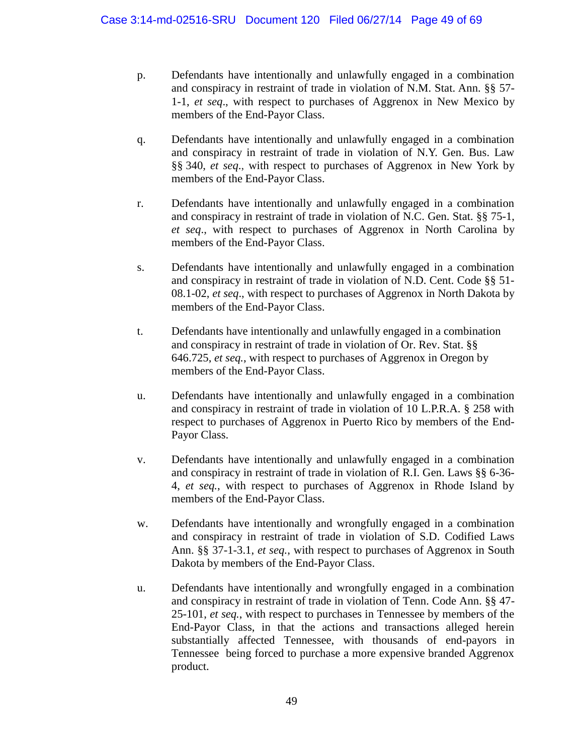p. Defendants have intentionally and unlawfully engaged in a combination and conspiracy in restraint of trade in violation of N.M. Stat. Ann. §§ 57-1-1, *et seq*., with respect to purchases of Aggrenox in New Mexico by members of the End-Payor Class.

q. Defendants have intentionally and unlawfully engaged in a combination and conspiracy in restraint of trade in violation of N.Y. Gen. Bus. Law §§ 340, *et seq*., with respect to purchases of Aggrenox in New York by members of the End-Payor Class.

r. Defendants have intentionally and unlawfully engaged in a combination and conspiracy in restraint of trade in violation of N.C. Gen. Stat. §§ 75-1, *et seq*., with respect to purchases of Aggrenox in North Carolina by members of the End-Payor Class.

s. Defendants have intentionally and unlawfully engaged in a combination and conspiracy in restraint of trade in violation of N.D. Cent. Code §§ 51-08.1-02, *et seq*., with respect to purchases of Aggrenox in North Dakota by members of the End-Payor Class.

t. Defendants have intentionally and unlawfully engaged in a combination and conspiracy in restraint of trade in violation of Or. Rev. Stat. §§ 646.725, *et seq.*, with respect to purchases of Aggrenox in Oregon by members of the End-Payor Class.

u. Defendants have intentionally and unlawfully engaged in a combination and conspiracy in restraint of trade in violation of 10 L.P.R.A. § 258 with respect to purchases of Aggrenox in Puerto Rico by members of the End-Payor Class.

v. Defendants have intentionally and unlawfully engaged in a combination and conspiracy in restraint of trade in violation of R.I. Gen. Laws §§ 6-36-4, *et seq.*, with respect to purchases of Aggrenox in Rhode Island by members of the End-Payor Class.

w. Defendants have intentionally and wrongfully engaged in a combination and conspiracy in restraint of trade in violation of S.D. Codified Laws Ann. §§ 37-1-3.1, *et seq.*, with respect to purchases of Aggrenox in South Dakota by members of the End-Payor Class.

u. Defendants have intentionally and wrongfully engaged in a combination and conspiracy in restraint of trade in violation of Tenn. Code Ann. §§ 47-25-101, *et seq.*, with respect to purchases in Tennessee by members of the End-Payor Class, in that the actions and transactions alleged herein substantially affected Tennessee, with thousands of end-payors in Tennessee being forced to purchase a more expensive branded Aggrenox product.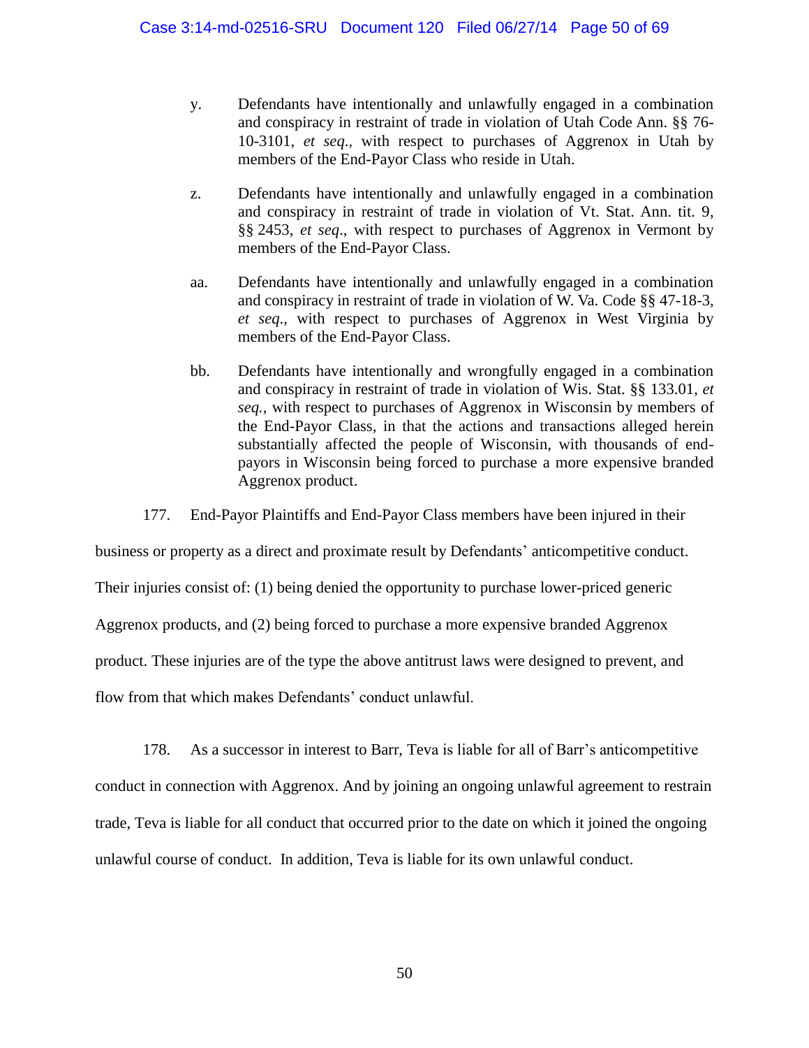y. Defendants have intentionally and unlawfully engaged in a combination and conspiracy in restraint of trade in violation of Utah Code Ann. §§ 76-10-3101, *et seq*., with respect to purchases of Aggrenox in Utah by members of the End-Payor Class who reside in Utah.

z. Defendants have intentionally and unlawfully engaged in a combination and conspiracy in restraint of trade in violation of Vt. Stat. Ann. tit. 9, §§ 2453, *et seq*., with respect to purchases of Aggrenox in Vermont by members of the End-Payor Class.

aa. Defendants have intentionally and unlawfully engaged in a combination and conspiracy in restraint of trade in violation of W. Va. Code §§ 47-18-3, *et seq*., with respect to purchases of Aggrenox in West Virginia by members of the End-Payor Class.

bb. Defendants have intentionally and wrongfully engaged in a combination and conspiracy in restraint of trade in violation of Wis. Stat. §§ 133.01, *et seq.*, with respect to purchases of Aggrenox in Wisconsin by members of the End-Payor Class, in that the actions and transactions alleged herein substantially affected the people of Wisconsin, with thousands of end-payors in Wisconsin being forced to purchase a more expensive branded Aggrenox product.

177. End-Payor Plaintiffs and End-Payor Class members have been injured in their business or property as a direct and proximate result by Defendants' anticompetitive conduct. Their injuries consist of: (1) being denied the opportunity to purchase lower-priced generic Aggrenox products, and (2) being forced to purchase a more expensive branded Aggrenox product. These injuries are of the type the above antitrust laws were designed to prevent, and flow from that which makes Defendants' conduct unlawful.

178. As a successor in interest to Barr, Teva is liable for all of Barr's anticompetitive conduct in connection with Aggrenox. And by joining an ongoing unlawful agreement to restrain trade, Teva is liable for all conduct that occurred prior to the date on which it joined the ongoing unlawful course of conduct. In addition, Teva is liable for its own unlawful conduct.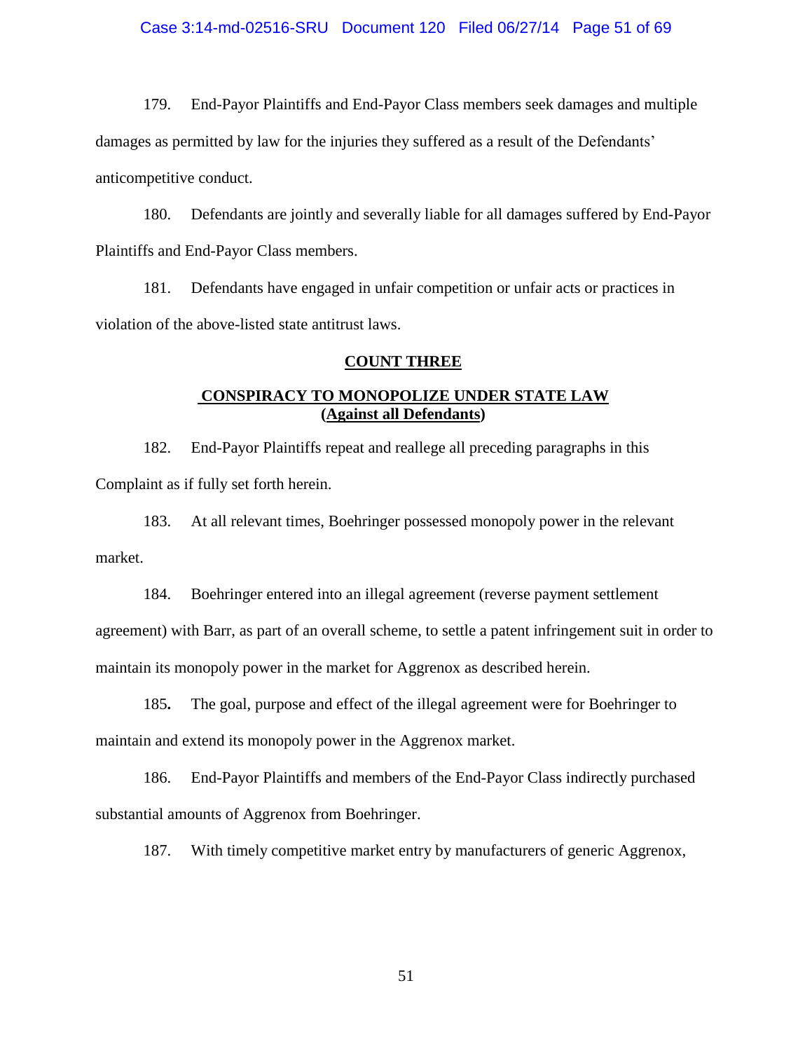179. End-Payor Plaintiffs and End-Payor Class members seek damages and multiple damages as permitted by law for the injuries they suffered as a result of the Defendants' anticompetitive conduct.

180. Defendants are jointly and severally liable for all damages suffered by End-Payor Plaintiffs and End-Payor Class members.

181. Defendants have engaged in unfair competition or unfair acts or practices in violation of the above-listed state antitrust laws.

## COUNT THREE

## CONSPIRACY TO MONOPOLIZE UNDER STATE LAW (Against all Defendants)

182. End-Payor Plaintiffs repeat and reallege all preceding paragraphs in this Complaint as if fully set forth herein.

183. At all relevant times, Boehringer possessed monopoly power in the relevant market.

184. Boehringer entered into an illegal agreement (reverse payment settlement agreement) with Barr, as part of an overall scheme, to settle a patent infringement suit in order to maintain its monopoly power in the market for Aggrenox as described herein.

185. The goal, purpose and effect of the illegal agreement were for Boehringer to maintain and extend its monopoly power in the Aggrenox market.

186. End-Payor Plaintiffs and members of the End-Payor Class indirectly purchased substantial amounts of Aggrenox from Boehringer.

187. With timely competitive market entry by manufacturers of generic Aggrenox,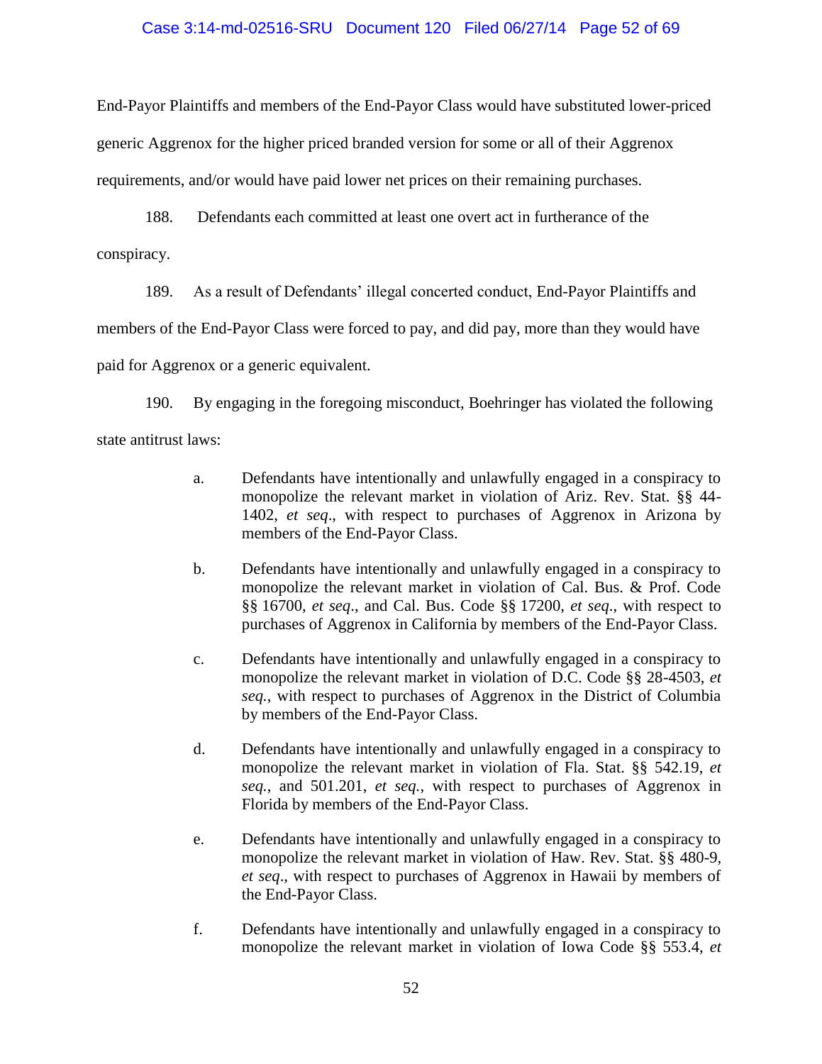End-Payor Plaintiffs and members of the End-Payor Class would have substituted lower-priced generic Aggrenox for the higher priced branded version for some or all of their Aggrenox requirements, and/or would have paid lower net prices on their remaining purchases.

188. Defendants each committed at least one overt act in furtherance of the conspiracy.

189. As a result of Defendants' illegal concerted conduct, End-Payor Plaintiffs and members of the End-Payor Class were forced to pay, and did pay, more than they would have paid for Aggrenox or a generic equivalent.

190. By engaging in the foregoing misconduct, Boehringer has violated the following state antitrust laws:

a. Defendants have intentionally and unlawfully engaged in a conspiracy to monopolize the relevant market in violation of Ariz. Rev. Stat. §§ 44-1402, *et seq*., with respect to purchases of Aggrenox in Arizona by members of the End-Payor Class.

b. Defendants have intentionally and unlawfully engaged in a conspiracy to monopolize the relevant market in violation of Cal. Bus. & Prof. Code §§ 16700, *et seq*., and Cal. Bus. Code §§ 17200, *et seq*., with respect to purchases of Aggrenox in California by members of the End-Payor Class.

c. Defendants have intentionally and unlawfully engaged in a conspiracy to monopolize the relevant market in violation of D.C. Code §§ 28-4503, *et seq.*, with respect to purchases of Aggrenox in the District of Columbia by members of the End-Payor Class.

d. Defendants have intentionally and unlawfully engaged in a conspiracy to monopolize the relevant market in violation of Fla. Stat. §§ 542.19, *et seq.*, and 501.201, *et seq.*, with respect to purchases of Aggrenox in Florida by members of the End-Payor Class.

e. Defendants have intentionally and unlawfully engaged in a conspiracy to monopolize the relevant market in violation of Haw. Rev. Stat. §§ 480-9, *et seq*., with respect to purchases of Aggrenox in Hawaii by members of the End-Payor Class.

f. Defendants have intentionally and unlawfully engaged in a conspiracy to monopolize the relevant market in violation of Iowa Code §§ 553.4, *et*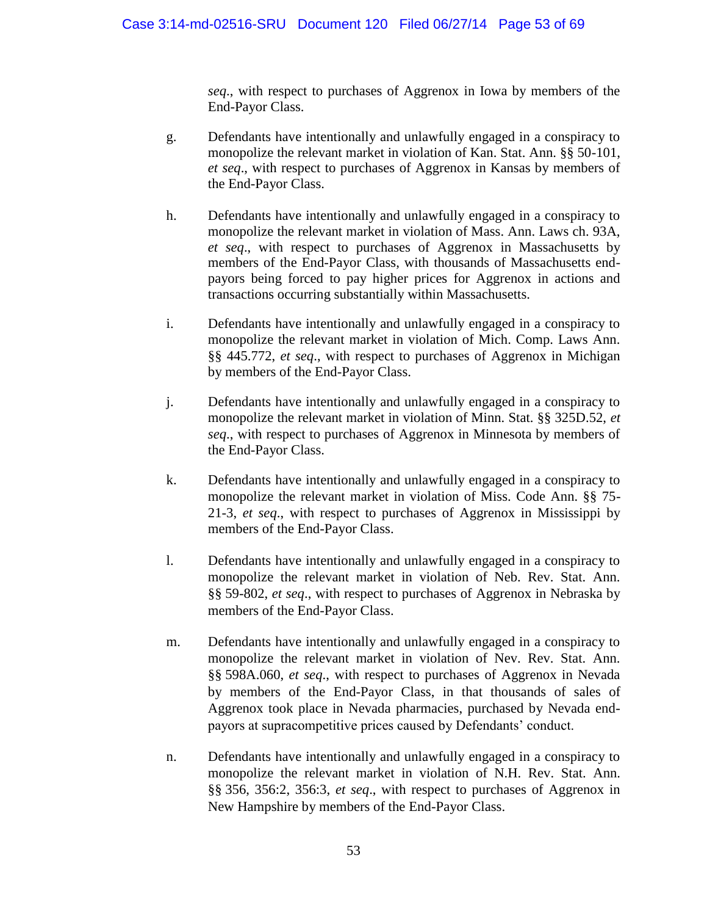*seq*., with respect to purchases of Aggrenox in Iowa by members of the End-Payor Class.

g. Defendants have intentionally and unlawfully engaged in a conspiracy to monopolize the relevant market in violation of Kan. Stat. Ann. §§ 50-101, *et seq*., with respect to purchases of Aggrenox in Kansas by members of the End-Payor Class.

h. Defendants have intentionally and unlawfully engaged in a conspiracy to monopolize the relevant market in violation of Mass. Ann. Laws ch. 93A, *et seq*., with respect to purchases of Aggrenox in Massachusetts by members of the End-Payor Class, with thousands of Massachusetts end-payors being forced to pay higher prices for Aggrenox in actions and transactions occurring substantially within Massachusetts.

i. Defendants have intentionally and unlawfully engaged in a conspiracy to monopolize the relevant market in violation of Mich. Comp. Laws Ann. §§ 445.772, *et seq*., with respect to purchases of Aggrenox in Michigan by members of the End-Payor Class.

j. Defendants have intentionally and unlawfully engaged in a conspiracy to monopolize the relevant market in violation of Minn. Stat. §§ 325D.52, *et seq*., with respect to purchases of Aggrenox in Minnesota by members of the End-Payor Class.

k. Defendants have intentionally and unlawfully engaged in a conspiracy to monopolize the relevant market in violation of Miss. Code Ann. §§ 75-21-3, *et seq*., with respect to purchases of Aggrenox in Mississippi by members of the End-Payor Class.

l. Defendants have intentionally and unlawfully engaged in a conspiracy to monopolize the relevant market in violation of Neb. Rev. Stat. Ann. §§ 59-802, *et seq*., with respect to purchases of Aggrenox in Nebraska by members of the End-Payor Class.

m. Defendants have intentionally and unlawfully engaged in a conspiracy to monopolize the relevant market in violation of Nev. Rev. Stat. Ann. §§ 598A.060, *et seq*., with respect to purchases of Aggrenox in Nevada by members of the End-Payor Class, in that thousands of sales of Aggrenox took place in Nevada pharmacies, purchased by Nevada end-payors at supracompetitive prices caused by Defendants' conduct.

n. Defendants have intentionally and unlawfully engaged in a conspiracy to monopolize the relevant market in violation of N.H. Rev. Stat. Ann. §§ 356, 356:2, 356:3, *et seq*., with respect to purchases of Aggrenox in New Hampshire by members of the End-Payor Class.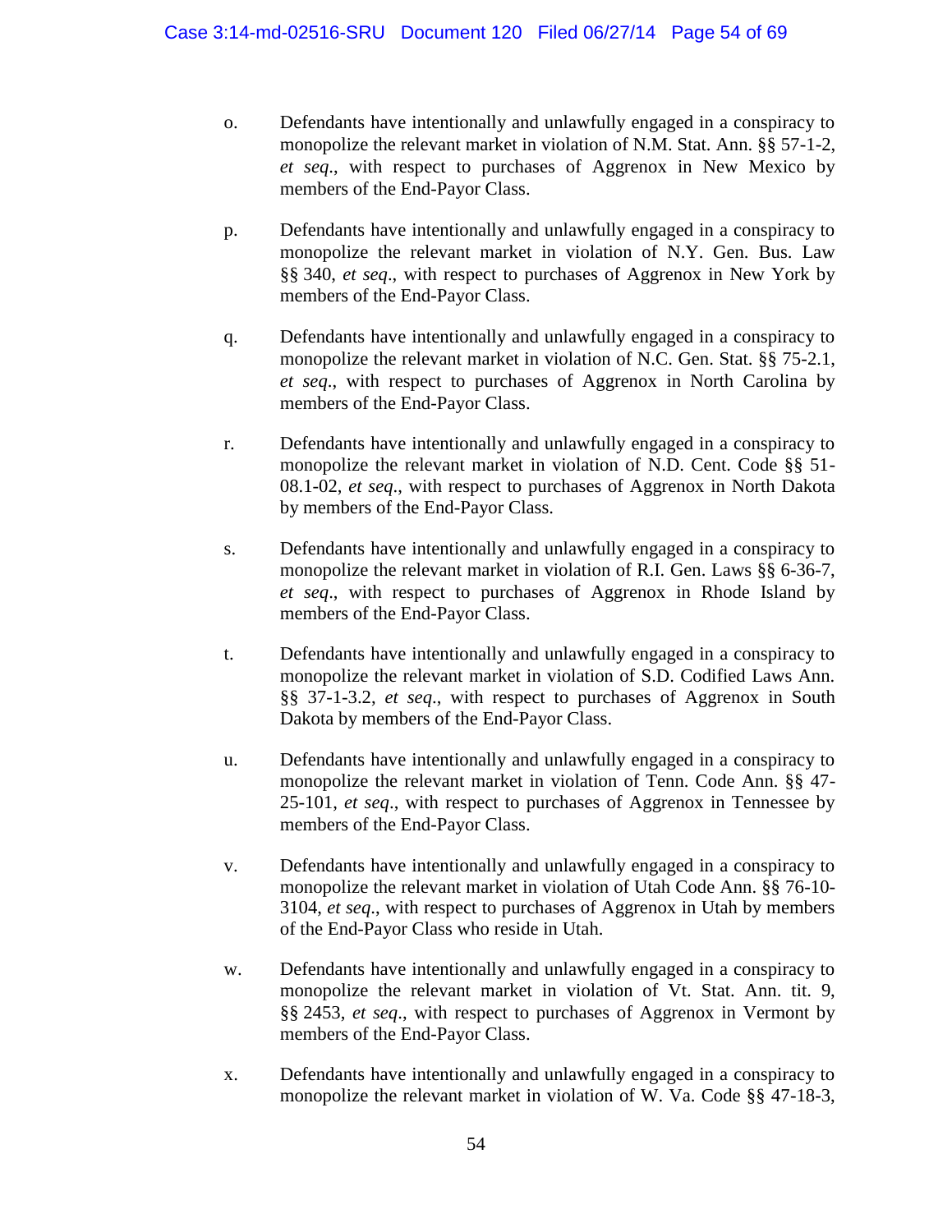o. Defendants have intentionally and unlawfully engaged in a conspiracy to monopolize the relevant market in violation of N.M. Stat. Ann. §§ 57-1-2, *et seq*., with respect to purchases of Aggrenox in New Mexico by members of the End-Payor Class.

p. Defendants have intentionally and unlawfully engaged in a conspiracy to monopolize the relevant market in violation of N.Y. Gen. Bus. Law §§ 340, *et seq*., with respect to purchases of Aggrenox in New York by members of the End-Payor Class.

q. Defendants have intentionally and unlawfully engaged in a conspiracy to monopolize the relevant market in violation of N.C. Gen. Stat. §§ 75-2.1, *et seq*., with respect to purchases of Aggrenox in North Carolina by members of the End-Payor Class.

r. Defendants have intentionally and unlawfully engaged in a conspiracy to monopolize the relevant market in violation of N.D. Cent. Code §§ 51-08.1-02, *et seq*., with respect to purchases of Aggrenox in North Dakota by members of the End-Payor Class.

s. Defendants have intentionally and unlawfully engaged in a conspiracy to monopolize the relevant market in violation of R.I. Gen. Laws §§ 6-36-7, *et seq*., with respect to purchases of Aggrenox in Rhode Island by members of the End-Payor Class.

t. Defendants have intentionally and unlawfully engaged in a conspiracy to monopolize the relevant market in violation of S.D. Codified Laws Ann. §§ 37-1-3.2, *et seq*., with respect to purchases of Aggrenox in South Dakota by members of the End-Payor Class.

u. Defendants have intentionally and unlawfully engaged in a conspiracy to monopolize the relevant market in violation of Tenn. Code Ann. §§ 47-25-101, *et seq*., with respect to purchases of Aggrenox in Tennessee by members of the End-Payor Class.

v. Defendants have intentionally and unlawfully engaged in a conspiracy to monopolize the relevant market in violation of Utah Code Ann. §§ 76-10-3104, *et seq*., with respect to purchases of Aggrenox in Utah by members of the End-Payor Class who reside in Utah.

w. Defendants have intentionally and unlawfully engaged in a conspiracy to monopolize the relevant market in violation of Vt. Stat. Ann. tit. 9, §§ 2453, *et seq*., with respect to purchases of Aggrenox in Vermont by members of the End-Payor Class.

x. Defendants have intentionally and unlawfully engaged in a conspiracy to monopolize the relevant market in violation of W. Va. Code §§ 47-18-3,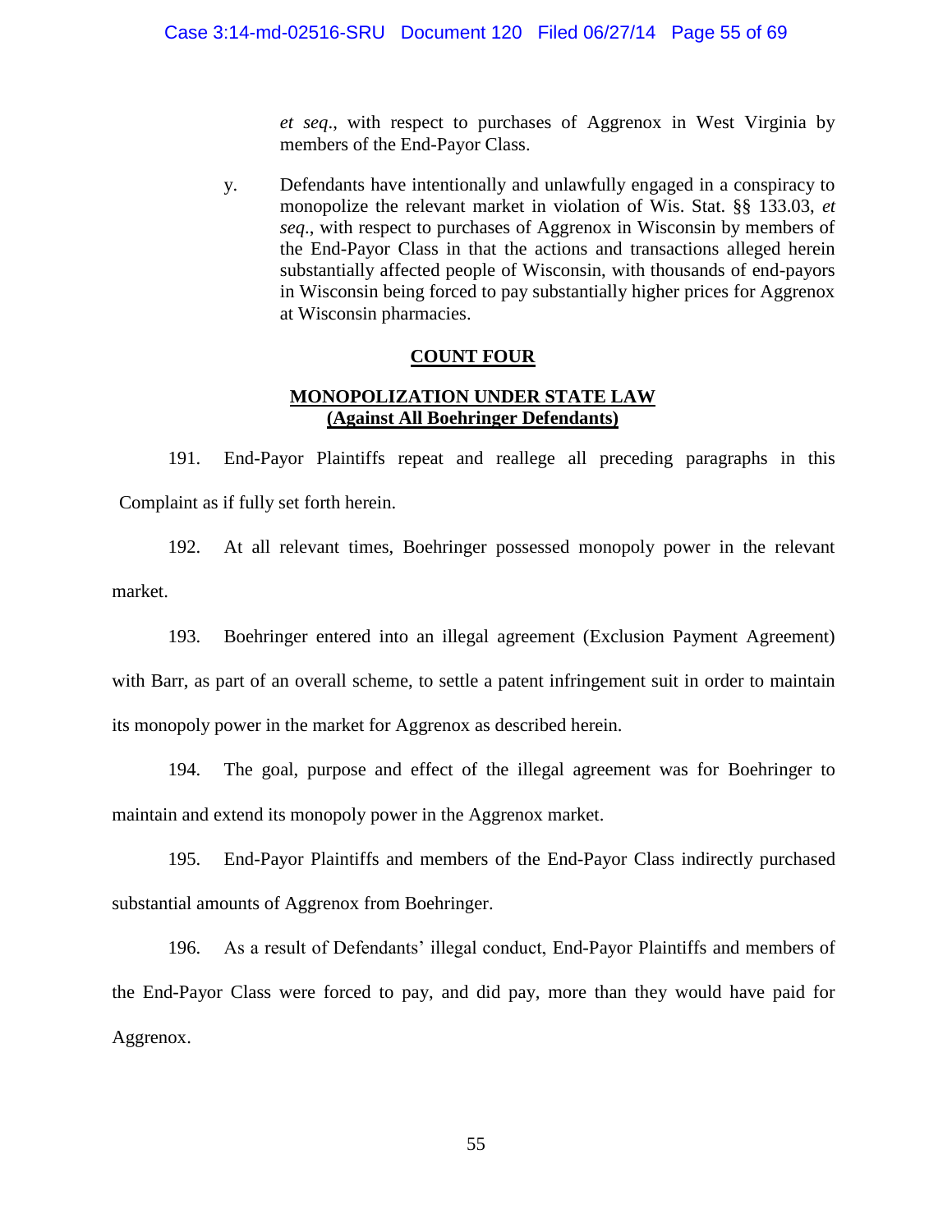*et seq*., with respect to purchases of Aggrenox in West Virginia by members of the End-Payor Class.

y. Defendants have intentionally and unlawfully engaged in a conspiracy to monopolize the relevant market in violation of Wis. Stat. §§ 133.03, *et seq*., with respect to purchases of Aggrenox in Wisconsin by members of the End-Payor Class in that the actions and transactions alleged herein substantially affected people of Wisconsin, with thousands of end-payors in Wisconsin being forced to pay substantially higher prices for Aggrenox at Wisconsin pharmacies.

## COUNT FOUR

## MONOPOLIZATION UNDER STATE LAW (Against All Boehringer Defendants)

191. End-Payor Plaintiffs repeat and reallege all preceding paragraphs in this Complaint as if fully set forth herein.

192. At all relevant times, Boehringer possessed monopoly power in the relevant market.

193. Boehringer entered into an illegal agreement (Exclusion Payment Agreement) with Barr, as part of an overall scheme, to settle a patent infringement suit in order to maintain its monopoly power in the market for Aggrenox as described herein.

194. The goal, purpose and effect of the illegal agreement was for Boehringer to maintain and extend its monopoly power in the Aggrenox market.

195. End-Payor Plaintiffs and members of the End-Payor Class indirectly purchased substantial amounts of Aggrenox from Boehringer.

196. As a result of Defendants' illegal conduct, End-Payor Plaintiffs and members of the End-Payor Class were forced to pay, and did pay, more than they would have paid for Aggrenox.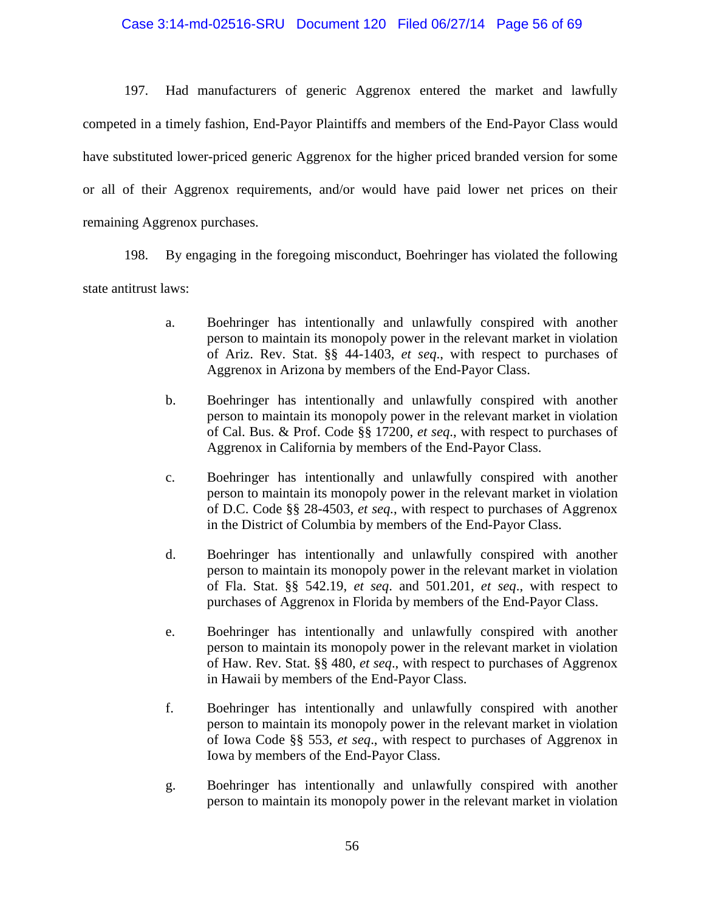197. Had manufacturers of generic Aggrenox entered the market and lawfully competed in a timely fashion, End-Payor Plaintiffs and members of the End-Payor Class would have substituted lower-priced generic Aggrenox for the higher priced branded version for some or all of their Aggrenox requirements, and/or would have paid lower net prices on their remaining Aggrenox purchases.

198. By engaging in the foregoing misconduct, Boehringer has violated the following state antitrust laws:

a. Boehringer has intentionally and unlawfully conspired with another person to maintain its monopoly power in the relevant market in violation of Ariz. Rev. Stat. §§ 44-1403, *et seq*., with respect to purchases of Aggrenox in Arizona by members of the End-Payor Class.

b. Boehringer has intentionally and unlawfully conspired with another person to maintain its monopoly power in the relevant market in violation of Cal. Bus. & Prof. Code §§ 17200, *et seq*., with respect to purchases of Aggrenox in California by members of the End-Payor Class.

c. Boehringer has intentionally and unlawfully conspired with another person to maintain its monopoly power in the relevant market in violation of D.C. Code §§ 28-4503, *et seq.*, with respect to purchases of Aggrenox in the District of Columbia by members of the End-Payor Class.

d. Boehringer has intentionally and unlawfully conspired with another person to maintain its monopoly power in the relevant market in violation of Fla. Stat. §§ 542.19, *et seq*. and 501.201, *et seq*., with respect to purchases of Aggrenox in Florida by members of the End-Payor Class.

e. Boehringer has intentionally and unlawfully conspired with another person to maintain its monopoly power in the relevant market in violation of Haw. Rev. Stat. §§ 480, *et seq*., with respect to purchases of Aggrenox in Hawaii by members of the End-Payor Class.

f. Boehringer has intentionally and unlawfully conspired with another person to maintain its monopoly power in the relevant market in violation of Iowa Code §§ 553, *et seq*., with respect to purchases of Aggrenox in Iowa by members of the End-Payor Class.

g. Boehringer has intentionally and unlawfully conspired with another person to maintain its monopoly power in the relevant market in violation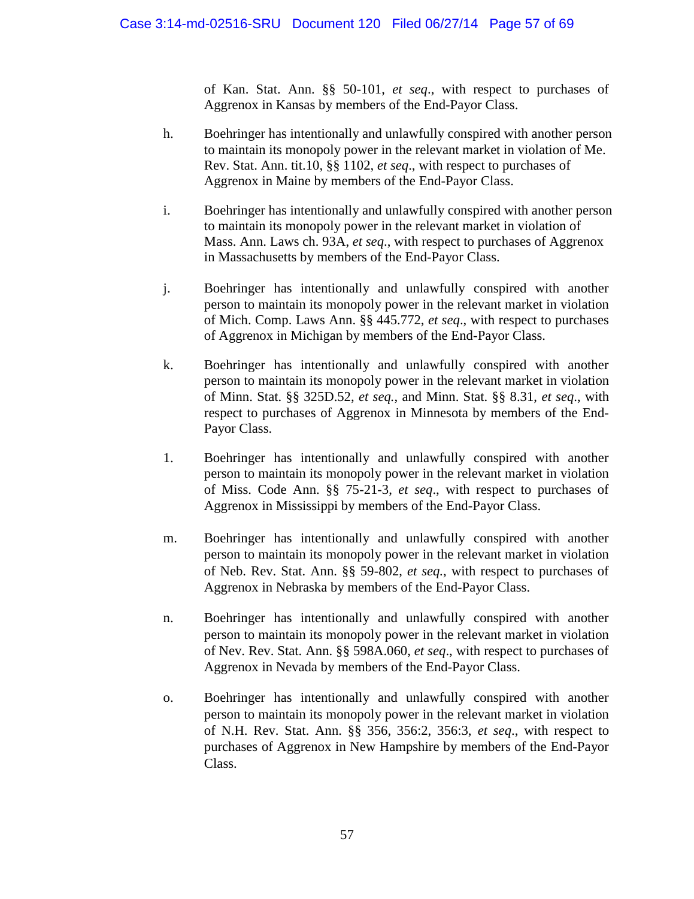of Kan. Stat. Ann. §§ 50-101, *et seq*., with respect to purchases of Aggrenox in Kansas by members of the End-Payor Class.

h. Boehringer has intentionally and unlawfully conspired with another person to maintain its monopoly power in the relevant market in violation of Me. Rev. Stat. Ann. tit.10, §§ 1102, *et seq*., with respect to purchases of Aggrenox in Maine by members of the End-Payor Class.

i. Boehringer has intentionally and unlawfully conspired with another person to maintain its monopoly power in the relevant market in violation of Mass. Ann. Laws ch. 93A, *et seq*., with respect to purchases of Aggrenox in Massachusetts by members of the End-Payor Class.

j. Boehringer has intentionally and unlawfully conspired with another person to maintain its monopoly power in the relevant market in violation of Mich. Comp. Laws Ann. §§ 445.772, *et seq*., with respect to purchases of Aggrenox in Michigan by members of the End-Payor Class.

k. Boehringer has intentionally and unlawfully conspired with another person to maintain its monopoly power in the relevant market in violation of Minn. Stat. §§ 325D.52, *et seq.*, and Minn. Stat. §§ 8.31, *et seq*., with respect to purchases of Aggrenox in Minnesota by members of the End-Payor Class.

l. Boehringer has intentionally and unlawfully conspired with another person to maintain its monopoly power in the relevant market in violation of Miss. Code Ann. §§ 75-21-3, *et seq*., with respect to purchases of Aggrenox in Mississippi by members of the End-Payor Class.

m. Boehringer has intentionally and unlawfully conspired with another person to maintain its monopoly power in the relevant market in violation of Neb. Rev. Stat. Ann. §§ 59-802, *et seq.*, with respect to purchases of Aggrenox in Nebraska by members of the End-Payor Class.

n. Boehringer has intentionally and unlawfully conspired with another person to maintain its monopoly power in the relevant market in violation of Nev. Rev. Stat. Ann. §§ 598A.060, *et seq*., with respect to purchases of Aggrenox in Nevada by members of the End-Payor Class.

o. Boehringer has intentionally and unlawfully conspired with another person to maintain its monopoly power in the relevant market in violation of N.H. Rev. Stat. Ann. §§ 356, 356:2, 356:3, *et seq*., with respect to purchases of Aggrenox in New Hampshire by members of the End-Payor Class.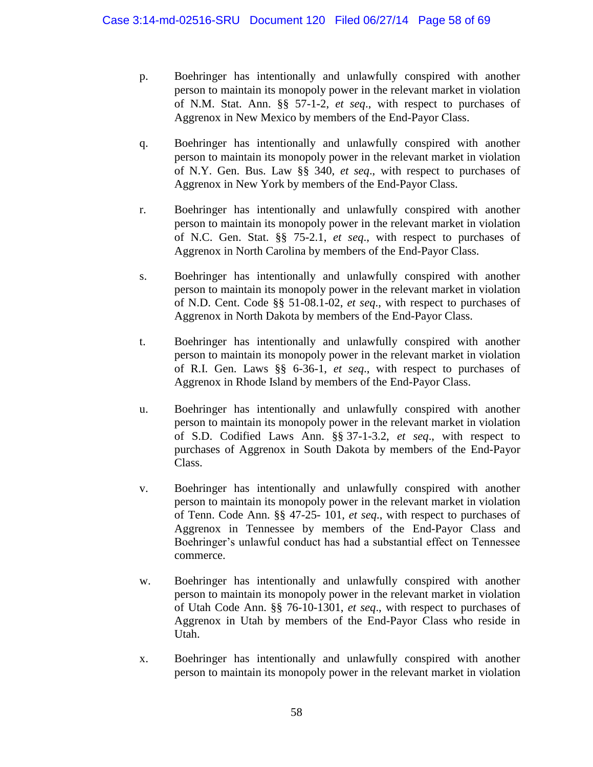p. Boehringer has intentionally and unlawfully conspired with another person to maintain its monopoly power in the relevant market in violation of N.M. Stat. Ann. §§ 57-1-2, *et seq*., with respect to purchases of Aggrenox in New Mexico by members of the End-Payor Class.

q. Boehringer has intentionally and unlawfully conspired with another person to maintain its monopoly power in the relevant market in violation of N.Y. Gen. Bus. Law §§ 340, *et seq*., with respect to purchases of Aggrenox in New York by members of the End-Payor Class.

r. Boehringer has intentionally and unlawfully conspired with another person to maintain its monopoly power in the relevant market in violation of N.C. Gen. Stat. §§ 75-2.1, *et seq*., with respect to purchases of Aggrenox in North Carolina by members of the End-Payor Class.

s. Boehringer has intentionally and unlawfully conspired with another person to maintain its monopoly power in the relevant market in violation of N.D. Cent. Code §§ 51-08.1-02, *et seq*., with respect to purchases of Aggrenox in North Dakota by members of the End-Payor Class.

t. Boehringer has intentionally and unlawfully conspired with another person to maintain its monopoly power in the relevant market in violation of R.I. Gen. Laws §§ 6-36-1, *et seq*., with respect to purchases of Aggrenox in Rhode Island by members of the End-Payor Class.

u. Boehringer has intentionally and unlawfully conspired with another person to maintain its monopoly power in the relevant market in violation of S.D. Codified Laws Ann. §§ 37-1-3.2, *et seq*., with respect to purchases of Aggrenox in South Dakota by members of the End-Payor Class.

v. Boehringer has intentionally and unlawfully conspired with another person to maintain its monopoly power in the relevant market in violation of Tenn. Code Ann. §§ 47-25- 101, *et seq*., with respect to purchases of Aggrenox in Tennessee by members of the End-Payor Class and Boehringer's unlawful conduct has had a substantial effect on Tennessee commerce.

w. Boehringer has intentionally and unlawfully conspired with another person to maintain its monopoly power in the relevant market in violation of Utah Code Ann. §§ 76-10-1301, *et seq*., with respect to purchases of Aggrenox in Utah by members of the End-Payor Class who reside in Utah.

x. Boehringer has intentionally and unlawfully conspired with another person to maintain its monopoly power in the relevant market in violation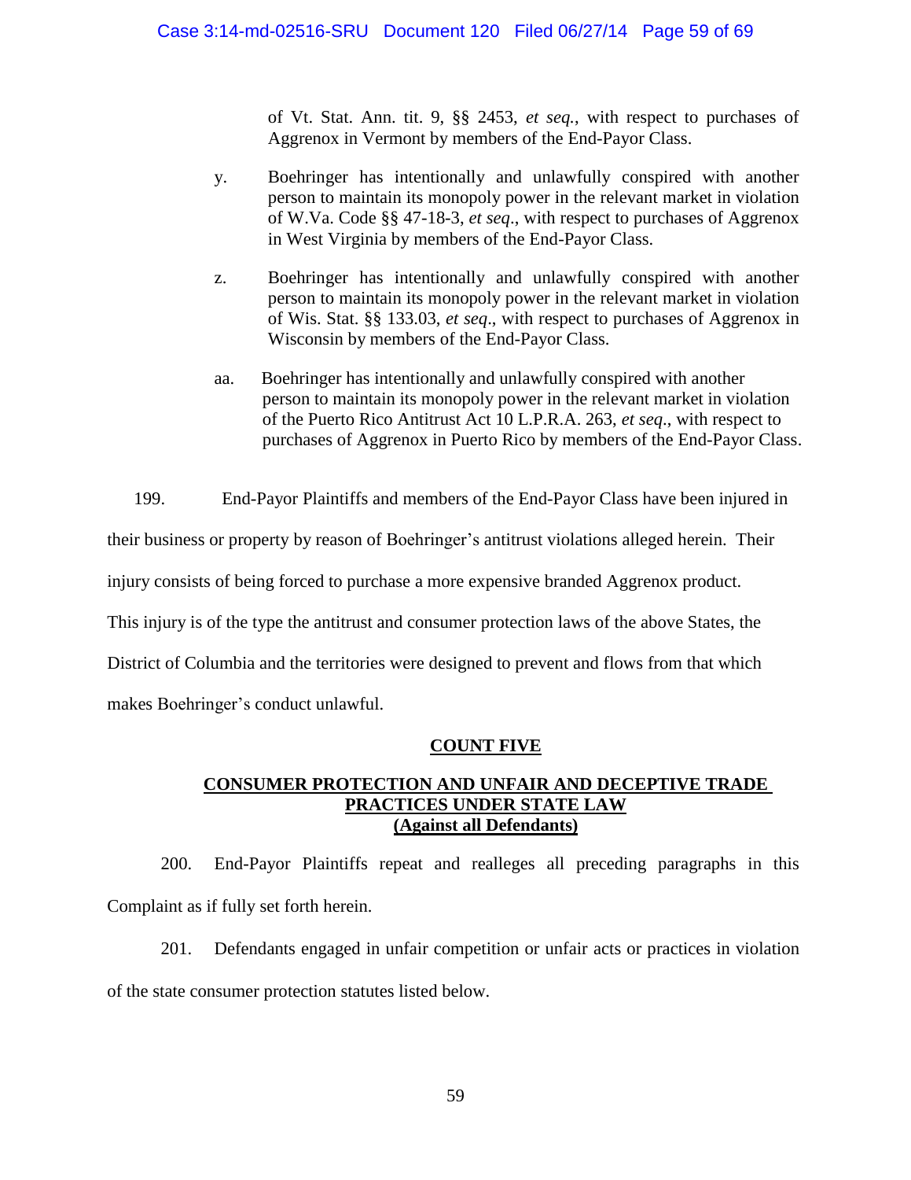of Vt. Stat. Ann. tit. 9, §§ 2453, *et seq.*, with respect to purchases of Aggrenox in Vermont by members of the End-Payor Class.

y. Boehringer has intentionally and unlawfully conspired with another person to maintain its monopoly power in the relevant market in violation of W.Va. Code §§ 47-18-3, *et seq*., with respect to purchases of Aggrenox in West Virginia by members of the End-Payor Class.

z. Boehringer has intentionally and unlawfully conspired with another person to maintain its monopoly power in the relevant market in violation of Wis. Stat. §§ 133.03, *et seq*., with respect to purchases of Aggrenox in Wisconsin by members of the End-Payor Class.

aa. Boehringer has intentionally and unlawfully conspired with another person to maintain its monopoly power in the relevant market in violation of the Puerto Rico Antitrust Act 10 L.P.R.A. 263, *et seq*., with respect to purchases of Aggrenox in Puerto Rico by members of the End-Payor Class.

199. End-Payor Plaintiffs and members of the End-Payor Class have been injured in their business or property by reason of Boehringer's antitrust violations alleged herein. Their injury consists of being forced to purchase a more expensive branded Aggrenox product. This injury is of the type the antitrust and consumer protection laws of the above States, the District of Columbia and the territories were designed to prevent and flows from that which makes Boehringer's conduct unlawful.

## COUNT FIVE

### CONSUMER PROTECTION AND UNFAIR AND DECEPTIVE TRADE PRACTICES UNDER STATE LAW (Against all Defendants)

200. End-Payor Plaintiffs repeat and realleges all preceding paragraphs in this Complaint as if fully set forth herein.

201. Defendants engaged in unfair competition or unfair acts or practices in violation of the state consumer protection statutes listed below.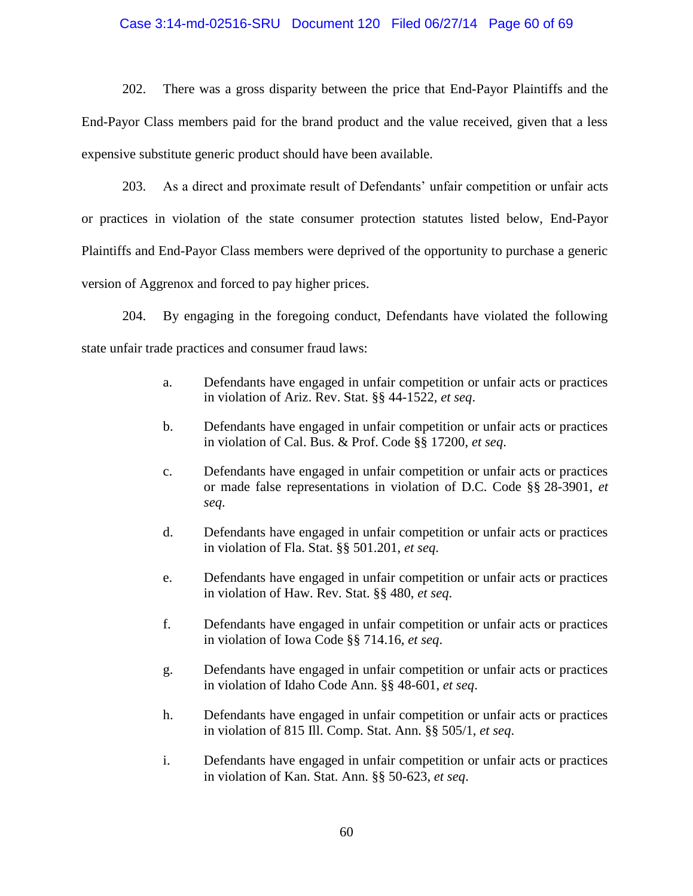202. There was a gross disparity between the price that End-Payor Plaintiffs and the End-Payor Class members paid for the brand product and the value received, given that a less expensive substitute generic product should have been available.

203. As a direct and proximate result of Defendants' unfair competition or unfair acts or practices in violation of the state consumer protection statutes listed below, End-Payor Plaintiffs and End-Payor Class members were deprived of the opportunity to purchase a generic version of Aggrenox and forced to pay higher prices.

204. By engaging in the foregoing conduct, Defendants have violated the following state unfair trade practices and consumer fraud laws:

a. Defendants have engaged in unfair competition or unfair acts or practices in violation of Ariz. Rev. Stat. §§ 44-1522, *et seq*.

b. Defendants have engaged in unfair competition or unfair acts or practices in violation of Cal. Bus. & Prof. Code §§ 17200, *et seq*.

c. Defendants have engaged in unfair competition or unfair acts or practices or made false representations in violation of D.C. Code §§ 28-3901, *et seq*.

d. Defendants have engaged in unfair competition or unfair acts or practices in violation of Fla. Stat. §§ 501.201, *et seq*.

e. Defendants have engaged in unfair competition or unfair acts or practices in violation of Haw. Rev. Stat. §§ 480, *et seq*.

f. Defendants have engaged in unfair competition or unfair acts or practices in violation of Iowa Code §§ 714.16, *et seq*.

g. Defendants have engaged in unfair competition or unfair acts or practices in violation of Idaho Code Ann. §§ 48-601, *et seq*.

h. Defendants have engaged in unfair competition or unfair acts or practices in violation of 815 Ill. Comp. Stat. Ann. §§ 505/1, *et seq*.

i. Defendants have engaged in unfair competition or unfair acts or practices in violation of Kan. Stat. Ann. §§ 50-623, *et seq*.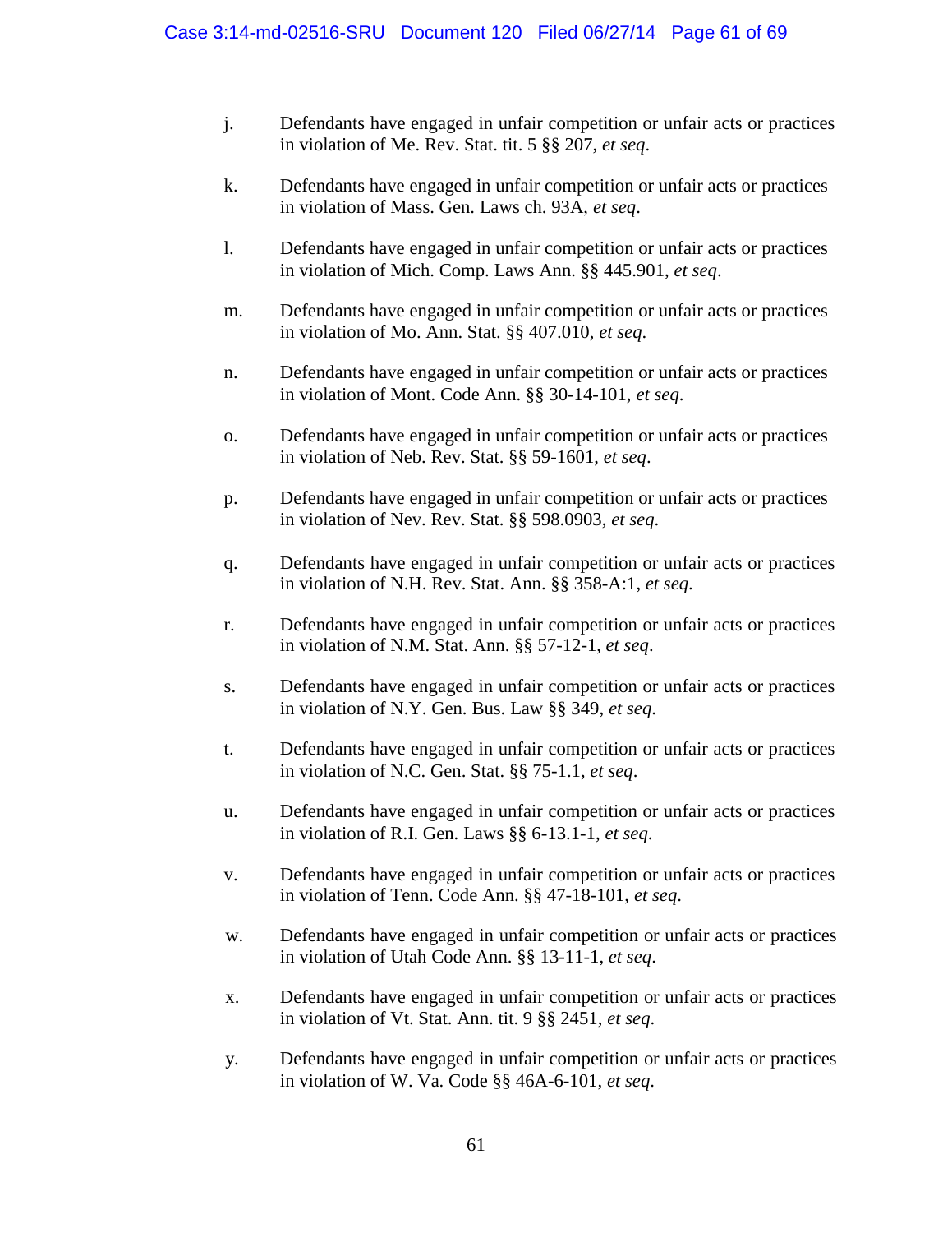j. Defendants have engaged in unfair competition or unfair acts or practices in violation of Me. Rev. Stat. tit. 5 §§ 207, *et seq*.

k. Defendants have engaged in unfair competition or unfair acts or practices in violation of Mass. Gen. Laws ch. 93A, *et seq*.

l. Defendants have engaged in unfair competition or unfair acts or practices in violation of Mich. Comp. Laws Ann. §§ 445.901, *et seq*.

m. Defendants have engaged in unfair competition or unfair acts or practices in violation of Mo. Ann. Stat. §§ 407.010, *et seq*.

n. Defendants have engaged in unfair competition or unfair acts or practices in violation of Mont. Code Ann. §§ 30-14-101, *et seq*.

o. Defendants have engaged in unfair competition or unfair acts or practices in violation of Neb. Rev. Stat. §§ 59-1601, *et seq*.

p. Defendants have engaged in unfair competition or unfair acts or practices in violation of Nev. Rev. Stat. §§ 598.0903, *et seq*.

q. Defendants have engaged in unfair competition or unfair acts or practices in violation of N.H. Rev. Stat. Ann. §§ 358-A:1, *et seq*.

r. Defendants have engaged in unfair competition or unfair acts or practices in violation of N.M. Stat. Ann. §§ 57-12-1, *et seq*.

s. Defendants have engaged in unfair competition or unfair acts or practices in violation of N.Y. Gen. Bus. Law §§ 349, *et seq*.

t. Defendants have engaged in unfair competition or unfair acts or practices in violation of N.C. Gen. Stat. §§ 75-1.1, *et seq*.

u. Defendants have engaged in unfair competition or unfair acts or practices in violation of R.I. Gen. Laws §§ 6-13.1-1, *et seq*.

v. Defendants have engaged in unfair competition or unfair acts or practices in violation of Tenn. Code Ann. §§ 47-18-101, *et seq*.

w. Defendants have engaged in unfair competition or unfair acts or practices in violation of Utah Code Ann. §§ 13-11-1, *et seq*.

x. Defendants have engaged in unfair competition or unfair acts or practices in violation of Vt. Stat. Ann. tit. 9 §§ 2451, *et seq*.

y. Defendants have engaged in unfair competition or unfair acts or practices in violation of W. Va. Code §§ 46A-6-101, *et seq*.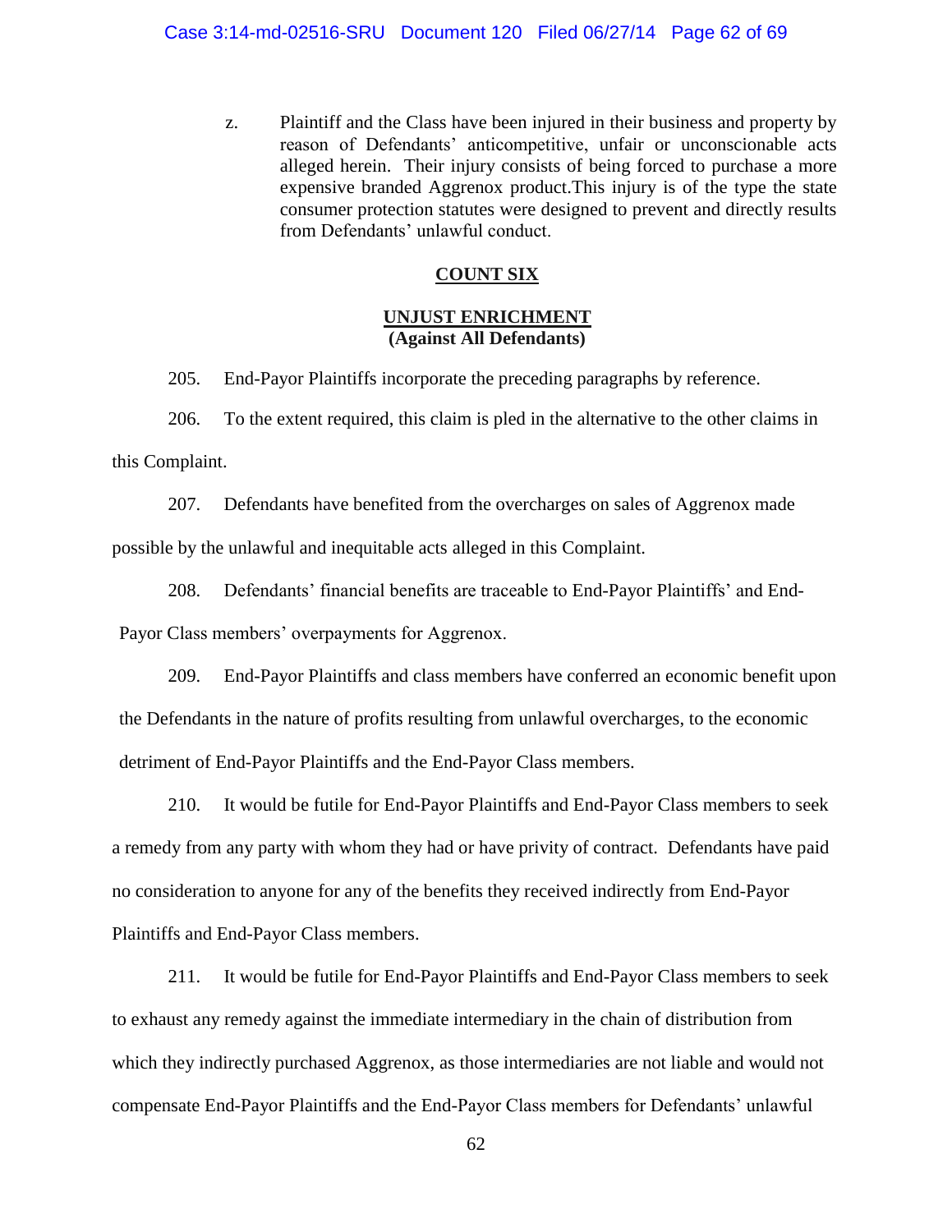z. Plaintiff and the Class have been injured in their business and property by reason of Defendants' anticompetitive, unfair or unconscionable acts alleged herein. Their injury consists of being forced to purchase a more expensive branded Aggrenox product.This injury is of the type the state consumer protection statutes were designed to prevent and directly results from Defendants' unlawful conduct.

## COUNT SIX

### UNJUST ENRICHMENT
**(Against All Defendants)**

205. End-Payor Plaintiffs incorporate the preceding paragraphs by reference.

206. To the extent required, this claim is pled in the alternative to the other claims in this Complaint.

207. Defendants have benefited from the overcharges on sales of Aggrenox made possible by the unlawful and inequitable acts alleged in this Complaint.

208. Defendants' financial benefits are traceable to End-Payor Plaintiffs' and End-Payor Class members' overpayments for Aggrenox.

209. End-Payor Plaintiffs and class members have conferred an economic benefit upon the Defendants in the nature of profits resulting from unlawful overcharges, to the economic detriment of End-Payor Plaintiffs and the End-Payor Class members.

210. It would be futile for End-Payor Plaintiffs and End-Payor Class members to seek a remedy from any party with whom they had or have privity of contract. Defendants have paid no consideration to anyone for any of the benefits they received indirectly from End-Payor Plaintiffs and End-Payor Class members.

211. It would be futile for End-Payor Plaintiffs and End-Payor Class members to seek to exhaust any remedy against the immediate intermediary in the chain of distribution from which they indirectly purchased Aggrenox, as those intermediaries are not liable and would not compensate End-Payor Plaintiffs and the End-Payor Class members for Defendants' unlawful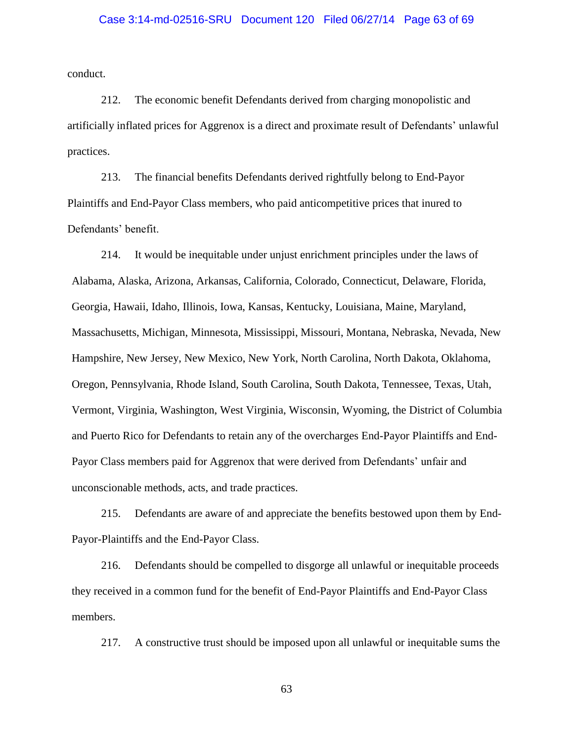conduct.

212. The economic benefit Defendants derived from charging monopolistic and artificially inflated prices for Aggrenox is a direct and proximate result of Defendants' unlawful practices.

213. The financial benefits Defendants derived rightfully belong to End-Payor Plaintiffs and End-Payor Class members, who paid anticompetitive prices that inured to Defendants' benefit.

214. It would be inequitable under unjust enrichment principles under the laws of Alabama, Alaska, Arizona, Arkansas, California, Colorado, Connecticut, Delaware, Florida, Georgia, Hawaii, Idaho, Illinois, Iowa, Kansas, Kentucky, Louisiana, Maine, Maryland, Massachusetts, Michigan, Minnesota, Mississippi, Missouri, Montana, Nebraska, Nevada, New Hampshire, New Jersey, New Mexico, New York, North Carolina, North Dakota, Oklahoma, Oregon, Pennsylvania, Rhode Island, South Carolina, South Dakota, Tennessee, Texas, Utah, Vermont, Virginia, Washington, West Virginia, Wisconsin, Wyoming, the District of Columbia and Puerto Rico for Defendants to retain any of the overcharges End-Payor Plaintiffs and End-Payor Class members paid for Aggrenox that were derived from Defendants' unfair and unconscionable methods, acts, and trade practices.

215. Defendants are aware of and appreciate the benefits bestowed upon them by End-Payor-Plaintiffs and the End-Payor Class.

216. Defendants should be compelled to disgorge all unlawful or inequitable proceeds they received in a common fund for the benefit of End-Payor Plaintiffs and End-Payor Class members.

217. A constructive trust should be imposed upon all unlawful or inequitable sums the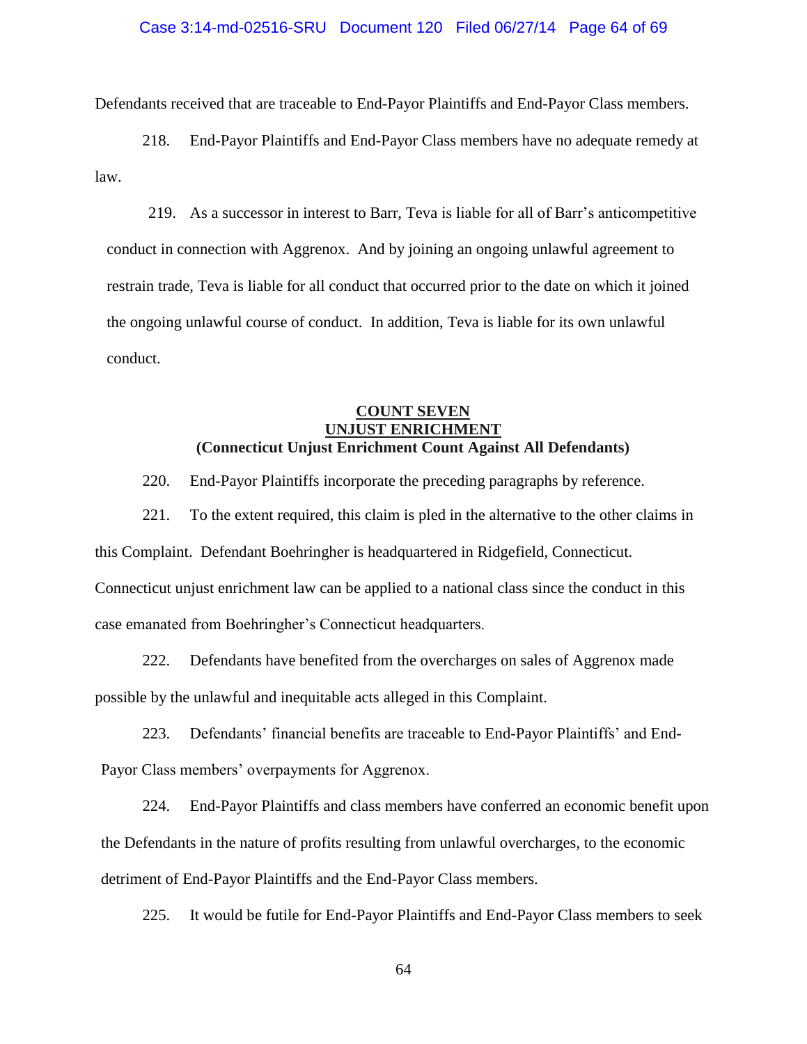Defendants received that are traceable to End-Payor Plaintiffs and End-Payor Class members.

218. End-Payor Plaintiffs and End-Payor Class members have no adequate remedy at law.

219. As a successor in interest to Barr, Teva is liable for all of Barr's anticompetitive conduct in connection with Aggrenox. And by joining an ongoing unlawful agreement to restrain trade, Teva is liable for all conduct that occurred prior to the date on which it joined the ongoing unlawful course of conduct. In addition, Teva is liable for its own unlawful conduct.

**COUNT SEVEN**
**UNJUST ENRICHMENT**
**(Connecticut Unjust Enrichment Count Against All Defendants)**

220. End-Payor Plaintiffs incorporate the preceding paragraphs by reference.

221. To the extent required, this claim is pled in the alternative to the other claims in this Complaint. Defendant Boehringer is headquartered in Ridgefield, Connecticut. Connecticut unjust enrichment law can be applied to a national class since the conduct in this case emanated from Boehringer's Connecticut headquarters.

222. Defendants have benefited from the overcharges on sales of Aggrenox made possible by the unlawful and inequitable acts alleged in this Complaint.

223. Defendants' financial benefits are traceable to End-Payor Plaintiffs' and End-Payor Class members' overpayments for Aggrenox.

224. End-Payor Plaintiffs and class members have conferred an economic benefit upon the Defendants in the nature of profits resulting from unlawful overcharges, to the economic detriment of End-Payor Plaintiffs and the End-Payor Class members.

225. It would be futile for End-Payor Plaintiffs and End-Payor Class members to seek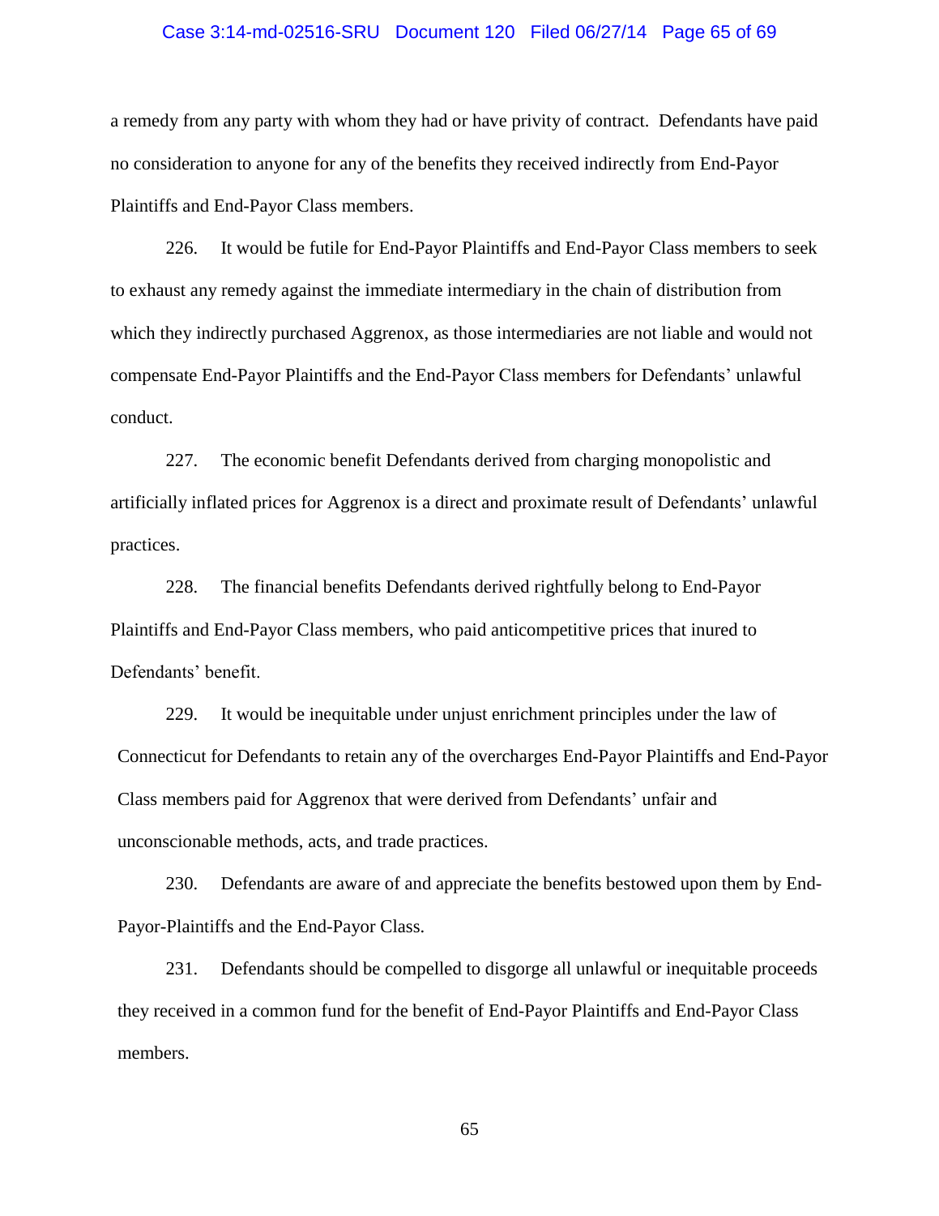a remedy from any party with whom they had or have privity of contract. Defendants have paid no consideration to anyone for any of the benefits they received indirectly from End-Payor Plaintiffs and End-Payor Class members.

226. It would be futile for End-Payor Plaintiffs and End-Payor Class members to seek to exhaust any remedy against the immediate intermediary in the chain of distribution from which they indirectly purchased Aggrenox, as those intermediaries are not liable and would not compensate End-Payor Plaintiffs and the End-Payor Class members for Defendants' unlawful conduct.

227. The economic benefit Defendants derived from charging monopolistic and artificially inflated prices for Aggrenox is a direct and proximate result of Defendants' unlawful practices.

228. The financial benefits Defendants derived rightfully belong to End-Payor Plaintiffs and End-Payor Class members, who paid anticompetitive prices that inured to Defendants' benefit.

229. It would be inequitable under unjust enrichment principles under the law of Connecticut for Defendants to retain any of the overcharges End-Payor Plaintiffs and End-Payor Class members paid for Aggrenox that were derived from Defendants' unfair and unconscionable methods, acts, and trade practices.

230. Defendants are aware of and appreciate the benefits bestowed upon them by End-Payor-Plaintiffs and the End-Payor Class.

231. Defendants should be compelled to disgorge all unlawful or inequitable proceeds they received in a common fund for the benefit of End-Payor Plaintiffs and End-Payor Class members.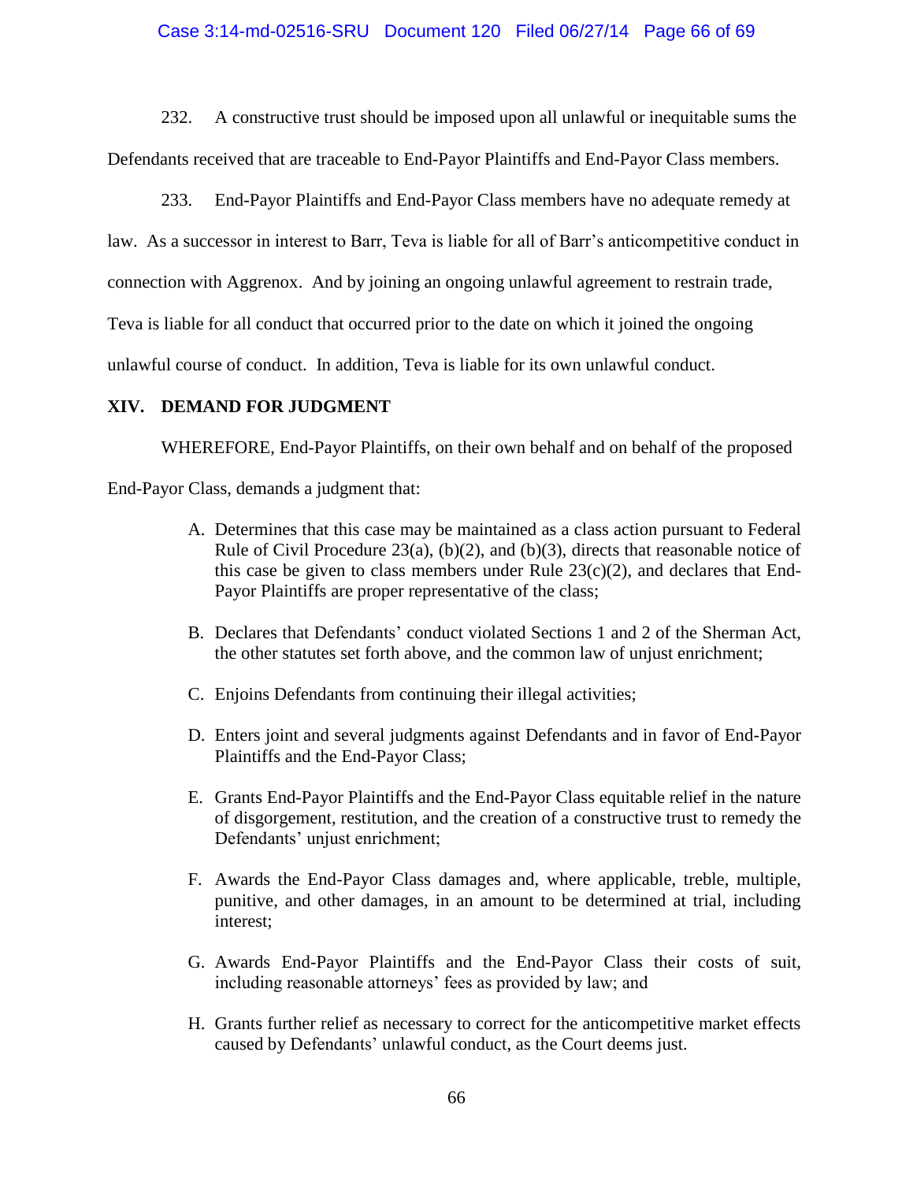232. A constructive trust should be imposed upon all unlawful or inequitable sums the Defendants received that are traceable to End-Payor Plaintiffs and End-Payor Class members.

233. End-Payor Plaintiffs and End-Payor Class members have no adequate remedy at law. As a successor in interest to Barr, Teva is liable for all of Barr's anticompetitive conduct in connection with Aggrenox. And by joining an ongoing unlawful agreement to restrain trade, Teva is liable for all conduct that occurred prior to the date on which it joined the ongoing unlawful course of conduct. In addition, Teva is liable for its own unlawful conduct.

## XIV. DEMAND FOR JUDGMENT

WHEREFORE, End-Payor Plaintiffs, on their own behalf and on behalf of the proposed End-Payor Class, demands a judgment that:

A. Determines that this case may be maintained as a class action pursuant to Federal Rule of Civil Procedure 23(a), (b)(2), and (b)(3), directs that reasonable notice of this case be given to class members under Rule 23(c)(2), and declares that End-Payor Plaintiffs are proper representative of the class;

B. Declares that Defendants' conduct violated Sections 1 and 2 of the Sherman Act, the other statutes set forth above, and the common law of unjust enrichment;

C. Enjoins Defendants from continuing their illegal activities;

D. Enters joint and several judgments against Defendants and in favor of End-Payor Plaintiffs and the End-Payor Class;

E. Grants End-Payor Plaintiffs and the End-Payor Class equitable relief in the nature of disgorgement, restitution, and the creation of a constructive trust to remedy the Defendants' unjust enrichment;

F. Awards the End-Payor Class damages and, where applicable, treble, multiple, punitive, and other damages, in an amount to be determined at trial, including interest;

G. Awards End-Payor Plaintiffs and the End-Payor Class their costs of suit, including reasonable attorneys' fees as provided by law; and

H. Grants further relief as necessary to correct for the anticompetitive market effects caused by Defendants' unlawful conduct, as the Court deems just.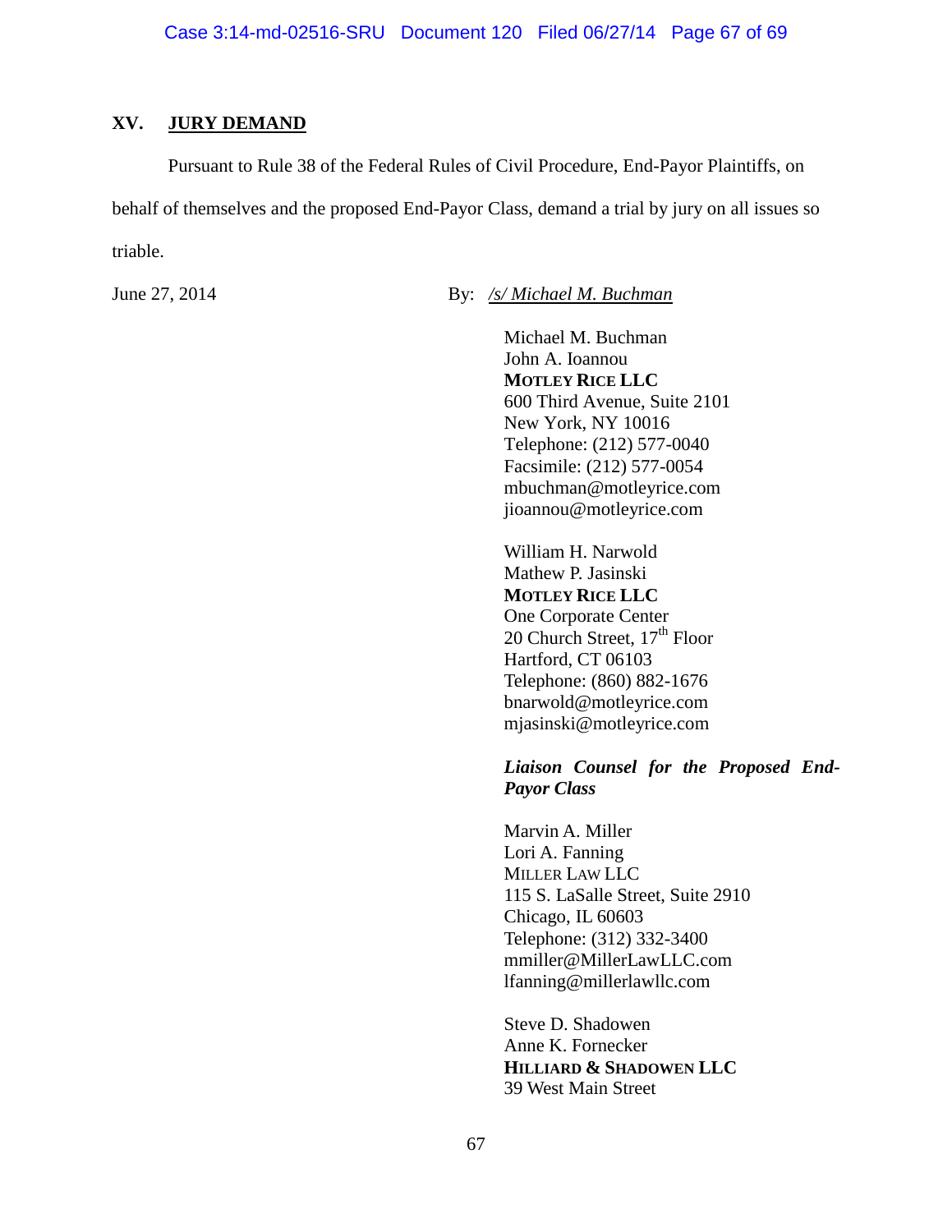## XV. JURY DEMAND

Pursuant to Rule 38 of the Federal Rules of Civil Procedure, End-Payor Plaintiffs, on behalf of themselves and the proposed End-Payor Class, demand a trial by jury on all issues so triable.

June 27, 2014

By: */s/ Michael M. Buchman*

Michael M. Buchman
John A. Ioannou
**MOTLEY RICE LLC**
600 Third Avenue, Suite 2101
New York, NY 10016
Telephone: (212) 577-0040
Facsimile: (212) 577-0054
mbuchman@motleyrice.com
jioannou@motleyrice.com

William H. Narwold
Mathew P. Jasinski
**MOTLEY RICE LLC**
One Corporate Center
20 Church Street, 17th Floor
Hartford, CT 06103
Telephone: (860) 882-1676
bnarwold@motleyrice.com
mjasinski@motleyrice.com

***Liaison Counsel for the Proposed End-Payor Class***

Marvin A. Miller
Lori A. Fanning
MILLER LAW LLC
115 S. LaSalle Street, Suite 2910
Chicago, IL 60603
Telephone: (312) 332-3400
mmiller@MillerLawLLC.com
lfanning@millerlawllc.com

Steve D. Shadowen
Anne K. Fornecker
**HILLIARD & SHADOWEN LLC**
39 West Main Street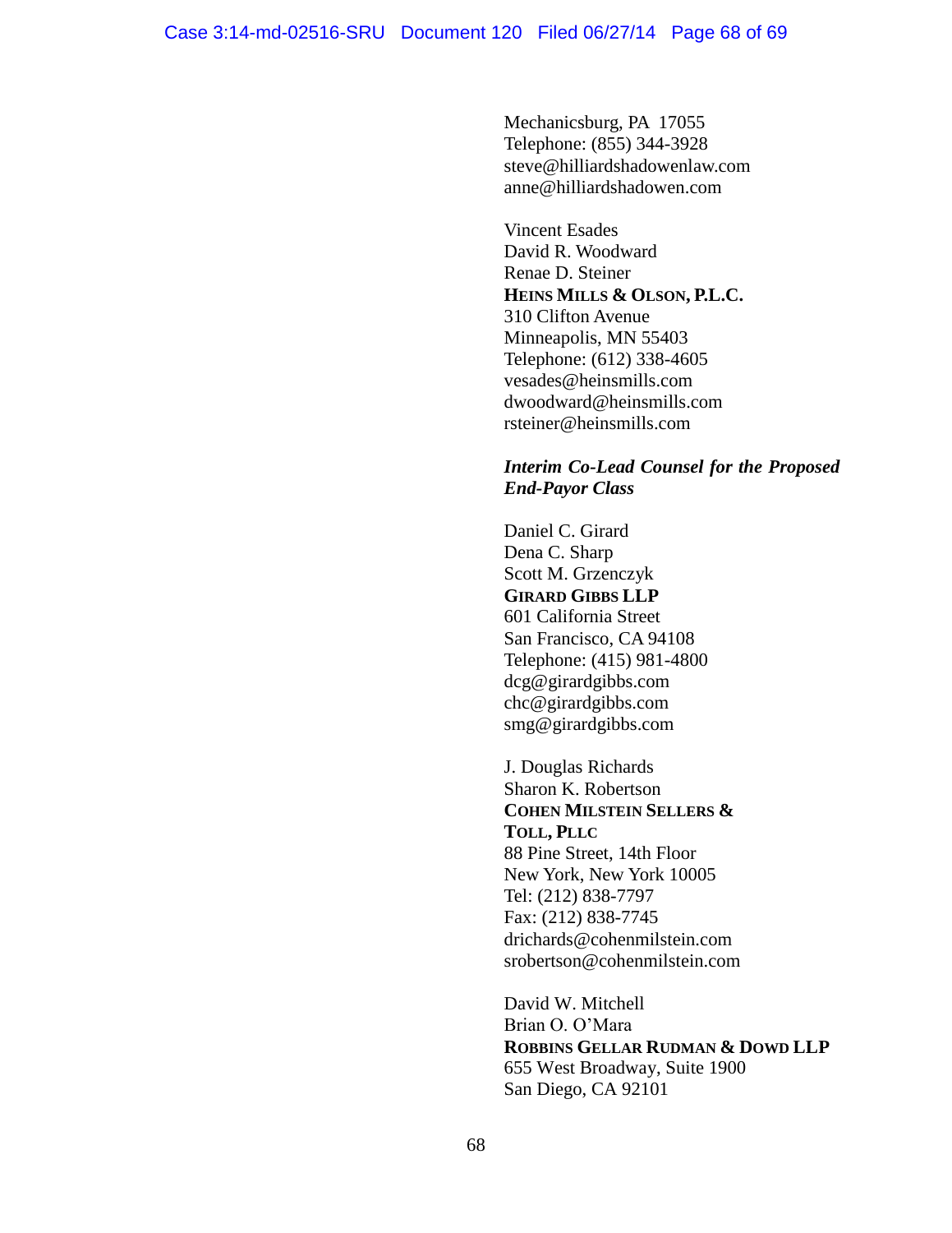Mechanicsburg, PA 17055
Telephone: (855) 344-3928
steve@hilliardshadowenlaw.com
anne@hilliardshadowen.com

Vincent Esades
David R. Woodward
Renae D. Steiner
**HEINS MILLS & OLSON, P.L.C.**
310 Clifton Avenue
Minneapolis, MN 55403
Telephone: (612) 338-4605
vesades@heinsmills.com
dwoodward@heinsmills.com
rsteiner@heinsmills.com

***Interim Co-Lead Counsel for the Proposed End-Payor Class***

Daniel C. Girard
Dena C. Sharp
Scott M. Grzenczyk
**GIRARD GIBBS LLP**
601 California Street
San Francisco, CA 94108
Telephone: (415) 981-4800
dcg@girardgibbs.com
chc@girardgibbs.com
smg@girardgibbs.com

J. Douglas Richards
Sharon K. Robertson
**COHEN MILSTEIN SELLERS & TOLL, PLLC**
88 Pine Street, 14th Floor
New York, New York 10005
Tel: (212) 838-7797
Fax: (212) 838-7745
drichards@cohenmilstein.com
srobertson@cohenmilstein.com

David W. Mitchell
Brian O. O'Mara
**ROBBINS GELLAR RUDMAN & DOWD LLP**
655 West Broadway, Suite 1900
San Diego, CA 92101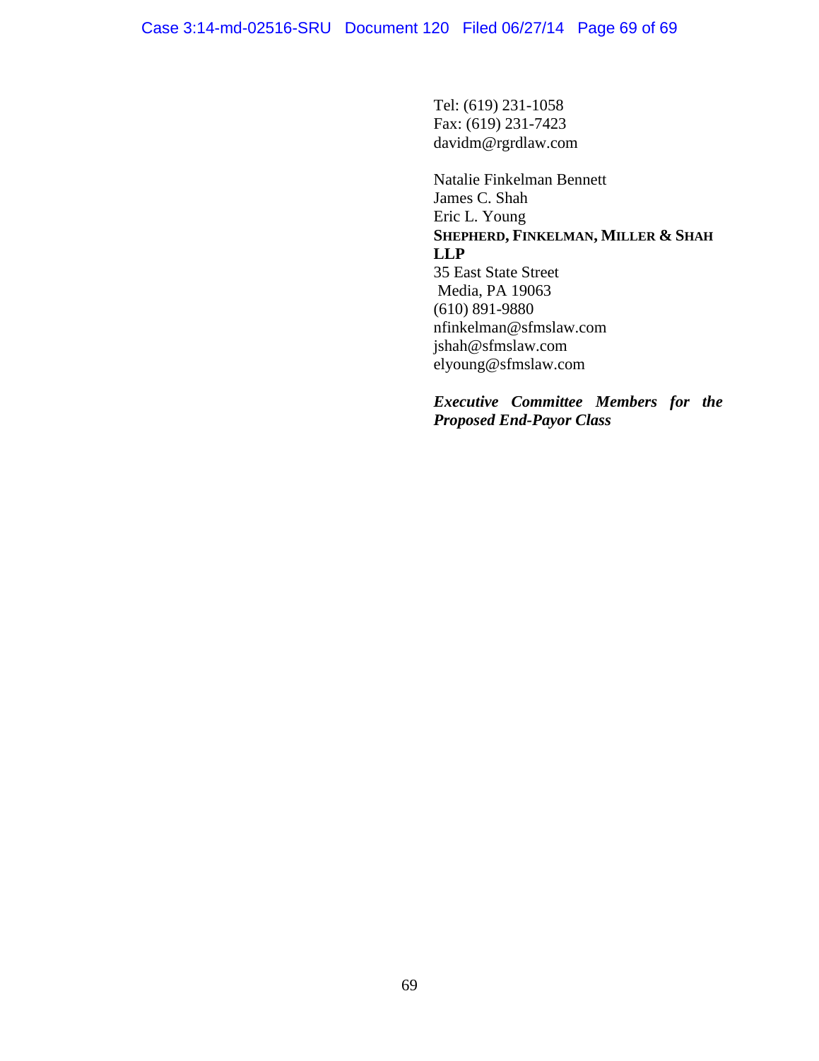Tel: (619) 231-1058
Fax: (619) 231-7423
davidm@rgrdlaw.com

Natalie Finkelman Bennett
James C. Shah
Eric L. Young
**SHEPHERD, FINKELMAN, MILLER & SHAH LLP**
35 East State Street
Media, PA 19063
(610) 891-9880
nfinkelman@sfmslaw.com
jshah@sfmslaw.com
elyoung@sfmslaw.com

***Executive Committee Members for the Proposed End-Payor Class***